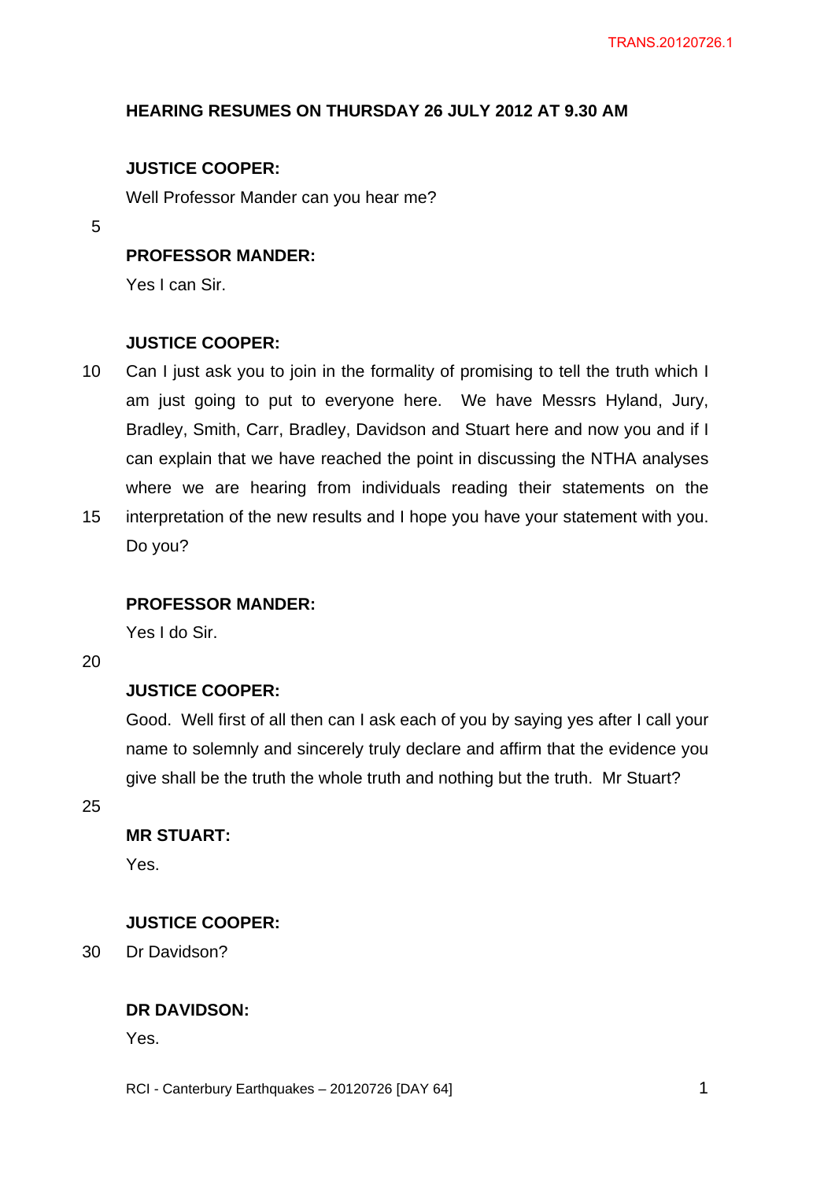**HEARING RESUMES ON THURSDAY 26 JULY 2012 AT 9.30 AM**

**JUSTICE COOPER:**

Well Professor Mander can you hear me?

**PROFESSOR MANDER:**

Yes I can Sir.

**JUSTICE COOPER:**

Can I just ask you to join in the formality of promising to tell the truth which I am just going to put to everyone here. We have Messrs Hyland, Jury, Bradley, Smith, Carr, Bradley, Davidson and Stuart here and now you and if I can explain that we have reached the point in discussing the NTHA analyses where we are hearing from individuals reading their statements on the interpretation of the new results and I hope you have your statement with you. Do you?

**PROFESSOR MANDER:**

Yes I do Sir.

**JUSTICE COOPER:**

Good. Well first of all then can I ask each of you by saying yes after I call your name to solemnly and sincerely truly declare and affirm that the evidence you give shall be the truth the whole truth and nothing but the truth. Mr Stuart?

**MR STUART:**

Yes.

**JUSTICE COOPER:**

Dr Davidson?

**DR DAVIDSON:**

Yes.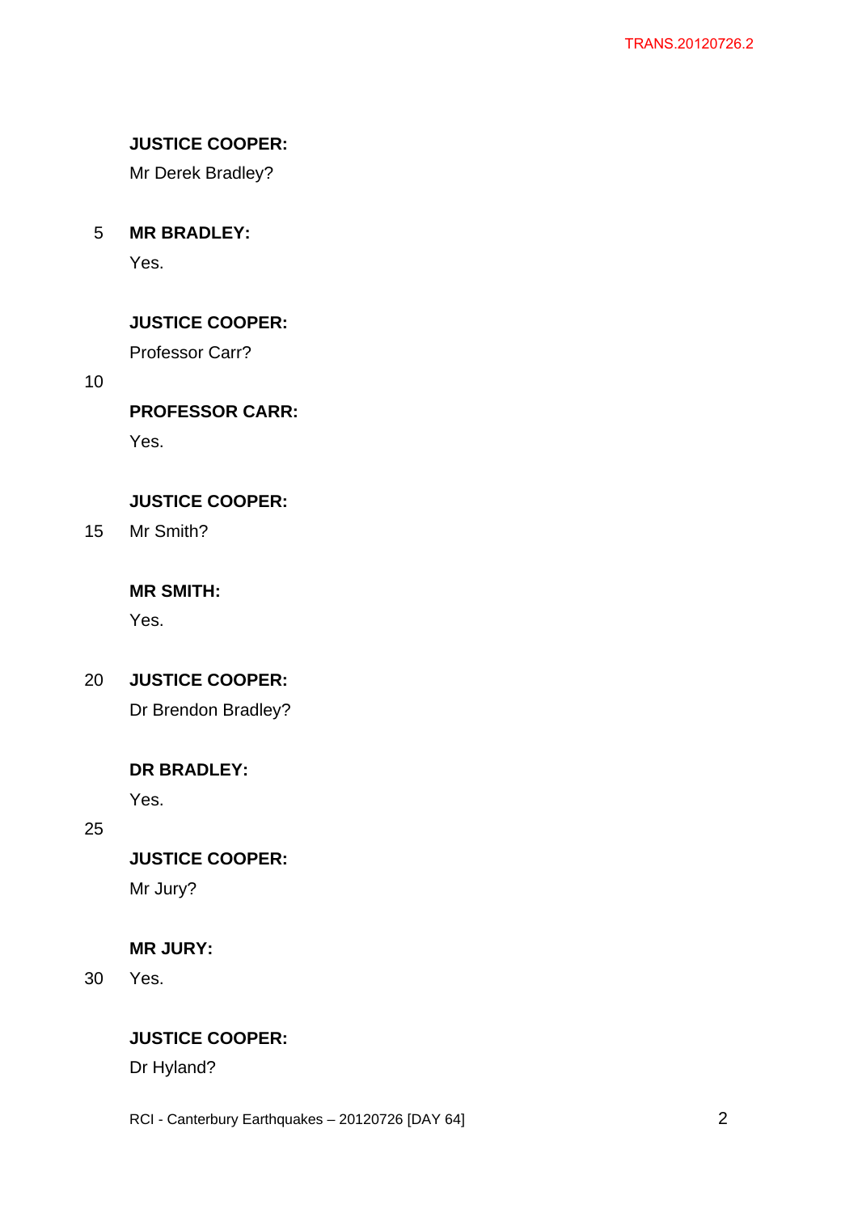**JUSTICE COOPER:**

Mr Derek Bradley?

**MR BRADLEY:**

Yes.

**JUSTICE COOPER:**

Professor Carr?

**PROFESSOR CARR:**

Yes.

**JUSTICE COOPER:**

Mr Smith?

**MR SMITH:**

Yes.

**JUSTICE COOPER:**

Dr Brendon Bradley?

**DR BRADLEY:**

Yes.

**JUSTICE COOPER:**

Mr Jury?

**MR JURY:**

Yes.

**JUSTICE COOPER:**

Dr Hyland?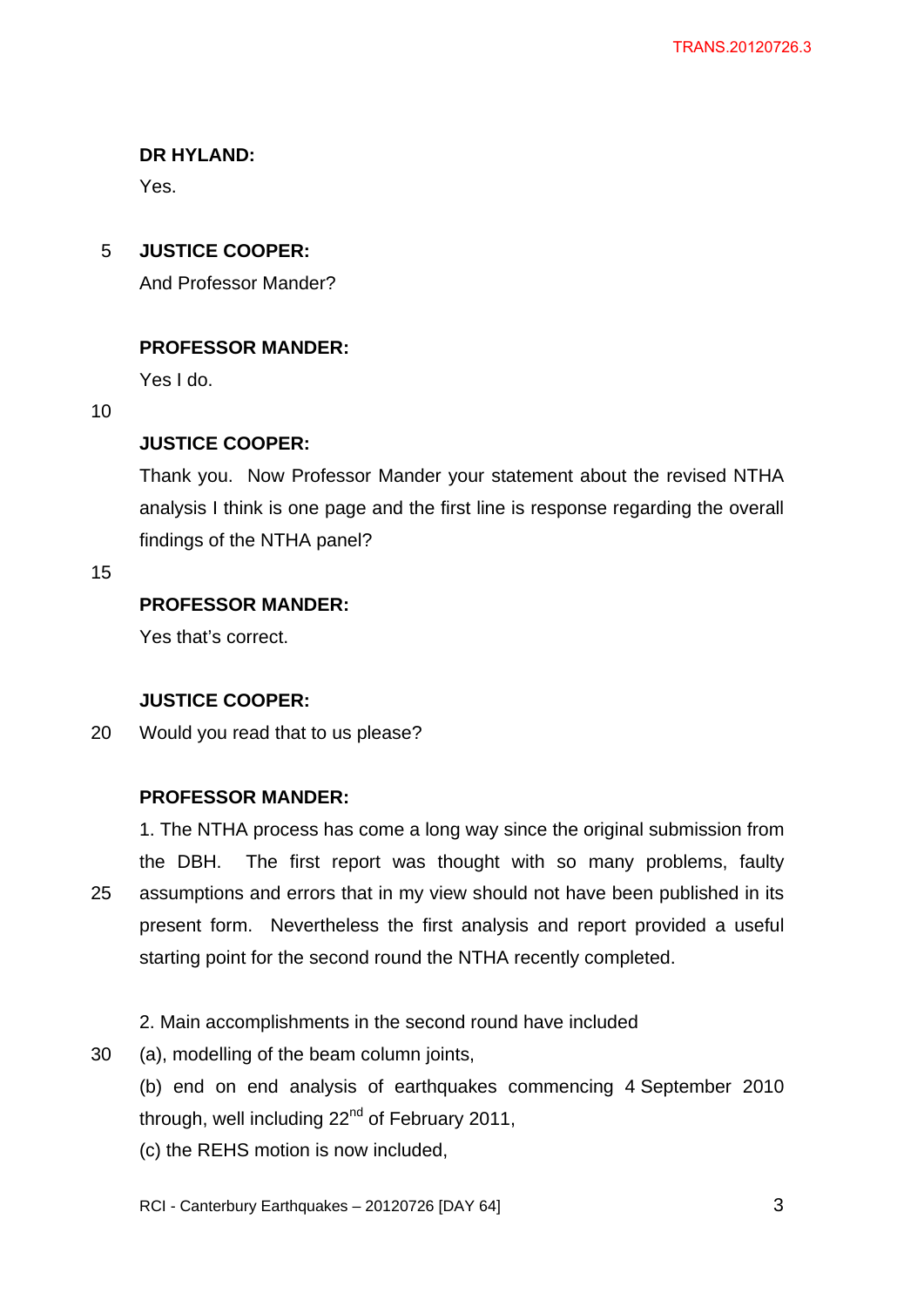**DR HYLAND:**

Yes.

**JUSTICE COOPER:**

And Professor Mander?

**PROFESSOR MANDER:**

Yes I do.

**JUSTICE COOPER:**

Thank you. Now Professor Mander your statement about the revised NTHA analysis I think is one page and the first line is response regarding the overall findings of the NTHA panel?

**PROFESSOR MANDER:**

Yes that's correct.

**JUSTICE COOPER:**

Would you read that to us please?

**PROFESSOR MANDER:**

1. The NTHA process has come a long way since the original submission from the DBH. The first report was thought with so many problems, faulty assumptions and errors that in my view should not have been published in its present form. Nevertheless the first analysis and report provided a useful starting point for the second round the NTHA recently completed.

2. Main accomplishments in the second round have included

(a), modelling of the beam column joints,

(b) end on end analysis of earthquakes commencing 4 September 2010 through, well including 22nd of February 2011,

(c) the REHS motion is now included,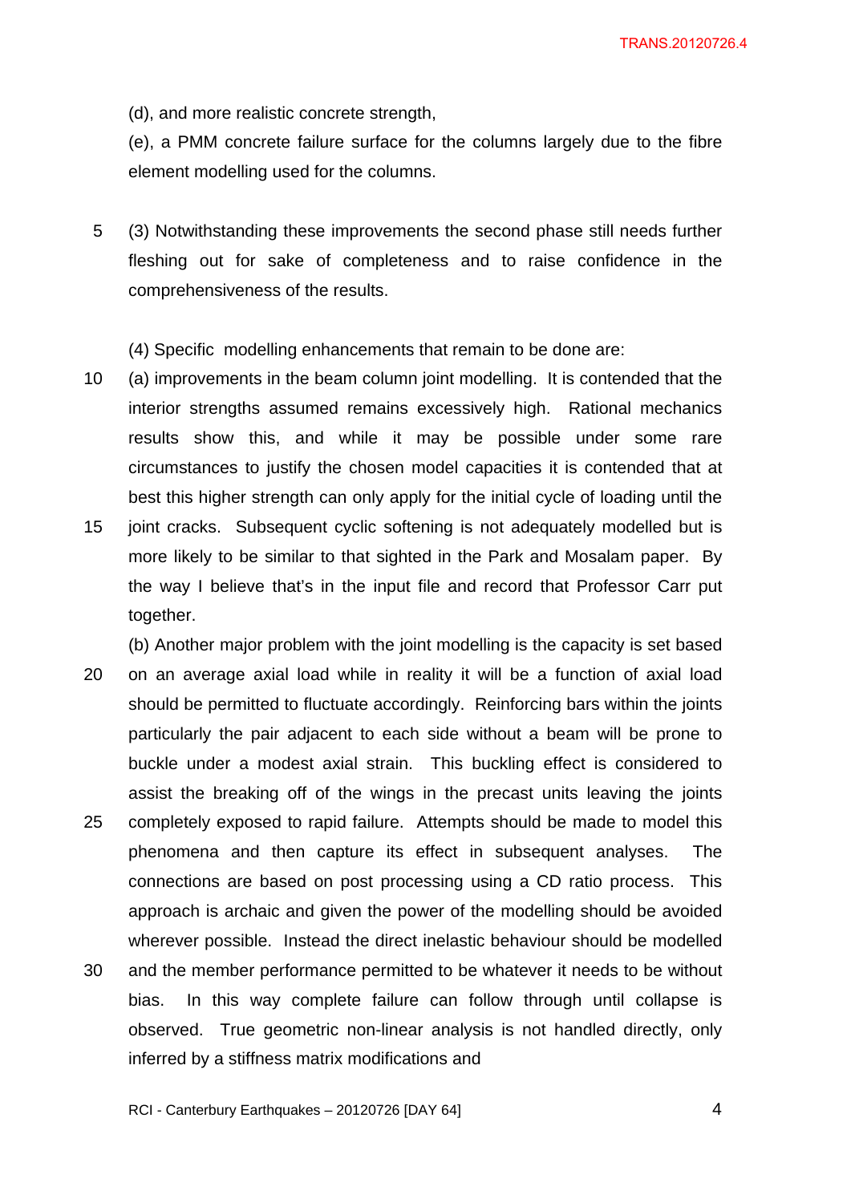(d), and more realistic concrete strength,

(e), a PMM concrete failure surface for the columns largely due to the fibre element modelling used for the columns.

(3) Notwithstanding these improvements the second phase still needs further fleshing out for sake of completeness and to raise confidence in the comprehensiveness of the results.

(4) Specific modelling enhancements that remain to be done are:

(a) improvements in the beam column joint modelling. It is contended that the interior strengths assumed remains excessively high. Rational mechanics results show this, and while it may be possible under some rare circumstances to justify the chosen model capacities it is contended that at best this higher strength can only apply for the initial cycle of loading until the joint cracks. Subsequent cyclic softening is not adequately modelled but is more likely to be similar to that sighted in the Park and Mosalam paper. By the way I believe that's in the input file and record that Professor Carr put together.

(b) Another major problem with the joint modelling is the capacity is set based on an average axial load while in reality it will be a function of axial load should be permitted to fluctuate accordingly. Reinforcing bars within the joints particularly the pair adjacent to each side without a beam will be prone to buckle under a modest axial strain. This buckling effect is considered to assist the breaking off of the wings in the precast units leaving the joints completely exposed to rapid failure. Attempts should be made to model this phenomena and then capture its effect in subsequent analyses. The connections are based on post processing using a CD ratio process. This approach is archaic and given the power of the modelling should be avoided wherever possible. Instead the direct inelastic behaviour should be modelled and the member performance permitted to be whatever it needs to be without bias. In this way complete failure can follow through until collapse is observed. True geometric non-linear analysis is not handled directly, only inferred by a stiffness matrix modifications and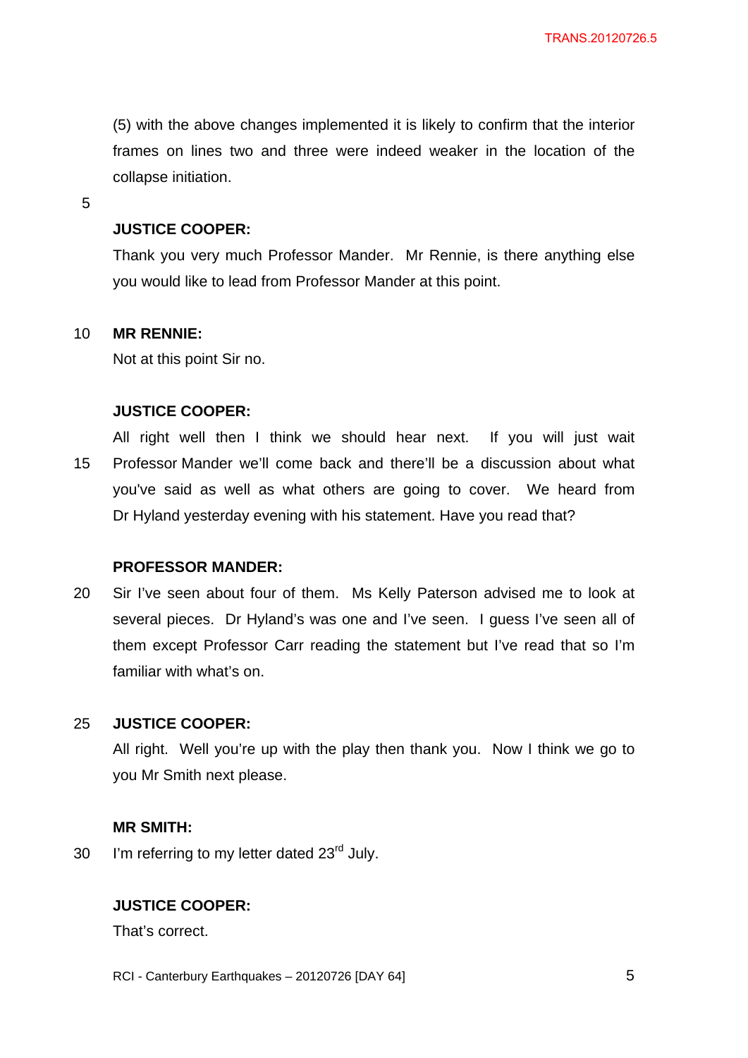(5) with the above changes implemented it is likely to confirm that the interior frames on lines two and three were indeed weaker in the location of the collapse initiation.

**JUSTICE COOPER:**

Thank you very much Professor Mander. Mr Rennie, is there anything else you would like to lead from Professor Mander at this point.

**MR RENNIE:**

Not at this point Sir no.

**JUSTICE COOPER:**

All right well then I think we should hear next. If you will just wait Professor Mander we'll come back and there'll be a discussion about what you've said as well as what others are going to cover. We heard from Dr Hyland yesterday evening with his statement. Have you read that?

**PROFESSOR MANDER:**

Sir I've seen about four of them. Ms Kelly Paterson advised me to look at several pieces. Dr Hyland's was one and I've seen. I guess I've seen all of them except Professor Carr reading the statement but I've read that so I'm familiar with what's on.

**JUSTICE COOPER:**

All right. Well you're up with the play then thank you. Now I think we go to you Mr Smith next please.

**MR SMITH:**

I'm referring to my letter dated 23rd July.

**JUSTICE COOPER:**

That's correct.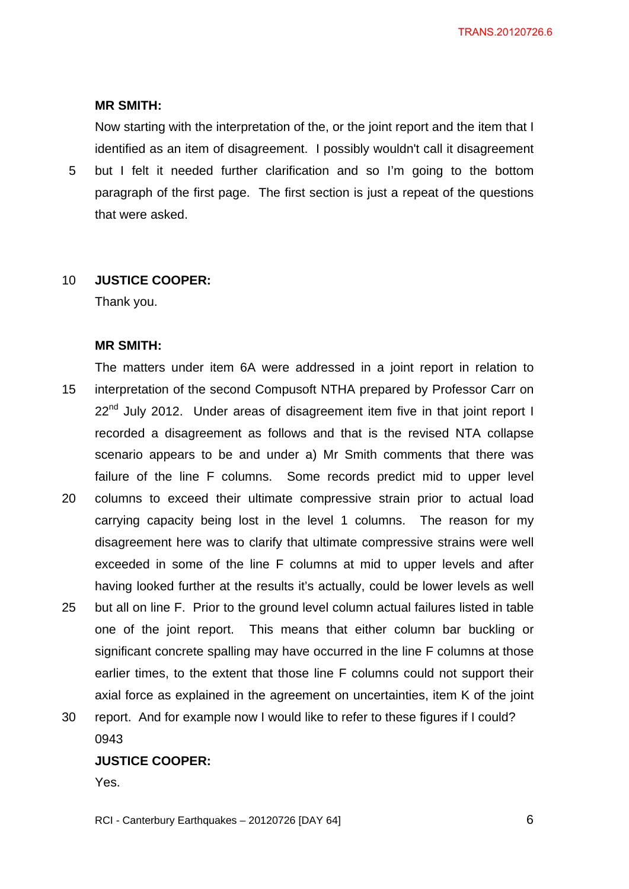**MR SMITH:**

Now starting with the interpretation of the, or the joint report and the item that I identified as an item of disagreement. I possibly wouldn't call it disagreement but I felt it needed further clarification and so I'm going to the bottom paragraph of the first page. The first section is just a repeat of the questions that were asked.

**JUSTICE COOPER:**

Thank you.

**MR SMITH:**

The matters under item 6A were addressed in a joint report in relation to interpretation of the second Compusoft NTHA prepared by Professor Carr on 22nd July 2012. Under areas of disagreement item five in that joint report I recorded a disagreement as follows and that is the revised NTA collapse scenario appears to be and under a) Mr Smith comments that there was failure of the line F columns. Some records predict mid to upper level columns to exceed their ultimate compressive strain prior to actual load carrying capacity being lost in the level 1 columns. The reason for my disagreement here was to clarify that ultimate compressive strains were well exceeded in some of the line F columns at mid to upper levels and after having looked further at the results it's actually, could be lower levels as well but all on line F. Prior to the ground level column actual failures listed in table one of the joint report. This means that either column bar buckling or significant concrete spalling may have occurred in the line F columns at those earlier times, to the extent that those line F columns could not support their axial force as explained in the agreement on uncertainties, item K of the joint report. And for example now I would like to refer to these figures if I could?

0943

**JUSTICE COOPER:**

Yes.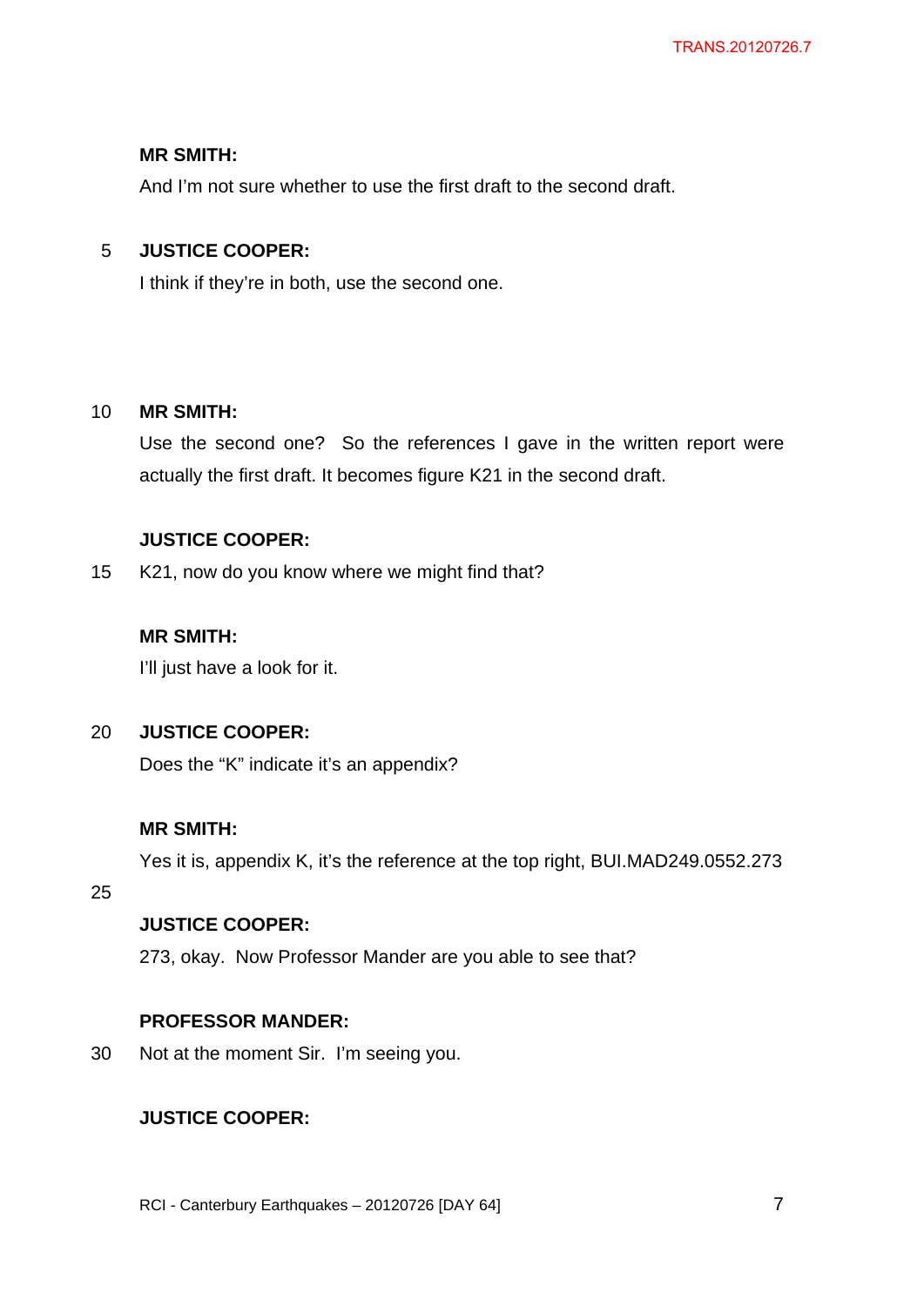**MR SMITH:**

And I'm not sure whether to use the first draft to the second draft.

**JUSTICE COOPER:**

I think if they're in both, use the second one.

**MR SMITH:**

Use the second one? So the references I gave in the written report were actually the first draft. It becomes figure K21 in the second draft.

**JUSTICE COOPER:**

K21, now do you know where we might find that?

**MR SMITH:**

I'll just have a look for it.

**JUSTICE COOPER:**

Does the "K" indicate it's an appendix?

**MR SMITH:**

Yes it is, appendix K, it's the reference at the top right, BUI.MAD249.0552.273

**JUSTICE COOPER:**

273, okay. Now Professor Mander are you able to see that?

**PROFESSOR MANDER:**

Not at the moment Sir. I'm seeing you.

**JUSTICE COOPER:**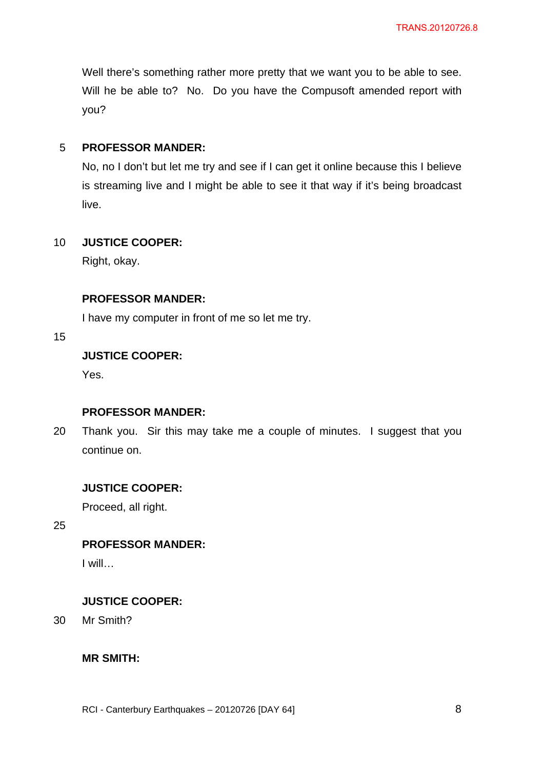Well there's something rather more pretty that we want you to be able to see. Will he be able to? No. Do you have the Compusoft amended report with you?

**PROFESSOR MANDER:**

No, no I don't but let me try and see if I can get it online because this I believe is streaming live and I might be able to see it that way if it's being broadcast live.

**JUSTICE COOPER:**

Right, okay.

**PROFESSOR MANDER:**

I have my computer in front of me so let me try.

**JUSTICE COOPER:**

Yes.

**PROFESSOR MANDER:**

Thank you. Sir this may take me a couple of minutes. I suggest that you continue on.

**JUSTICE COOPER:**

Proceed, all right.

**PROFESSOR MANDER:**

I will…

**JUSTICE COOPER:**

Mr Smith?

**MR SMITH:**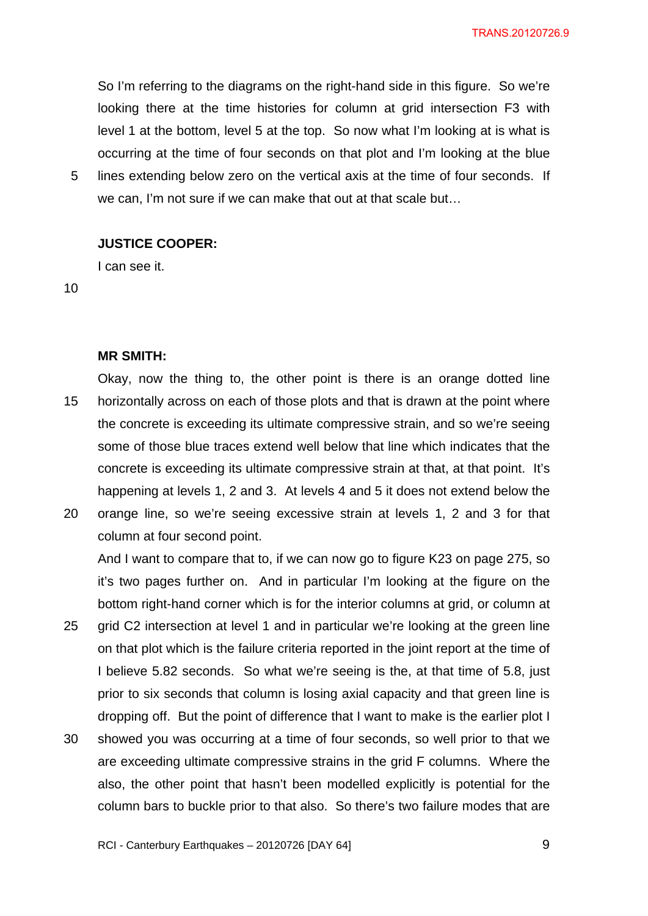So I'm referring to the diagrams on the right-hand side in this figure. So we're looking there at the time histories for column at grid intersection F3 with level 1 at the bottom, level 5 at the top. So now what I'm looking at is what is occurring at the time of four seconds on that plot and I'm looking at the blue lines extending below zero on the vertical axis at the time of four seconds. If we can, I'm not sure if we can make that out at that scale but…

**JUSTICE COOPER:**

I can see it.

**MR SMITH:**

Okay, now the thing to, the other point is there is an orange dotted line horizontally across on each of those plots and that is drawn at the point where the concrete is exceeding its ultimate compressive strain, and so we're seeing some of those blue traces extend well below that line which indicates that the concrete is exceeding its ultimate compressive strain at that, at that point. It's happening at levels 1, 2 and 3. At levels 4 and 5 it does not extend below the orange line, so we're seeing excessive strain at levels 1, 2 and 3 for that column at four second point.

And I want to compare that to, if we can now go to figure K23 on page 275, so it's two pages further on. And in particular I'm looking at the figure on the bottom right-hand corner which is for the interior columns at grid, or column at grid C2 intersection at level 1 and in particular we're looking at the green line on that plot which is the failure criteria reported in the joint report at the time of I believe 5.82 seconds. So what we're seeing is the, at that time of 5.8, just prior to six seconds that column is losing axial capacity and that green line is dropping off. But the point of difference that I want to make is the earlier plot I showed you was occurring at a time of four seconds, so well prior to that we are exceeding ultimate compressive strains in the grid F columns. Where the also, the other point that hasn't been modelled explicitly is potential for the column bars to buckle prior to that also. So there's two failure modes that are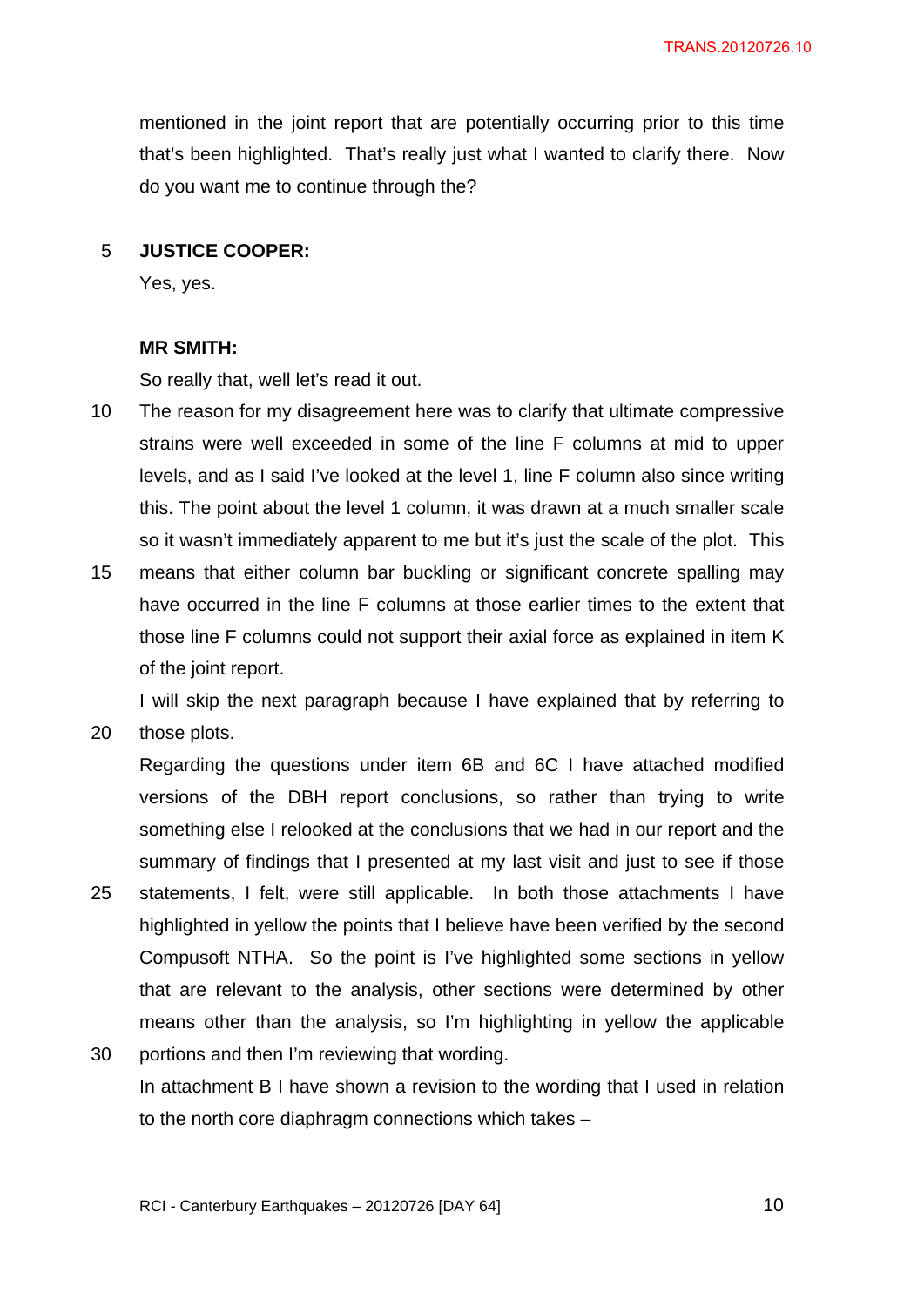mentioned in the joint report that are potentially occurring prior to this time that's been highlighted. That's really just what I wanted to clarify there. Now do you want me to continue through the?

**JUSTICE COOPER:**

Yes, yes.

**MR SMITH:**

So really that, well let's read it out.

The reason for my disagreement here was to clarify that ultimate compressive strains were well exceeded in some of the line F columns at mid to upper levels, and as I said I've looked at the level 1, line F column also since writing this. The point about the level 1 column, it was drawn at a much smaller scale so it wasn't immediately apparent to me but it's just the scale of the plot. This means that either column bar buckling or significant concrete spalling may have occurred in the line F columns at those earlier times to the extent that those line F columns could not support their axial force as explained in item K of the joint report.

I will skip the next paragraph because I have explained that by referring to those plots.

Regarding the questions under item 6B and 6C I have attached modified versions of the DBH report conclusions, so rather than trying to write something else I relooked at the conclusions that we had in our report and the summary of findings that I presented at my last visit and just to see if those statements, I felt, were still applicable. In both those attachments I have highlighted in yellow the points that I believe have been verified by the second Compusoft NTHA. So the point is I've highlighted some sections in yellow that are relevant to the analysis, other sections were determined by other means other than the analysis, so I'm highlighting in yellow the applicable portions and then I'm reviewing that wording.

In attachment B I have shown a revision to the wording that I used in relation to the north core diaphragm connections which takes –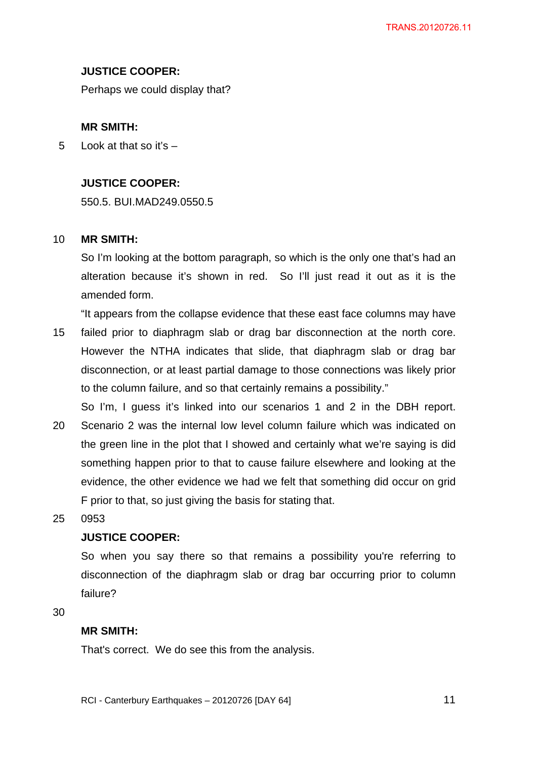**JUSTICE COOPER:**

Perhaps we could display that?

**MR SMITH:**

Look at that so it's –

**JUSTICE COOPER:**

550.5. BUI.MAD249.0550.5

**MR SMITH:**

So I'm looking at the bottom paragraph, so which is the only one that's had an alteration because it's shown in red. So I'll just read it out as it is the amended form.

"It appears from the collapse evidence that these east face columns may have failed prior to diaphragm slab or drag bar disconnection at the north core. However the NTHA indicates that slide, that diaphragm slab or drag bar disconnection, or at least partial damage to those connections was likely prior to the column failure, and so that certainly remains a possibility."

So I'm, I guess it's linked into our scenarios 1 and 2 in the DBH report. Scenario 2 was the internal low level column failure which was indicated on the green line in the plot that I showed and certainly what we're saying is did something happen prior to that to cause failure elsewhere and looking at the evidence, the other evidence we had we felt that something did occur on grid F prior to that, so just giving the basis for stating that.

0953

**JUSTICE COOPER:**

So when you say there so that remains a possibility you're referring to disconnection of the diaphragm slab or drag bar occurring prior to column failure?

**MR SMITH:**

That's correct. We do see this from the analysis.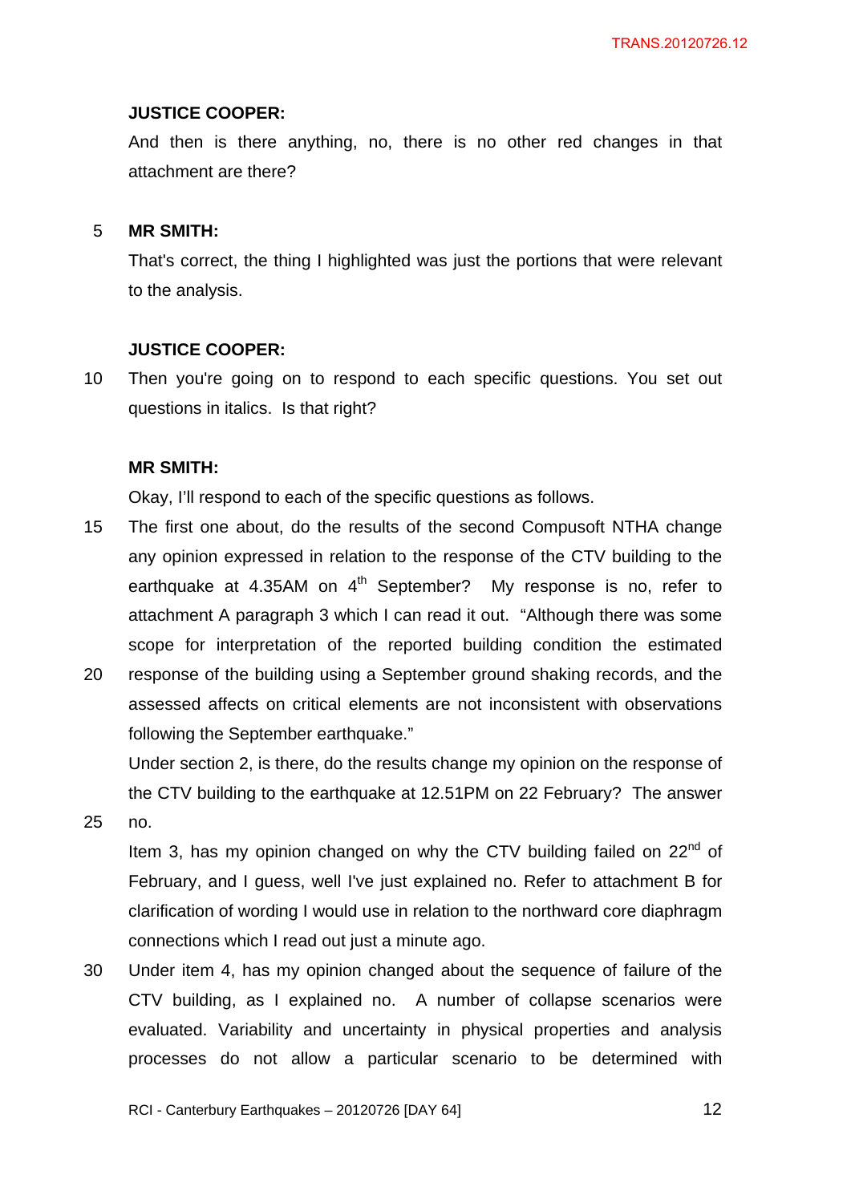**JUSTICE COOPER:**

And then is there anything, no, there is no other red changes in that attachment are there?

**MR SMITH:**

That's correct, the thing I highlighted was just the portions that were relevant to the analysis.

**JUSTICE COOPER:**

Then you're going on to respond to each specific questions. You set out questions in italics. Is that right?

**MR SMITH:**

Okay, I'll respond to each of the specific questions as follows.

The first one about, do the results of the second Compusoft NTHA change any opinion expressed in relation to the response of the CTV building to the earthquake at 4.35AM on 4th September? My response is no, refer to attachment A paragraph 3 which I can read it out. "Although there was some scope for interpretation of the reported building condition the estimated response of the building using a September ground shaking records, and the assessed affects on critical elements are not inconsistent with observations following the September earthquake."

Under section 2, is there, do the results change my opinion on the response of the CTV building to the earthquake at 12.51PM on 22 February? The answer no.

Item 3, has my opinion changed on why the CTV building failed on 22nd of February, and I guess, well I've just explained no. Refer to attachment B for clarification of wording I would use in relation to the northward core diaphragm connections which I read out just a minute ago.

Under item 4, has my opinion changed about the sequence of failure of the CTV building, as I explained no. A number of collapse scenarios were evaluated. Variability and uncertainty in physical properties and analysis processes do not allow a particular scenario to be determined with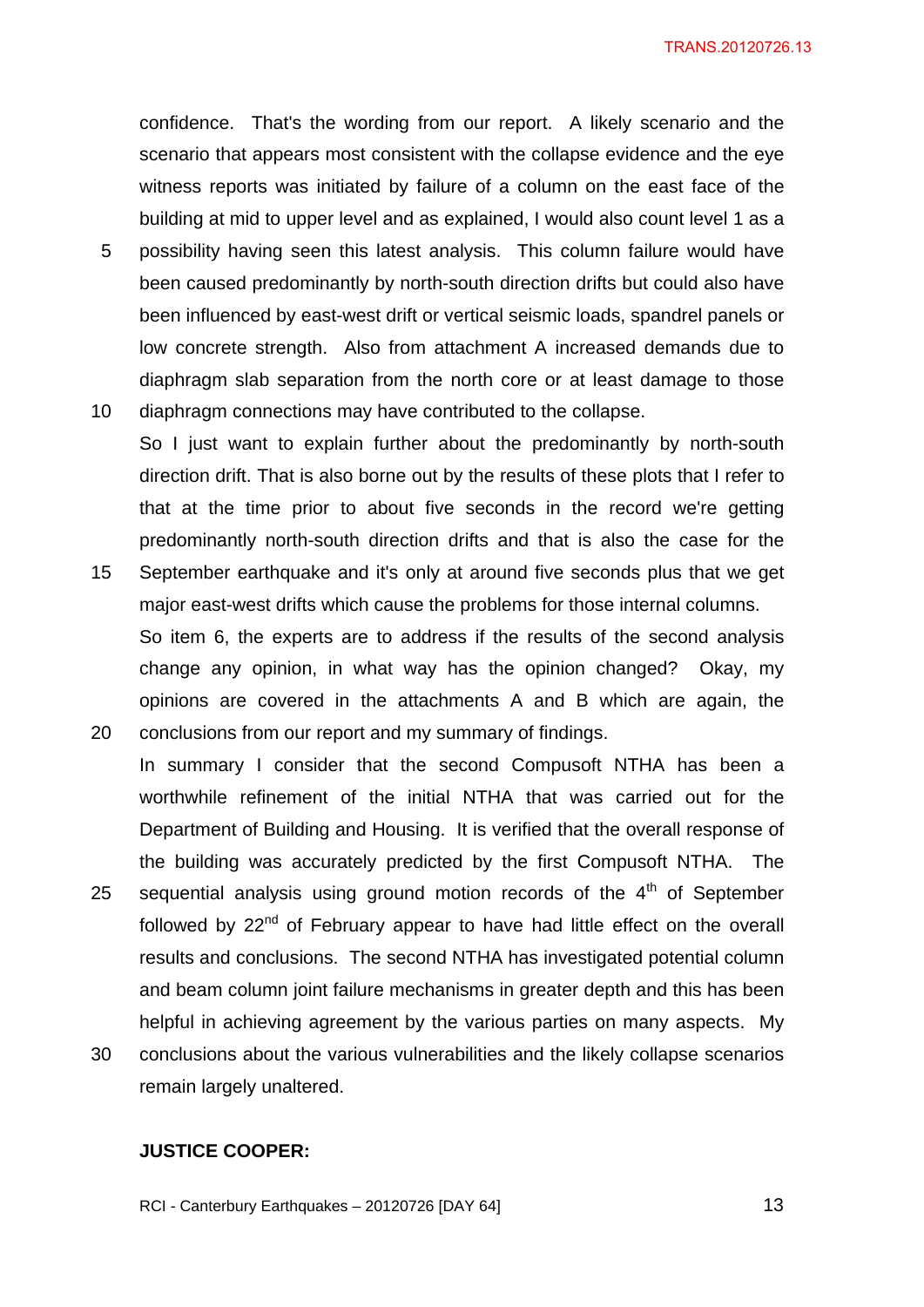confidence. That's the wording from our report. A likely scenario and the scenario that appears most consistent with the collapse evidence and the eye witness reports was initiated by failure of a column on the east face of the building at mid to upper level and as explained, I would also count level 1 as a possibility having seen this latest analysis. This column failure would have been caused predominantly by north-south direction drifts but could also have been influenced by east-west drift or vertical seismic loads, spandrel panels or low concrete strength. Also from attachment A increased demands due to diaphragm slab separation from the north core or at least damage to those diaphragm connections may have contributed to the collapse.

So I just want to explain further about the predominantly by north-south direction drift. That is also borne out by the results of these plots that I refer to that at the time prior to about five seconds in the record we're getting predominantly north-south direction drifts and that is also the case for the September earthquake and it's only at around five seconds plus that we get major east-west drifts which cause the problems for those internal columns.

So item 6, the experts are to address if the results of the second analysis change any opinion, in what way has the opinion changed? Okay, my opinions are covered in the attachments A and B which are again, the conclusions from our report and my summary of findings.

In summary I consider that the second Compusoft NTHA has been a worthwhile refinement of the initial NTHA that was carried out for the Department of Building and Housing. It is verified that the overall response of the building was accurately predicted by the first Compusoft NTHA. The sequential analysis using ground motion records of the 4th of September followed by 22nd of February appear to have had little effect on the overall results and conclusions. The second NTHA has investigated potential column and beam column joint failure mechanisms in greater depth and this has been helpful in achieving agreement by the various parties on many aspects. My conclusions about the various vulnerabilities and the likely collapse scenarios remain largely unaltered.

**JUSTICE COOPER:**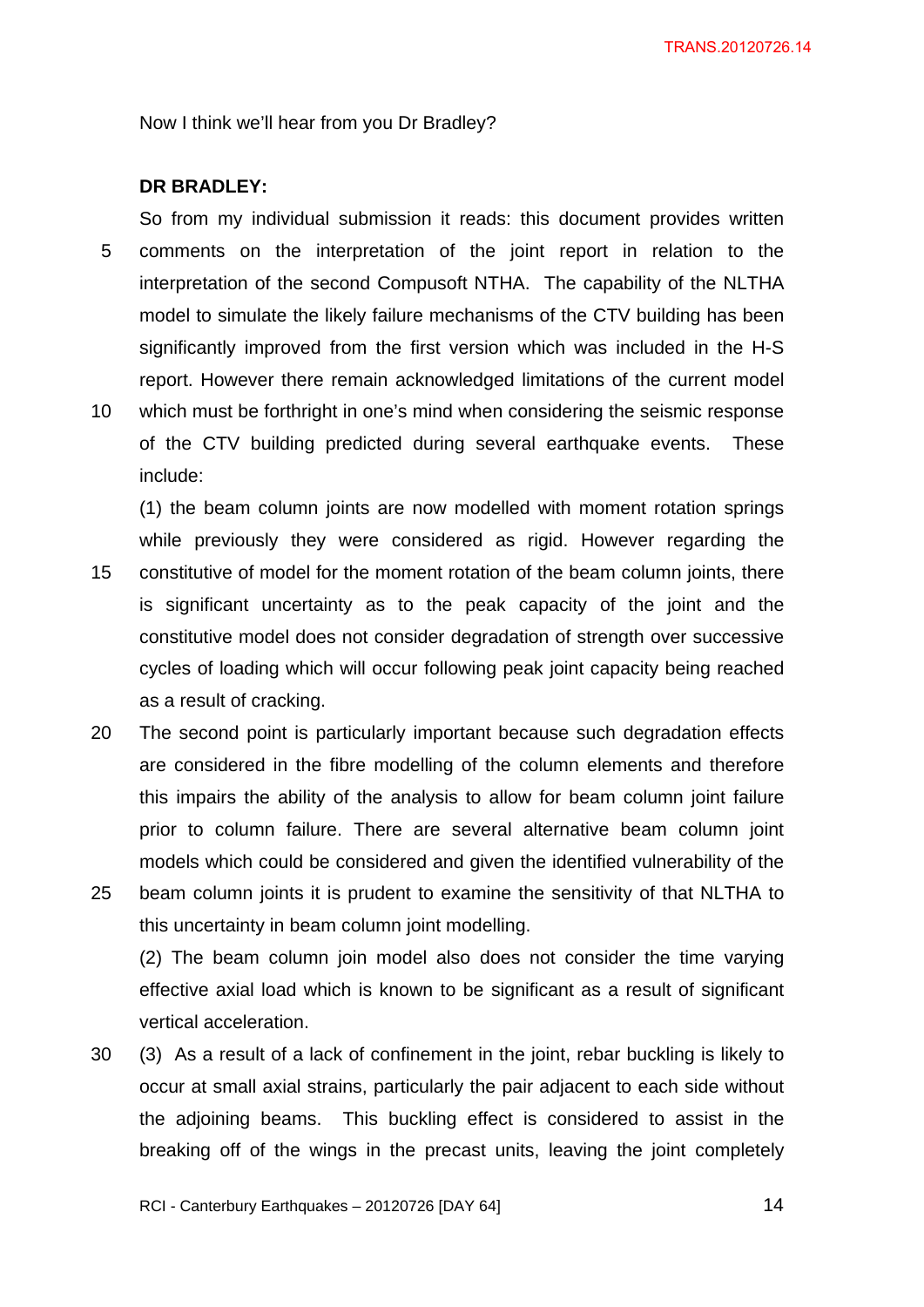Now I think we'll hear from you Dr Bradley?

**DR BRADLEY:**

So from my individual submission it reads: this document provides written comments on the interpretation of the joint report in relation to the interpretation of the second Compusoft NTHA. The capability of the NLTHA model to simulate the likely failure mechanisms of the CTV building has been significantly improved from the first version which was included in the H-S report. However there remain acknowledged limitations of the current model which must be forthright in one's mind when considering the seismic response of the CTV building predicted during several earthquake events. These include:

(1) the beam column joints are now modelled with moment rotation springs while previously they were considered as rigid. However regarding the constitutive of model for the moment rotation of the beam column joints, there is significant uncertainty as to the peak capacity of the joint and the constitutive model does not consider degradation of strength over successive cycles of loading which will occur following peak joint capacity being reached as a result of cracking.

The second point is particularly important because such degradation effects are considered in the fibre modelling of the column elements and therefore this impairs the ability of the analysis to allow for beam column joint failure prior to column failure. There are several alternative beam column joint models which could be considered and given the identified vulnerability of the beam column joints it is prudent to examine the sensitivity of that NLTHA to this uncertainty in beam column joint modelling.

(2) The beam column join model also does not consider the time varying effective axial load which is known to be significant as a result of significant vertical acceleration.

(3) As a result of a lack of confinement in the joint, rebar buckling is likely to occur at small axial strains, particularly the pair adjacent to each side without the adjoining beams. This buckling effect is considered to assist in the breaking off of the wings in the precast units, leaving the joint completely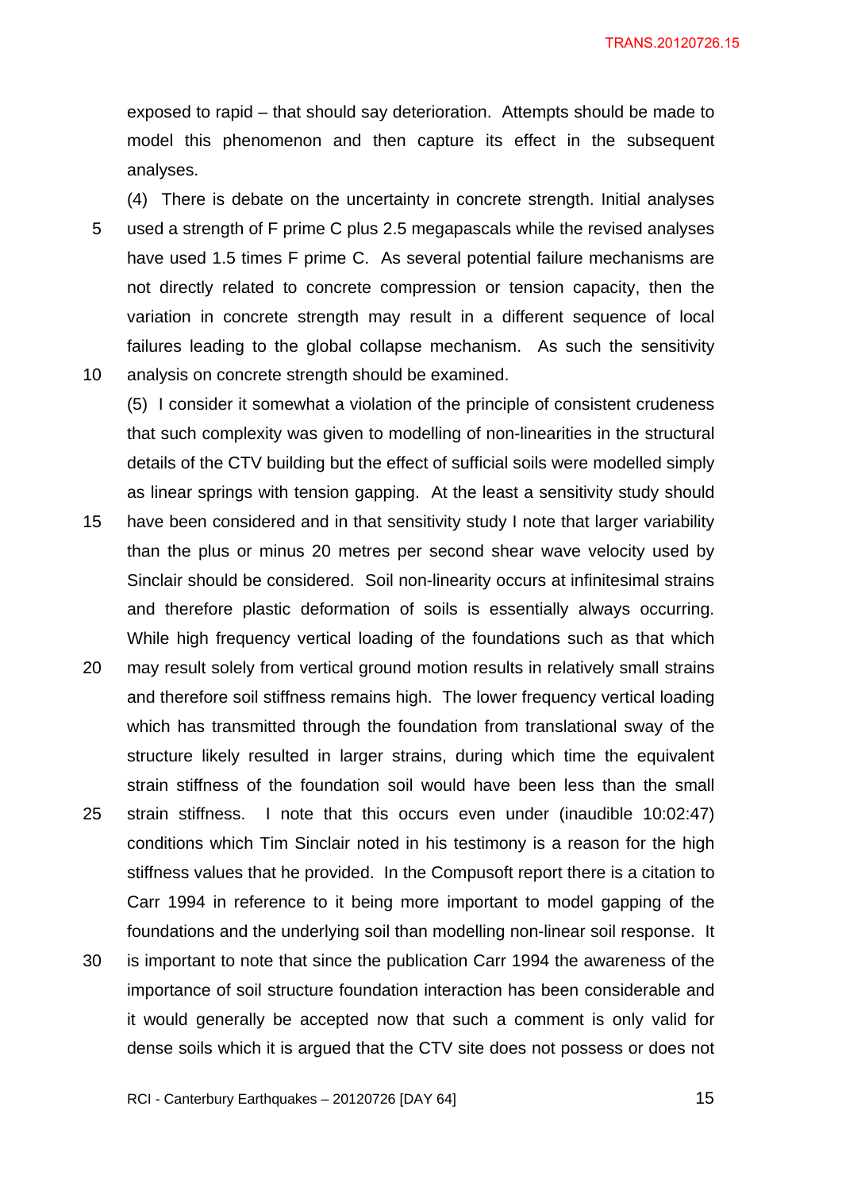exposed to rapid – that should say deterioration. Attempts should be made to model this phenomenon and then capture its effect in the subsequent analyses.

(4) There is debate on the uncertainty in concrete strength. Initial analyses used a strength of F prime C plus 2.5 megapascals while the revised analyses have used 1.5 times F prime C. As several potential failure mechanisms are not directly related to concrete compression or tension capacity, then the variation in concrete strength may result in a different sequence of local failures leading to the global collapse mechanism. As such the sensitivity analysis on concrete strength should be examined.

(5) I consider it somewhat a violation of the principle of consistent crudeness that such complexity was given to modelling of non-linearities in the structural details of the CTV building but the effect of sufficial soils were modelled simply as linear springs with tension gapping. At the least a sensitivity study should have been considered and in that sensitivity study I note that larger variability than the plus or minus 20 metres per second shear wave velocity used by Sinclair should be considered. Soil non-linearity occurs at infinitesimal strains and therefore plastic deformation of soils is essentially always occurring. While high frequency vertical loading of the foundations such as that which may result solely from vertical ground motion results in relatively small strains and therefore soil stiffness remains high. The lower frequency vertical loading which has transmitted through the foundation from translational sway of the structure likely resulted in larger strains, during which time the equivalent strain stiffness of the foundation soil would have been less than the small strain stiffness. I note that this occurs even under (inaudible 10:02:47) conditions which Tim Sinclair noted in his testimony is a reason for the high stiffness values that he provided. In the Compusoft report there is a citation to Carr 1994 in reference to it being more important to model gapping of the foundations and the underlying soil than modelling non-linear soil response. It is important to note that since the publication Carr 1994 the awareness of the importance of soil structure foundation interaction has been considerable and it would generally be accepted now that such a comment is only valid for dense soils which it is argued that the CTV site does not possess or does not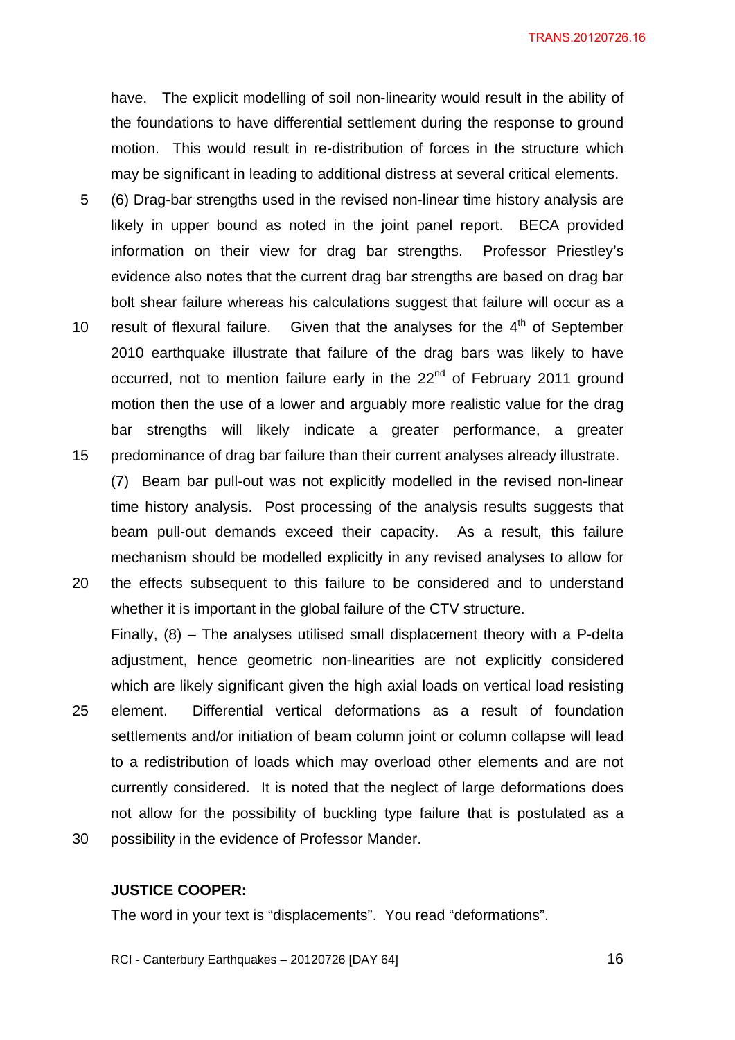have. The explicit modelling of soil non-linearity would result in the ability of the foundations to have differential settlement during the response to ground motion. This would result in re-distribution of forces in the structure which may be significant in leading to additional distress at several critical elements.

(6) Drag-bar strengths used in the revised non-linear time history analysis are likely in upper bound as noted in the joint panel report. BECA provided information on their view for drag bar strengths. Professor Priestley's evidence also notes that the current drag bar strengths are based on drag bar bolt shear failure whereas his calculations suggest that failure will occur as a result of flexural failure. Given that the analyses for the 4th of September 2010 earthquake illustrate that failure of the drag bars was likely to have occurred, not to mention failure early in the 22nd of February 2011 ground motion then the use of a lower and arguably more realistic value for the drag bar strengths will likely indicate a greater performance, a greater predominance of drag bar failure than their current analyses already illustrate.

(7) Beam bar pull-out was not explicitly modelled in the revised non-linear time history analysis. Post processing of the analysis results suggests that beam pull-out demands exceed their capacity. As a result, this failure mechanism should be modelled explicitly in any revised analyses to allow for the effects subsequent to this failure to be considered and to understand whether it is important in the global failure of the CTV structure.

Finally, (8) – The analyses utilised small displacement theory with a P-delta adjustment, hence geometric non-linearities are not explicitly considered which are likely significant given the high axial loads on vertical load resisting element. Differential vertical deformations as a result of foundation settlements and/or initiation of beam column joint or column collapse will lead to a redistribution of loads which may overload other elements and are not currently considered. It is noted that the neglect of large deformations does not allow for the possibility of buckling type failure that is postulated as a possibility in the evidence of Professor Mander.

**JUSTICE COOPER:**

The word in your text is "displacements". You read "deformations".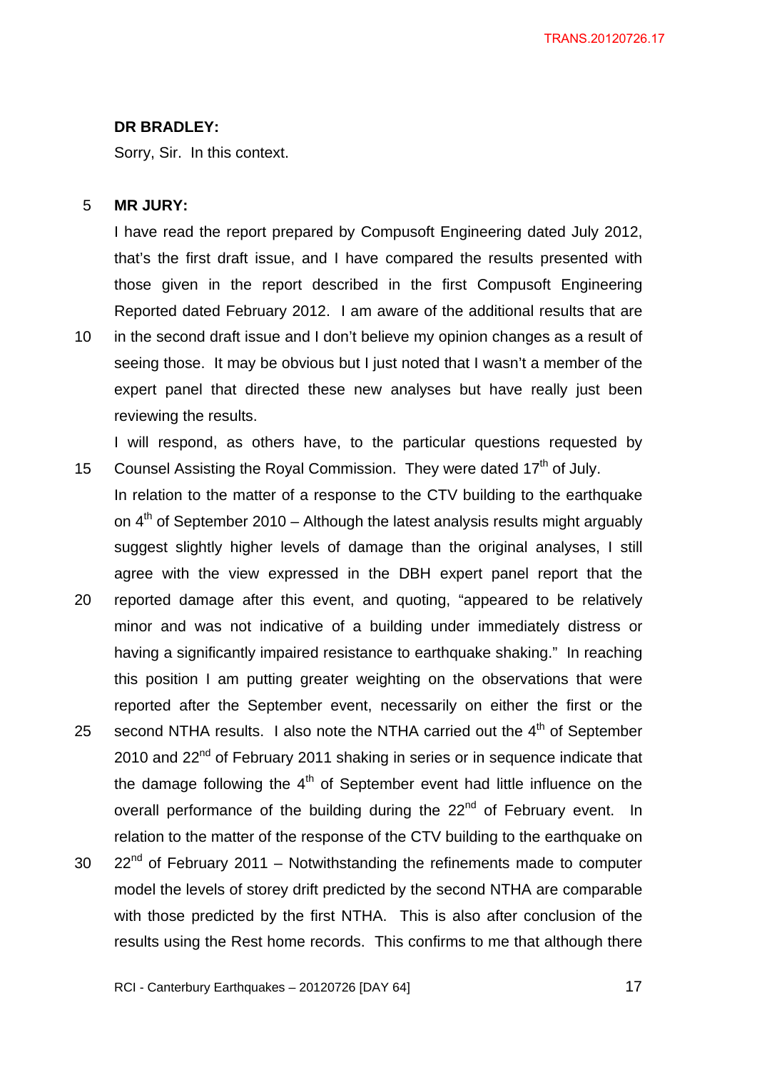**DR BRADLEY:**

Sorry, Sir. In this context.

**MR JURY:**

I have read the report prepared by Compusoft Engineering dated July 2012, that's the first draft issue, and I have compared the results presented with those given in the report described in the first Compusoft Engineering Reported dated February 2012. I am aware of the additional results that are in the second draft issue and I don't believe my opinion changes as a result of seeing those. It may be obvious but I just noted that I wasn't a member of the expert panel that directed these new analyses but have really just been reviewing the results.

I will respond, as others have, to the particular questions requested by Counsel Assisting the Royal Commission. They were dated 17th of July.

In relation to the matter of a response to the CTV building to the earthquake on 4th of September 2010 – Although the latest analysis results might arguably suggest slightly higher levels of damage than the original analyses, I still agree with the view expressed in the DBH expert panel report that the reported damage after this event, and quoting, "appeared to be relatively minor and was not indicative of a building under immediately distress or having a significantly impaired resistance to earthquake shaking." In reaching this position I am putting greater weighting on the observations that were reported after the September event, necessarily on either the first or the second NTHA results. I also note the NTHA carried out the 4th of September 2010 and 22nd of February 2011 shaking in series or in sequence indicate that the damage following the 4th of September event had little influence on the overall performance of the building during the 22nd of February event. In relation to the matter of the response of the CTV building to the earthquake on 22nd of February 2011 – Notwithstanding the refinements made to computer model the levels of storey drift predicted by the second NTHA are comparable with those predicted by the first NTHA. This is also after conclusion of the results using the Rest home records. This confirms to me that although there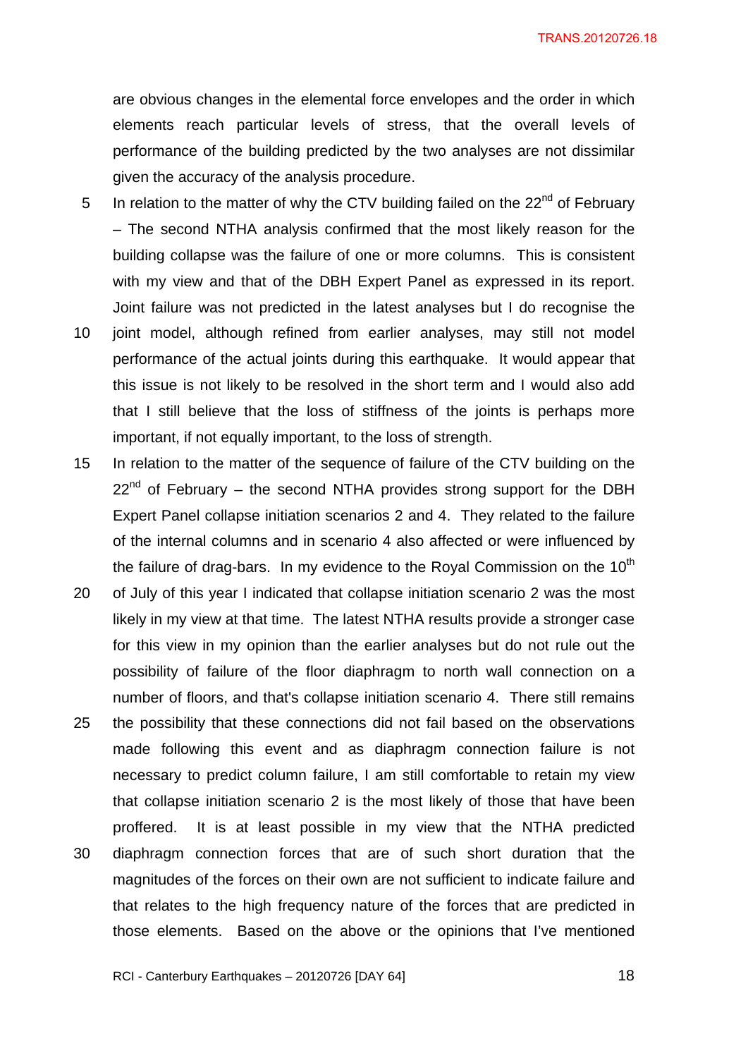are obvious changes in the elemental force envelopes and the order in which elements reach particular levels of stress, that the overall levels of performance of the building predicted by the two analyses are not dissimilar given the accuracy of the analysis procedure.

In relation to the matter of why the CTV building failed on the 22nd of February – The second NTHA analysis confirmed that the most likely reason for the building collapse was the failure of one or more columns. This is consistent with my view and that of the DBH Expert Panel as expressed in its report. Joint failure was not predicted in the latest analyses but I do recognise the joint model, although refined from earlier analyses, may still not model performance of the actual joints during this earthquake. It would appear that this issue is not likely to be resolved in the short term and I would also add that I still believe that the loss of stiffness of the joints is perhaps more important, if not equally important, to the loss of strength.

In relation to the matter of the sequence of failure of the CTV building on the 22nd of February – the second NTHA provides strong support for the DBH Expert Panel collapse initiation scenarios 2 and 4. They related to the failure of the internal columns and in scenario 4 also affected or were influenced by the failure of drag-bars. In my evidence to the Royal Commission on the 10th of July of this year I indicated that collapse initiation scenario 2 was the most likely in my view at that time. The latest NTHA results provide a stronger case for this view in my opinion than the earlier analyses but do not rule out the possibility of failure of the floor diaphragm to north wall connection on a number of floors, and that's collapse initiation scenario 4. There still remains the possibility that these connections did not fail based on the observations made following this event and as diaphragm connection failure is not necessary to predict column failure, I am still comfortable to retain my view that collapse initiation scenario 2 is the most likely of those that have been proffered. It is at least possible in my view that the NTHA predicted diaphragm connection forces that are of such short duration that the magnitudes of the forces on their own are not sufficient to indicate failure and that relates to the high frequency nature of the forces that are predicted in those elements. Based on the above or the opinions that I've mentioned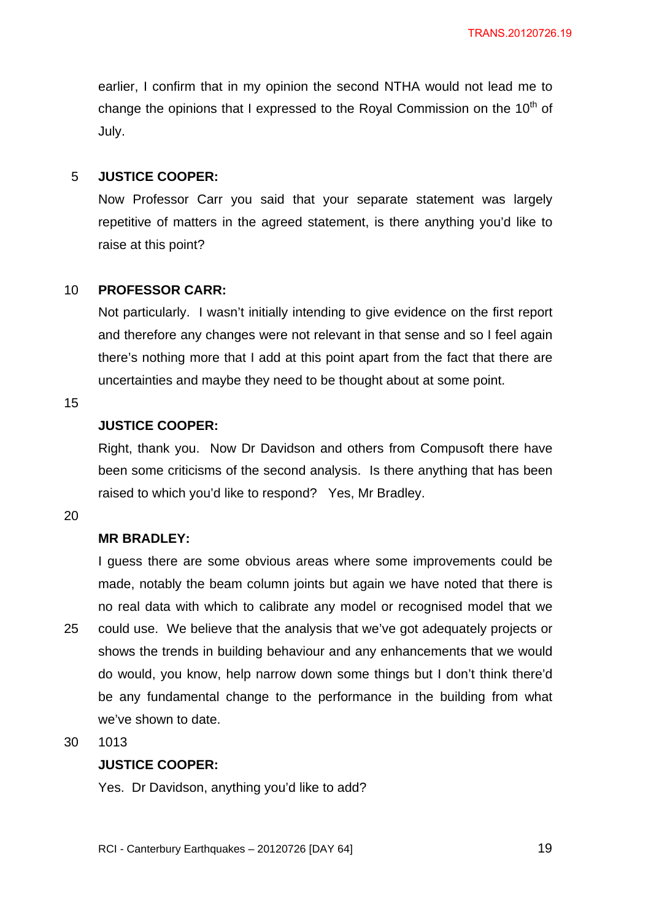earlier, I confirm that in my opinion the second NTHA would not lead me to change the opinions that I expressed to the Royal Commission on the 10th of July.

**JUSTICE COOPER:**

Now Professor Carr you said that your separate statement was largely repetitive of matters in the agreed statement, is there anything you'd like to raise at this point?

**PROFESSOR CARR:**

Not particularly. I wasn't initially intending to give evidence on the first report and therefore any changes were not relevant in that sense and so I feel again there's nothing more that I add at this point apart from the fact that there are uncertainties and maybe they need to be thought about at some point.

**JUSTICE COOPER:**

Right, thank you. Now Dr Davidson and others from Compusoft there have been some criticisms of the second analysis. Is there anything that has been raised to which you'd like to respond? Yes, Mr Bradley.

**MR BRADLEY:**

I guess there are some obvious areas where some improvements could be made, notably the beam column joints but again we have noted that there is no real data with which to calibrate any model or recognised model that we could use. We believe that the analysis that we've got adequately projects or shows the trends in building behaviour and any enhancements that we would do would, you know, help narrow down some things but I don't think there'd be any fundamental change to the performance in the building from what we've shown to date.

1013

**JUSTICE COOPER:**

Yes. Dr Davidson, anything you'd like to add?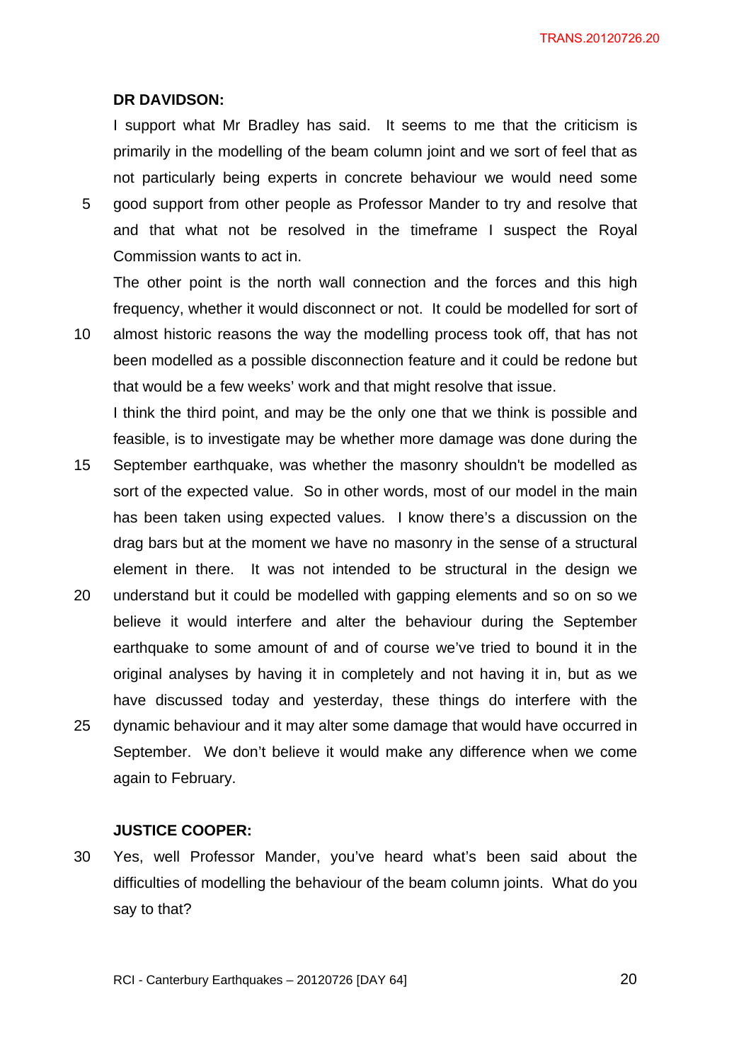**DR DAVIDSON:**

I support what Mr Bradley has said. It seems to me that the criticism is primarily in the modelling of the beam column joint and we sort of feel that as not particularly being experts in concrete behaviour we would need some good support from other people as Professor Mander to try and resolve that and that what not be resolved in the timeframe I suspect the Royal Commission wants to act in.

The other point is the north wall connection and the forces and this high frequency, whether it would disconnect or not. It could be modelled for sort of almost historic reasons the way the modelling process took off, that has not been modelled as a possible disconnection feature and it could be redone but that would be a few weeks' work and that might resolve that issue.

I think the third point, and may be the only one that we think is possible and feasible, is to investigate may be whether more damage was done during the September earthquake, was whether the masonry shouldn't be modelled as sort of the expected value. So in other words, most of our model in the main has been taken using expected values. I know there's a discussion on the drag bars but at the moment we have no masonry in the sense of a structural element in there. It was not intended to be structural in the design we understand but it could be modelled with gapping elements and so on so we believe it would interfere and alter the behaviour during the September earthquake to some amount of and of course we've tried to bound it in the original analyses by having it in completely and not having it in, but as we have discussed today and yesterday, these things do interfere with the dynamic behaviour and it may alter some damage that would have occurred in September. We don't believe it would make any difference when we come again to February.

**JUSTICE COOPER:**

Yes, well Professor Mander, you've heard what's been said about the difficulties of modelling the behaviour of the beam column joints. What do you say to that?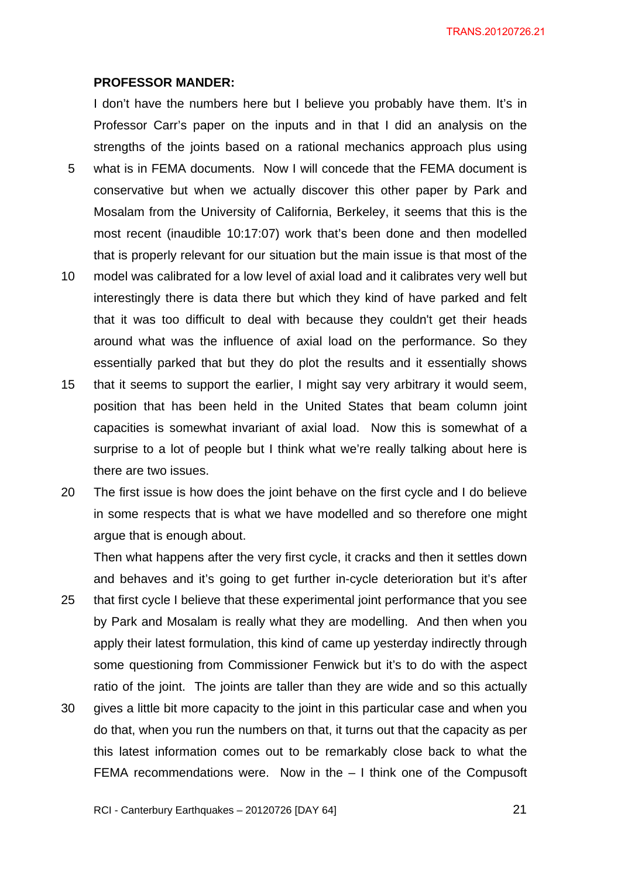**PROFESSOR MANDER:**

I don't have the numbers here but I believe you probably have them. It's in Professor Carr's paper on the inputs and in that I did an analysis on the strengths of the joints based on a rational mechanics approach plus using what is in FEMA documents. Now I will concede that the FEMA document is conservative but when we actually discover this other paper by Park and Mosalam from the University of California, Berkeley, it seems that this is the most recent (inaudible 10:17:07) work that's been done and then modelled that is properly relevant for our situation but the main issue is that most of the model was calibrated for a low level of axial load and it calibrates very well but interestingly there is data there but which they kind of have parked and felt that it was too difficult to deal with because they couldn't get their heads around what was the influence of axial load on the performance. So they essentially parked that but they do plot the results and it essentially shows that it seems to support the earlier, I might say very arbitrary it would seem, position that has been held in the United States that beam column joint capacities is somewhat invariant of axial load. Now this is somewhat of a surprise to a lot of people but I think what we're really talking about here is there are two issues.

The first issue is how does the joint behave on the first cycle and I do believe in some respects that is what we have modelled and so therefore one might argue that is enough about.

Then what happens after the very first cycle, it cracks and then it settles down and behaves and it's going to get further in-cycle deterioration but it's after that first cycle I believe that these experimental joint performance that you see by Park and Mosalam is really what they are modelling. And then when you apply their latest formulation, this kind of came up yesterday indirectly through some questioning from Commissioner Fenwick but it's to do with the aspect ratio of the joint. The joints are taller than they are wide and so this actually gives a little bit more capacity to the joint in this particular case and when you do that, when you run the numbers on that, it turns out that the capacity as per this latest information comes out to be remarkably close back to what the FEMA recommendations were. Now in the – I think one of the Compusoft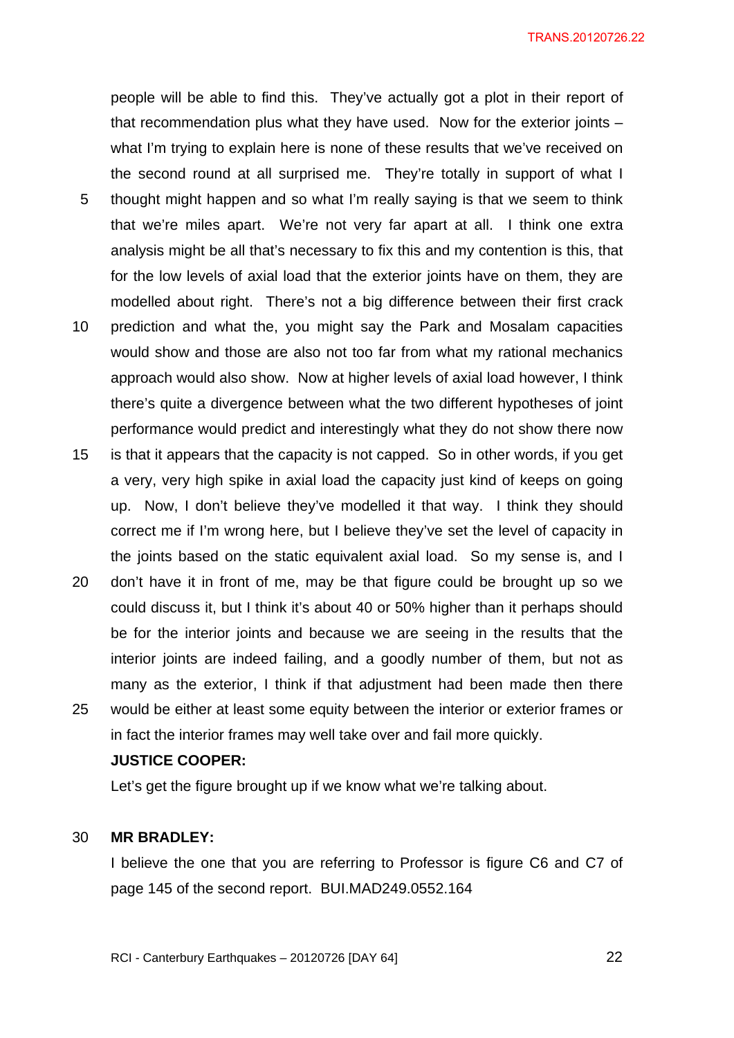people will be able to find this. They've actually got a plot in their report of that recommendation plus what they have used. Now for the exterior joints – what I'm trying to explain here is none of these results that we've received on the second round at all surprised me. They're totally in support of what I thought might happen and so what I'm really saying is that we seem to think that we're miles apart. We're not very far apart at all. I think one extra analysis might be all that's necessary to fix this and my contention is this, that for the low levels of axial load that the exterior joints have on them, they are modelled about right. There's not a big difference between their first crack prediction and what the, you might say the Park and Mosalam capacities would show and those are also not too far from what my rational mechanics approach would also show. Now at higher levels of axial load however, I think there's quite a divergence between what the two different hypotheses of joint performance would predict and interestingly what they do not show there now is that it appears that the capacity is not capped. So in other words, if you get a very, very high spike in axial load the capacity just kind of keeps on going up. Now, I don't believe they've modelled it that way. I think they should correct me if I'm wrong here, but I believe they've set the level of capacity in the joints based on the static equivalent axial load. So my sense is, and I don't have it in front of me, may be that figure could be brought up so we could discuss it, but I think it's about 40 or 50% higher than it perhaps should be for the interior joints and because we are seeing in the results that the interior joints are indeed failing, and a goodly number of them, but not as many as the exterior, I think if that adjustment had been made then there would be either at least some equity between the interior or exterior frames or in fact the interior frames may well take over and fail more quickly.

**JUSTICE COOPER:**

Let's get the figure brought up if we know what we're talking about.

**MR BRADLEY:**

I believe the one that you are referring to Professor is figure C6 and C7 of page 145 of the second report. BUI.MAD249.0552.164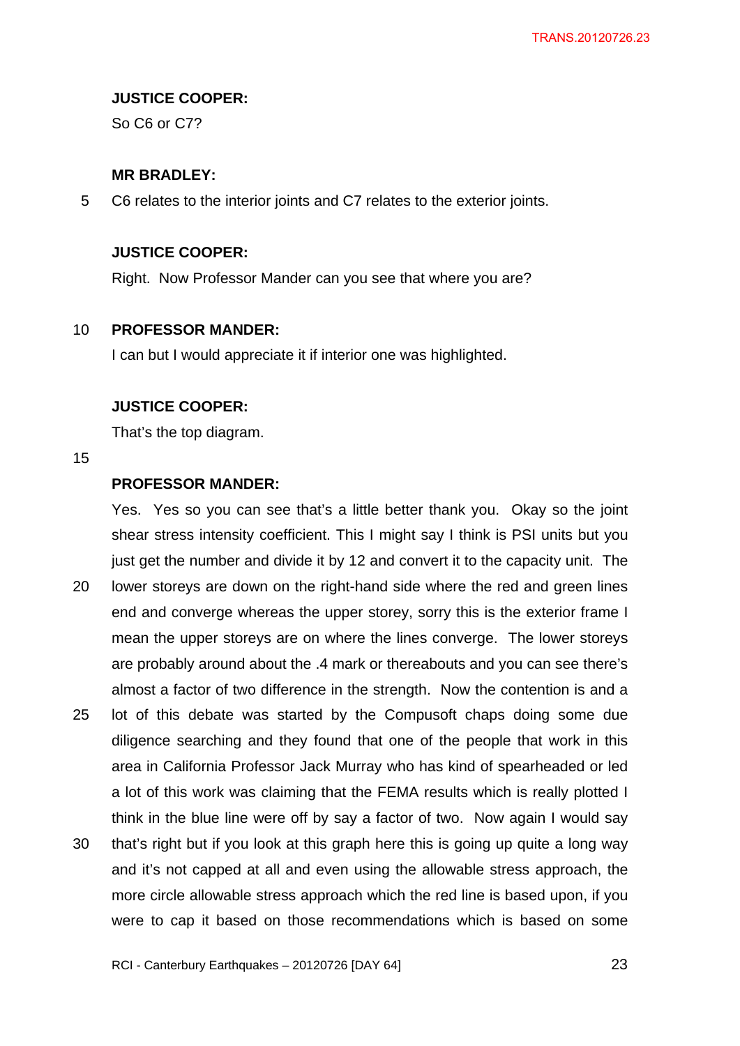**JUSTICE COOPER:**

So C6 or C7?

**MR BRADLEY:**

C6 relates to the interior joints and C7 relates to the exterior joints.

**JUSTICE COOPER:**

Right. Now Professor Mander can you see that where you are?

**PROFESSOR MANDER:**

I can but I would appreciate it if interior one was highlighted.

**JUSTICE COOPER:**

That's the top diagram.

**PROFESSOR MANDER:**

Yes. Yes so you can see that's a little better thank you. Okay so the joint shear stress intensity coefficient. This I might say I think is PSI units but you just get the number and divide it by 12 and convert it to the capacity unit. The lower storeys are down on the right-hand side where the red and green lines end and converge whereas the upper storey, sorry this is the exterior frame I mean the upper storeys are on where the lines converge. The lower storeys are probably around about the .4 mark or thereabouts and you can see there's almost a factor of two difference in the strength. Now the contention is and a lot of this debate was started by the Compusoft chaps doing some due diligence searching and they found that one of the people that work in this area in California Professor Jack Murray who has kind of spearheaded or led a lot of this work was claiming that the FEMA results which is really plotted I think in the blue line were off by say a factor of two. Now again I would say that's right but if you look at this graph here this is going up quite a long way and it's not capped at all and even using the allowable stress approach, the more circle allowable stress approach which the red line is based upon, if you were to cap it based on those recommendations which is based on some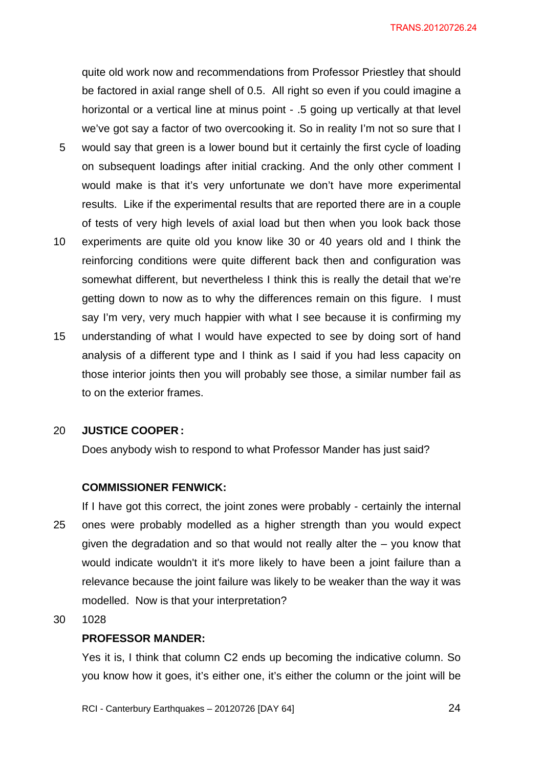quite old work now and recommendations from Professor Priestley that should be factored in axial range shell of 0.5. All right so even if you could imagine a horizontal or a vertical line at minus point - .5 going up vertically at that level we've got say a factor of two overcooking it. So in reality I'm not so sure that I would say that green is a lower bound but it certainly the first cycle of loading on subsequent loadings after initial cracking. And the only other comment I would make is that it's very unfortunate we don't have more experimental results. Like if the experimental results that are reported there are in a couple of tests of very high levels of axial load but then when you look back those experiments are quite old you know like 30 or 40 years old and I think the reinforcing conditions were quite different back then and configuration was somewhat different, but nevertheless I think this is really the detail that we're getting down to now as to why the differences remain on this figure. I must say I'm very, very much happier with what I see because it is confirming my understanding of what I would have expected to see by doing sort of hand analysis of a different type and I think as I said if you had less capacity on those interior joints then you will probably see those, a similar number fail as to on the exterior frames.

**JUSTICE COOPER:**

Does anybody wish to respond to what Professor Mander has just said?

**COMMISSIONER FENWICK:**

If I have got this correct, the joint zones were probably - certainly the internal ones were probably modelled as a higher strength than you would expect given the degradation and so that would not really alter the – you know that would indicate wouldn't it it's more likely to have been a joint failure than a relevance because the joint failure was likely to be weaker than the way it was modelled. Now is that your interpretation?

1028

**PROFESSOR MANDER:**

Yes it is, I think that column C2 ends up becoming the indicative column. So you know how it goes, it's either one, it's either the column or the joint will be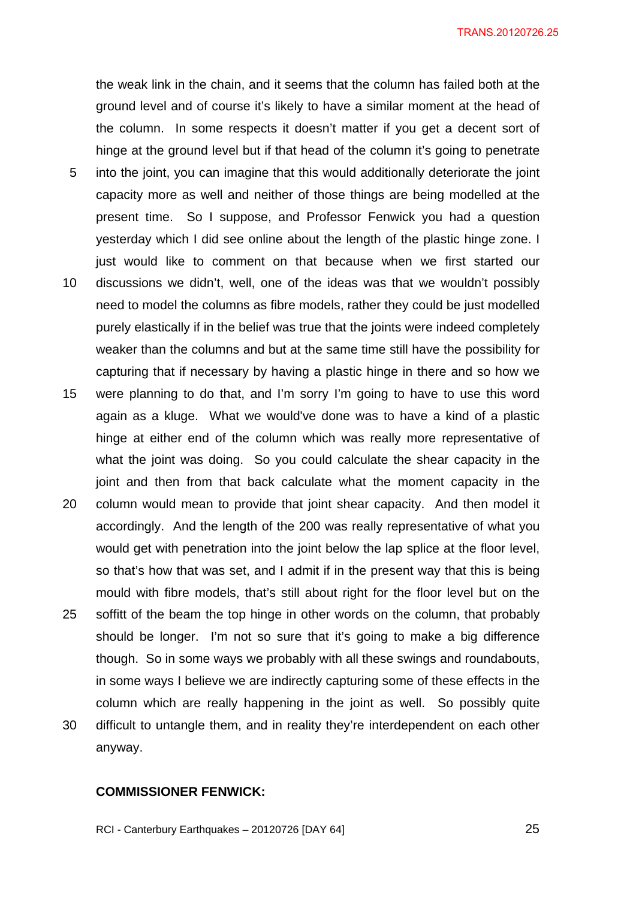the weak link in the chain, and it seems that the column has failed both at the ground level and of course it's likely to have a similar moment at the head of the column. In some respects it doesn't matter if you get a decent sort of hinge at the ground level but if that head of the column it's going to penetrate into the joint, you can imagine that this would additionally deteriorate the joint capacity more as well and neither of those things are being modelled at the present time. So I suppose, and Professor Fenwick you had a question yesterday which I did see online about the length of the plastic hinge zone. I just would like to comment on that because when we first started our discussions we didn't, well, one of the ideas was that we wouldn't possibly need to model the columns as fibre models, rather they could be just modelled purely elastically if in the belief was true that the joints were indeed completely weaker than the columns and but at the same time still have the possibility for capturing that if necessary by having a plastic hinge in there and so how we were planning to do that, and I'm sorry I'm going to have to use this word again as a kluge. What we would've done was to have a kind of a plastic hinge at either end of the column which was really more representative of what the joint was doing. So you could calculate the shear capacity in the joint and then from that back calculate what the moment capacity in the column would mean to provide that joint shear capacity. And then model it accordingly. And the length of the 200 was really representative of what you would get with penetration into the joint below the lap splice at the floor level, so that's how that was set, and I admit if in the present way that this is being mould with fibre models, that's still about right for the floor level but on the soffitt of the beam the top hinge in other words on the column, that probably should be longer. I'm not so sure that it's going to make a big difference though. So in some ways we probably with all these swings and roundabouts, in some ways I believe we are indirectly capturing some of these effects in the column which are really happening in the joint as well. So possibly quite difficult to untangle them, and in reality they're interdependent on each other anyway.

**COMMISSIONER FENWICK:**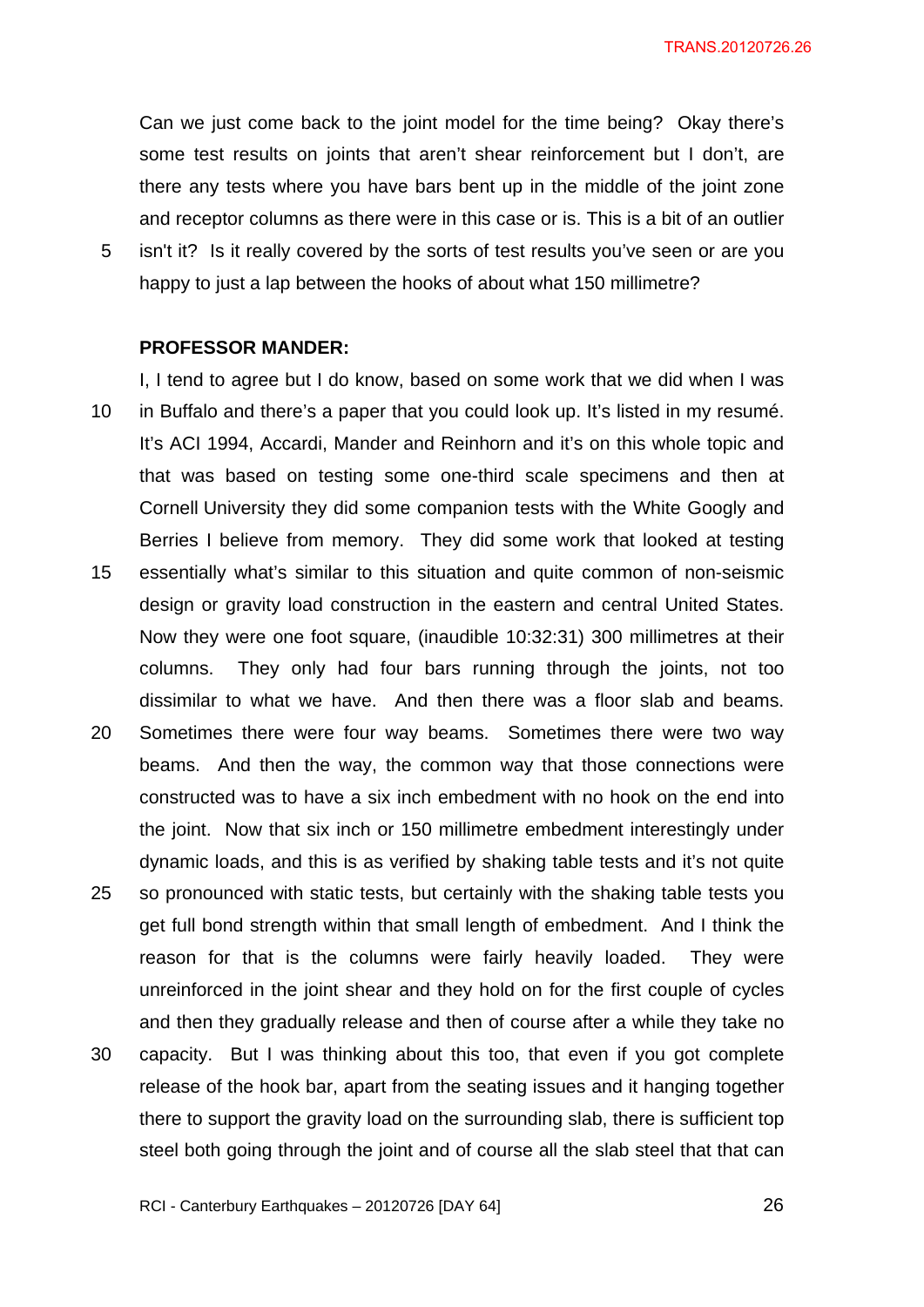Can we just come back to the joint model for the time being? Okay there's some test results on joints that aren't shear reinforcement but I don't, are there any tests where you have bars bent up in the middle of the joint zone and receptor columns as there were in this case or is. This is a bit of an outlier isn't it? Is it really covered by the sorts of test results you've seen or are you happy to just a lap between the hooks of about what 150 millimetre?

**PROFESSOR MANDER:**

I, I tend to agree but I do know, based on some work that we did when I was in Buffalo and there's a paper that you could look up. It's listed in my resumé. It's ACI 1994, Accardi, Mander and Reinhorn and it's on this whole topic and that was based on testing some one-third scale specimens and then at Cornell University they did some companion tests with the White Googly and Berries I believe from memory. They did some work that looked at testing essentially what's similar to this situation and quite common of non-seismic design or gravity load construction in the eastern and central United States. Now they were one foot square, (inaudible 10:32:31) 300 millimetres at their columns. They only had four bars running through the joints, not too dissimilar to what we have. And then there was a floor slab and beams. Sometimes there were four way beams. Sometimes there were two way beams. And then the way, the common way that those connections were constructed was to have a six inch embedment with no hook on the end into the joint. Now that six inch or 150 millimetre embedment interestingly under dynamic loads, and this is as verified by shaking table tests and it's not quite so pronounced with static tests, but certainly with the shaking table tests you get full bond strength within that small length of embedment. And I think the reason for that is the columns were fairly heavily loaded. They were unreinforced in the joint shear and they hold on for the first couple of cycles and then they gradually release and then of course after a while they take no capacity. But I was thinking about this too, that even if you got complete release of the hook bar, apart from the seating issues and it hanging together there to support the gravity load on the surrounding slab, there is sufficient top steel both going through the joint and of course all the slab steel that that can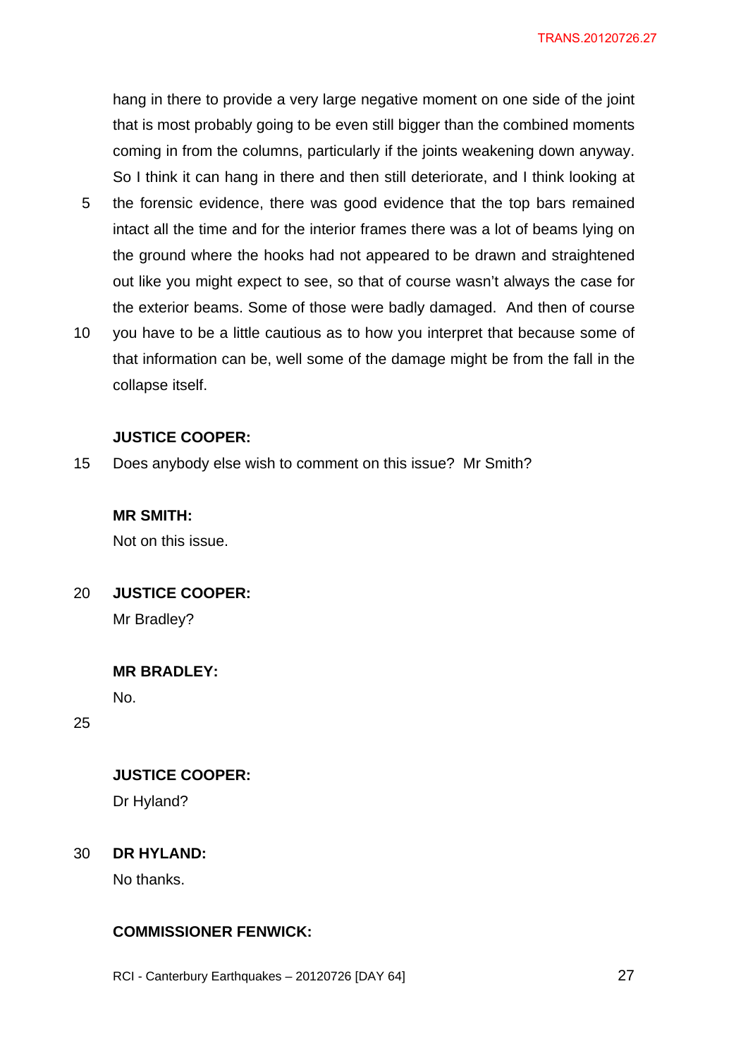hang in there to provide a very large negative moment on one side of the joint that is most probably going to be even still bigger than the combined moments coming in from the columns, particularly if the joints weakening down anyway. So I think it can hang in there and then still deteriorate, and I think looking at the forensic evidence, there was good evidence that the top bars remained intact all the time and for the interior frames there was a lot of beams lying on the ground where the hooks had not appeared to be drawn and straightened out like you might expect to see, so that of course wasn't always the case for the exterior beams. Some of those were badly damaged. And then of course you have to be a little cautious as to how you interpret that because some of that information can be, well some of the damage might be from the fall in the collapse itself.

**JUSTICE COOPER:**

Does anybody else wish to comment on this issue? Mr Smith?

**MR SMITH:**

Not on this issue.

**JUSTICE COOPER:**

Mr Bradley?

**MR BRADLEY:**

No.

**JUSTICE COOPER:**

Dr Hyland?

**DR HYLAND:**

No thanks.

**COMMISSIONER FENWICK:**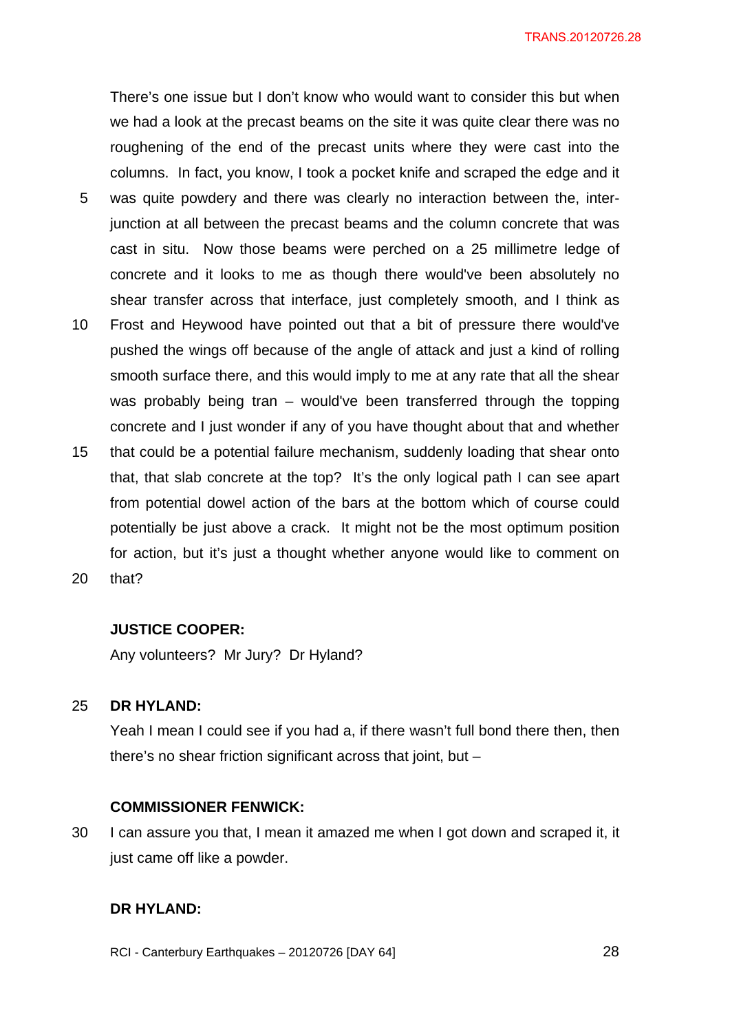There's one issue but I don't know who would want to consider this but when we had a look at the precast beams on the site it was quite clear there was no roughening of the end of the precast units where they were cast into the columns. In fact, you know, I took a pocket knife and scraped the edge and it was quite powdery and there was clearly no interaction between the, inter-junction at all between the precast beams and the column concrete that was cast in situ. Now those beams were perched on a 25 millimetre ledge of concrete and it looks to me as though there would've been absolutely no shear transfer across that interface, just completely smooth, and I think as Frost and Heywood have pointed out that a bit of pressure there would've pushed the wings off because of the angle of attack and just a kind of rolling smooth surface there, and this would imply to me at any rate that all the shear was probably being tran – would've been transferred through the topping concrete and I just wonder if any of you have thought about that and whether that could be a potential failure mechanism, suddenly loading that shear onto that, that slab concrete at the top? It's the only logical path I can see apart from potential dowel action of the bars at the bottom which of course could potentially be just above a crack. It might not be the most optimum position for action, but it's just a thought whether anyone would like to comment on that?

**JUSTICE COOPER:**

Any volunteers? Mr Jury? Dr Hyland?

**DR HYLAND:**

Yeah I mean I could see if you had a, if there wasn't full bond there then, then there's no shear friction significant across that joint, but –

**COMMISSIONER FENWICK:**

I can assure you that, I mean it amazed me when I got down and scraped it, it just came off like a powder.

**DR HYLAND:**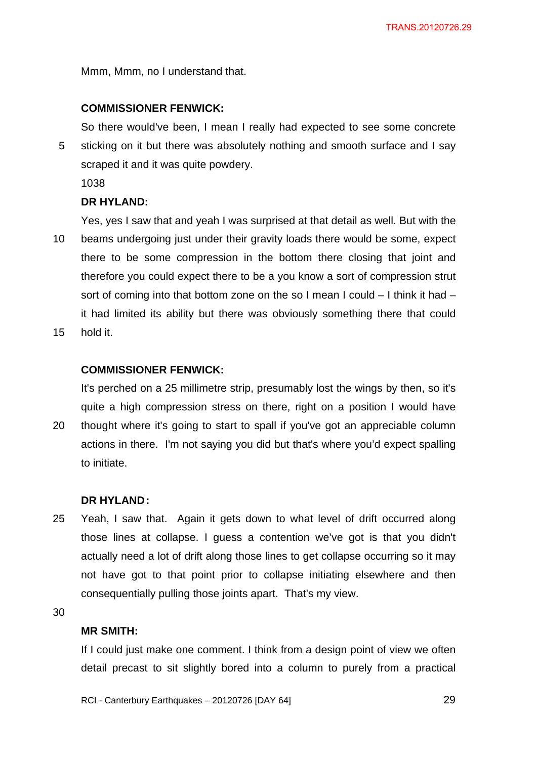Mmm, Mmm, no I understand that.

**COMMISSIONER FENWICK:**

So there would've been, I mean I really had expected to see some concrete sticking on it but there was absolutely nothing and smooth surface and I say scraped it and it was quite powdery.

1038

**DR HYLAND:**

Yes, yes I saw that and yeah I was surprised at that detail as well. But with the beams undergoing just under their gravity loads there would be some, expect there to be some compression in the bottom there closing that joint and therefore you could expect there to be a you know a sort of compression strut sort of coming into that bottom zone on the so I mean I could – I think it had – it had limited its ability but there was obviously something there that could hold it.

**COMMISSIONER FENWICK:**

It's perched on a 25 millimetre strip, presumably lost the wings by then, so it's quite a high compression stress on there, right on a position I would have thought where it's going to start to spall if you've got an appreciable column actions in there. I'm not saying you did but that's where you'd expect spalling to initiate.

**DR HYLAND:**

Yeah, I saw that. Again it gets down to what level of drift occurred along those lines at collapse. I guess a contention we've got is that you didn't actually need a lot of drift along those lines to get collapse occurring so it may not have got to that point prior to collapse initiating elsewhere and then consequentially pulling those joints apart. That's my view.

**MR SMITH:**

If I could just make one comment. I think from a design point of view we often detail precast to sit slightly bored into a column to purely from a practical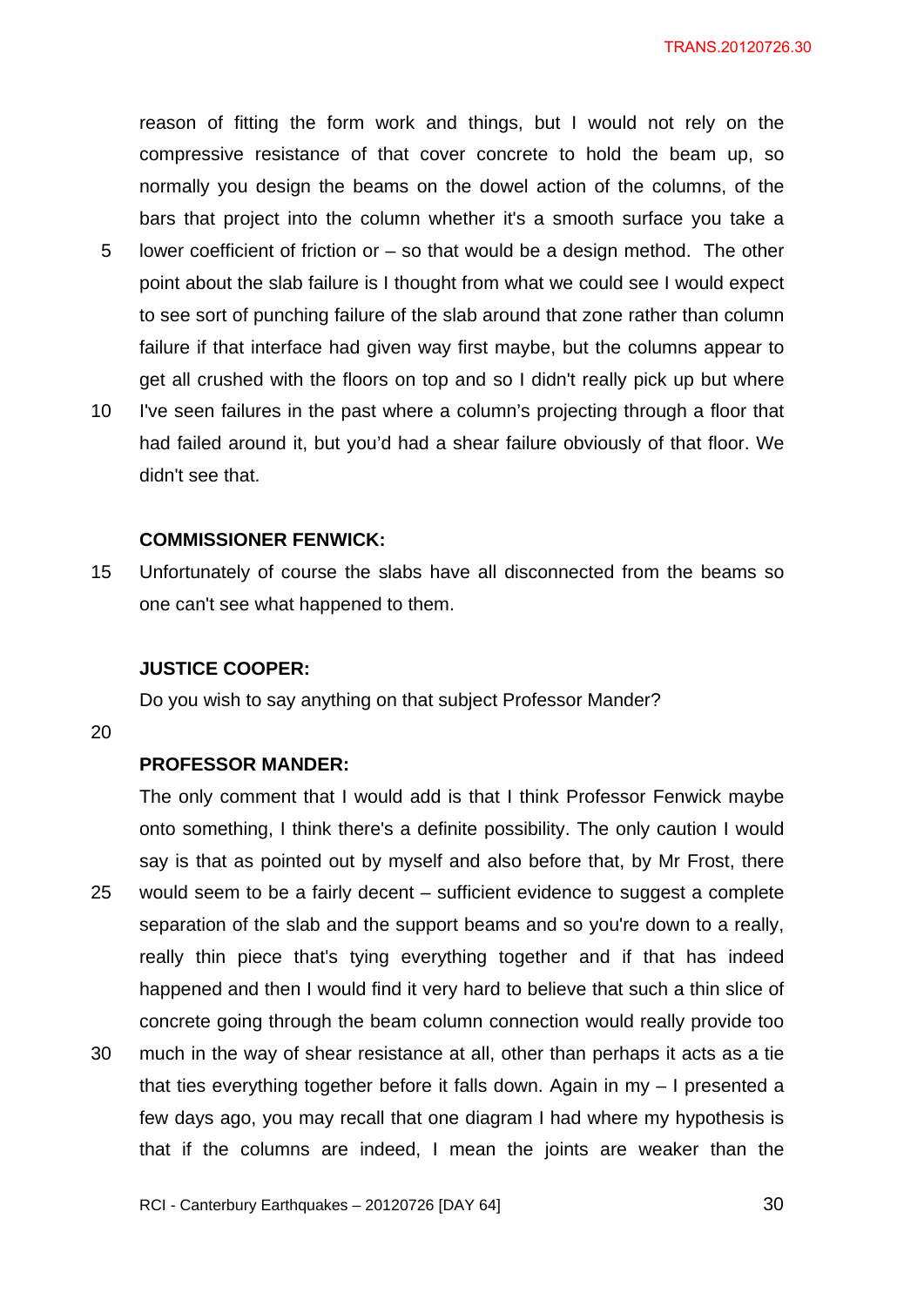reason of fitting the form work and things, but I would not rely on the compressive resistance of that cover concrete to hold the beam up, so normally you design the beams on the dowel action of the columns, of the bars that project into the column whether it's a smooth surface you take a lower coefficient of friction or – so that would be a design method. The other point about the slab failure is I thought from what we could see I would expect to see sort of punching failure of the slab around that zone rather than column failure if that interface had given way first maybe, but the columns appear to get all crushed with the floors on top and so I didn't really pick up but where I've seen failures in the past where a column's projecting through a floor that had failed around it, but you'd had a shear failure obviously of that floor. We didn't see that.

**COMMISSIONER FENWICK:**

Unfortunately of course the slabs have all disconnected from the beams so one can't see what happened to them.

**JUSTICE COOPER:**

Do you wish to say anything on that subject Professor Mander?

**PROFESSOR MANDER:**

The only comment that I would add is that I think Professor Fenwick maybe onto something, I think there's a definite possibility. The only caution I would say is that as pointed out by myself and also before that, by Mr Frost, there would seem to be a fairly decent – sufficient evidence to suggest a complete separation of the slab and the support beams and so you're down to a really, really thin piece that's tying everything together and if that has indeed happened and then I would find it very hard to believe that such a thin slice of concrete going through the beam column connection would really provide too much in the way of shear resistance at all, other than perhaps it acts as a tie that ties everything together before it falls down. Again in my – I presented a few days ago, you may recall that one diagram I had where my hypothesis is that if the columns are indeed, I mean the joints are weaker than the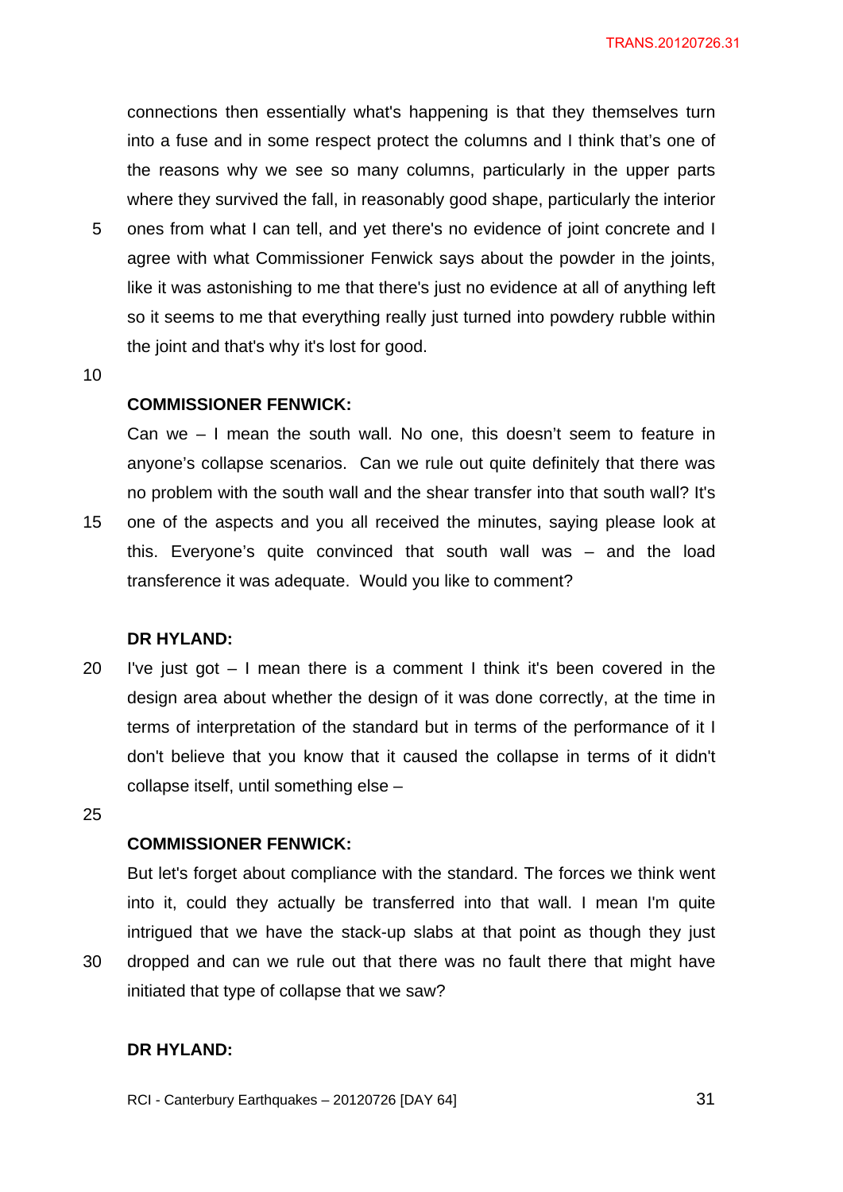connections then essentially what's happening is that they themselves turn into a fuse and in some respect protect the columns and I think that's one of the reasons why we see so many columns, particularly in the upper parts where they survived the fall, in reasonably good shape, particularly the interior ones from what I can tell, and yet there's no evidence of joint concrete and I agree with what Commissioner Fenwick says about the powder in the joints, like it was astonishing to me that there's just no evidence at all of anything left so it seems to me that everything really just turned into powdery rubble within the joint and that's why it's lost for good.

**COMMISSIONER FENWICK:**

Can we – I mean the south wall. No one, this doesn't seem to feature in anyone's collapse scenarios. Can we rule out quite definitely that there was no problem with the south wall and the shear transfer into that south wall? It's one of the aspects and you all received the minutes, saying please look at this. Everyone's quite convinced that south wall was – and the load transference it was adequate. Would you like to comment?

**DR HYLAND:**

I've just got – I mean there is a comment I think it's been covered in the design area about whether the design of it was done correctly, at the time in terms of interpretation of the standard but in terms of the performance of it I don't believe that you know that it caused the collapse in terms of it didn't collapse itself, until something else –

**COMMISSIONER FENWICK:**

But let's forget about compliance with the standard. The forces we think went into it, could they actually be transferred into that wall. I mean I'm quite intrigued that we have the stack-up slabs at that point as though they just dropped and can we rule out that there was no fault there that might have initiated that type of collapse that we saw?

**DR HYLAND:**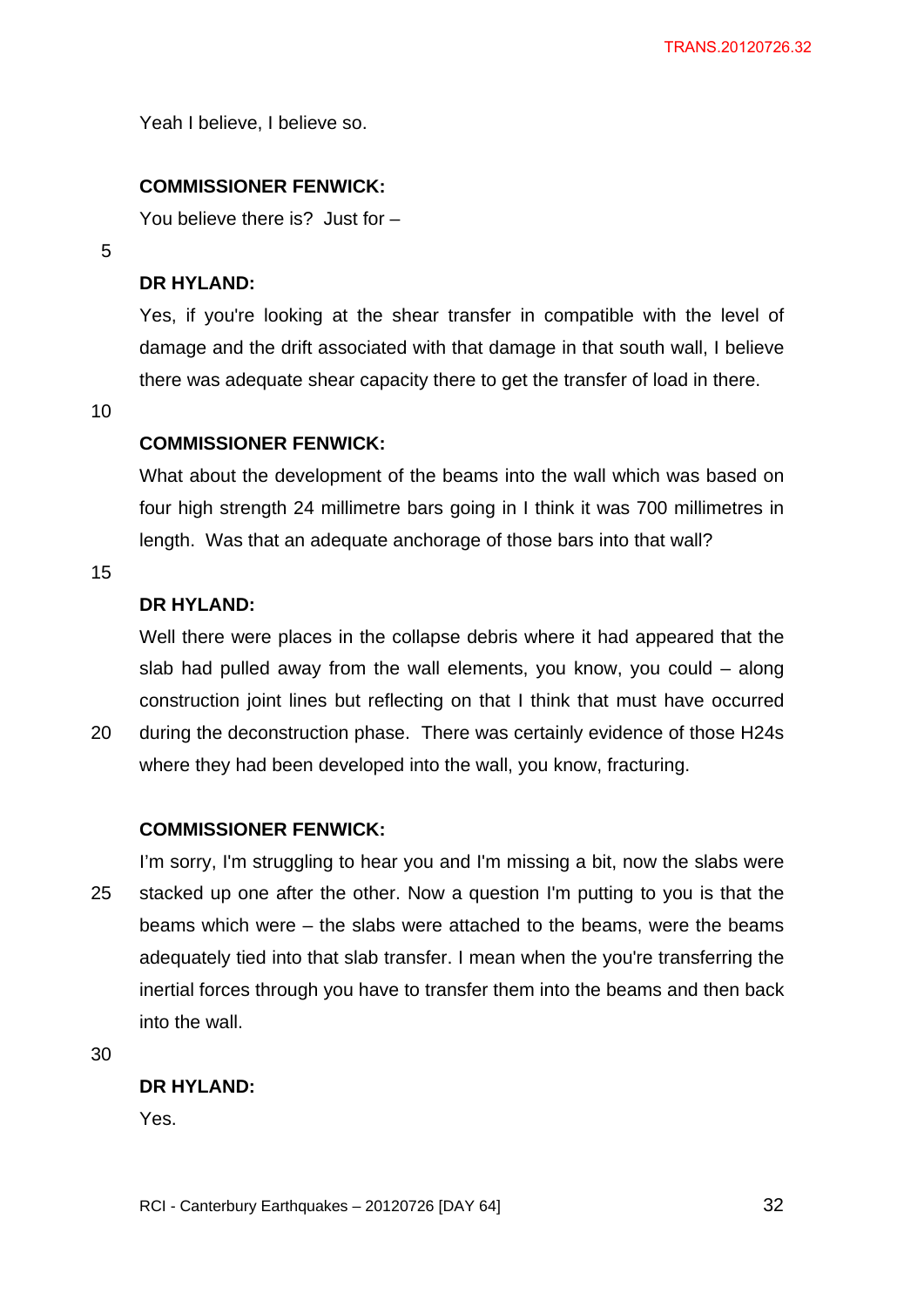Yeah I believe, I believe so.

**COMMISSIONER FENWICK:**

You believe there is? Just for –

**DR HYLAND:**

Yes, if you're looking at the shear transfer in compatible with the level of damage and the drift associated with that damage in that south wall, I believe there was adequate shear capacity there to get the transfer of load in there.

**COMMISSIONER FENWICK:**

What about the development of the beams into the wall which was based on four high strength 24 millimetre bars going in I think it was 700 millimetres in length. Was that an adequate anchorage of those bars into that wall?

**DR HYLAND:**

Well there were places in the collapse debris where it had appeared that the slab had pulled away from the wall elements, you know, you could – along construction joint lines but reflecting on that I think that must have occurred during the deconstruction phase. There was certainly evidence of those H24s where they had been developed into the wall, you know, fracturing.

**COMMISSIONER FENWICK:**

I'm sorry, I'm struggling to hear you and I'm missing a bit, now the slabs were stacked up one after the other. Now a question I'm putting to you is that the beams which were – the slabs were attached to the beams, were the beams adequately tied into that slab transfer. I mean when the you're transferring the inertial forces through you have to transfer them into the beams and then back into the wall.

**DR HYLAND:**

Yes.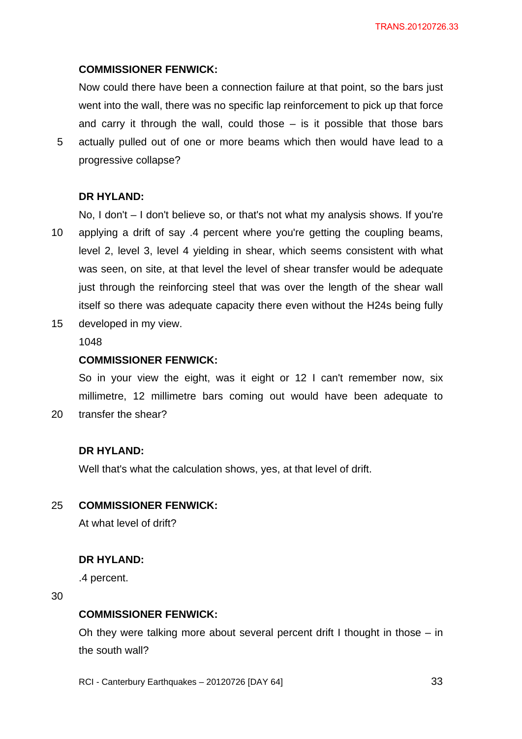**COMMISSIONER FENWICK:**

Now could there have been a connection failure at that point, so the bars just went into the wall, there was no specific lap reinforcement to pick up that force and carry it through the wall, could those – is it possible that those bars actually pulled out of one or more beams which then would have lead to a progressive collapse?

**DR HYLAND:**

No, I don't – I don't believe so, or that's not what my analysis shows. If you're applying a drift of say .4 percent where you're getting the coupling beams, level 2, level 3, level 4 yielding in shear, which seems consistent with what was seen, on site, at that level the level of shear transfer would be adequate just through the reinforcing steel that was over the length of the shear wall itself so there was adequate capacity there even without the H24s being fully developed in my view.

1048

**COMMISSIONER FENWICK:**

So in your view the eight, was it eight or 12 I can't remember now, six millimetre, 12 millimetre bars coming out would have been adequate to transfer the shear?

**DR HYLAND:**

Well that's what the calculation shows, yes, at that level of drift.

**COMMISSIONER FENWICK:**

At what level of drift?

**DR HYLAND:**

.4 percent.

**COMMISSIONER FENWICK:**

Oh they were talking more about several percent drift I thought in those – in the south wall?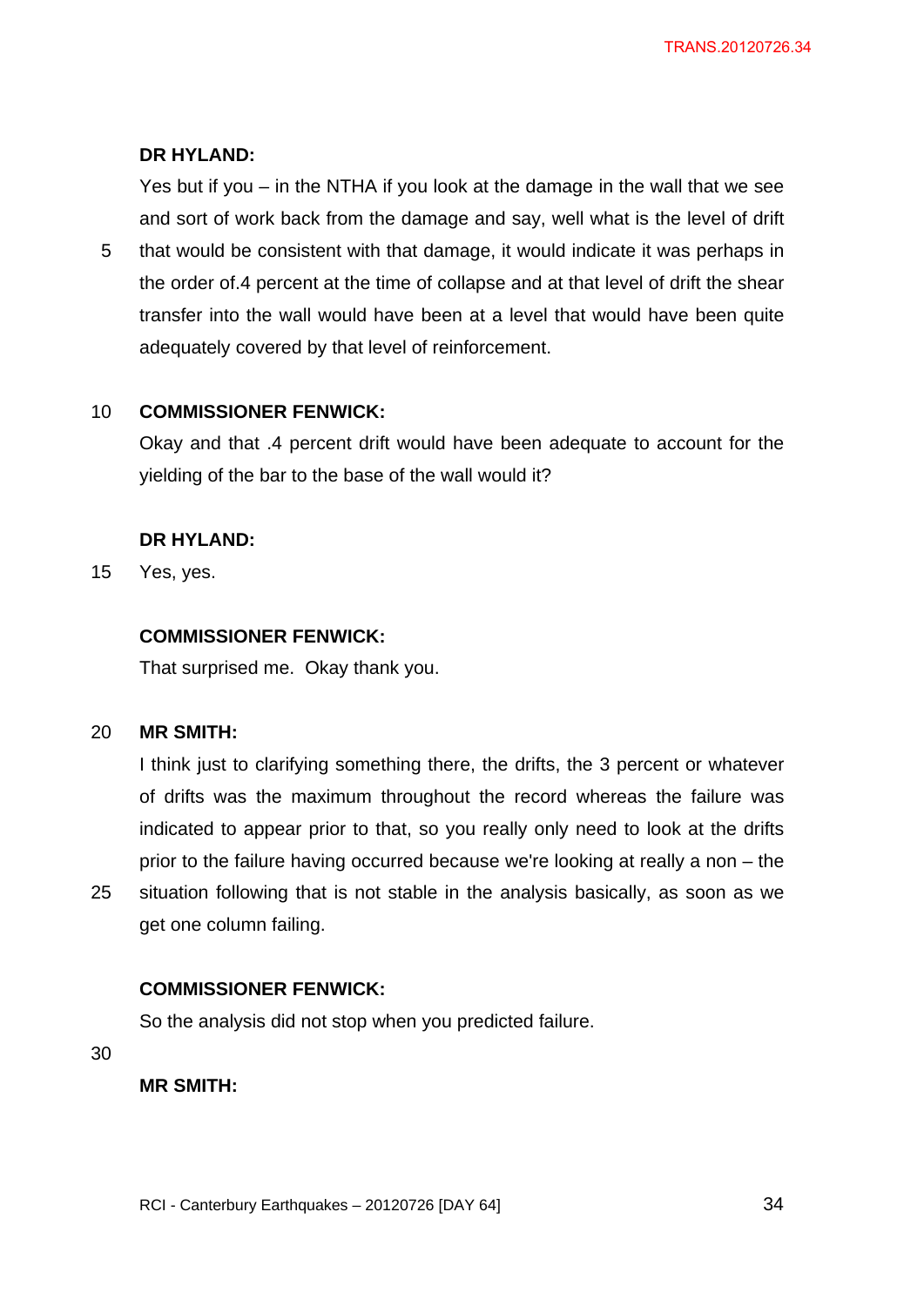**DR HYLAND:**

Yes but if you – in the NTHA if you look at the damage in the wall that we see and sort of work back from the damage and say, well what is the level of drift that would be consistent with that damage, it would indicate it was perhaps in the order of.4 percent at the time of collapse and at that level of drift the shear transfer into the wall would have been at a level that would have been quite adequately covered by that level of reinforcement.

**COMMISSIONER FENWICK:**

Okay and that .4 percent drift would have been adequate to account for the yielding of the bar to the base of the wall would it?

**DR HYLAND:**

Yes, yes.

**COMMISSIONER FENWICK:**

That surprised me. Okay thank you.

**MR SMITH:**

I think just to clarifying something there, the drifts, the 3 percent or whatever of drifts was the maximum throughout the record whereas the failure was indicated to appear prior to that, so you really only need to look at the drifts prior to the failure having occurred because we're looking at really a non – the situation following that is not stable in the analysis basically, as soon as we get one column failing.

**COMMISSIONER FENWICK:**

So the analysis did not stop when you predicted failure.

**MR SMITH:**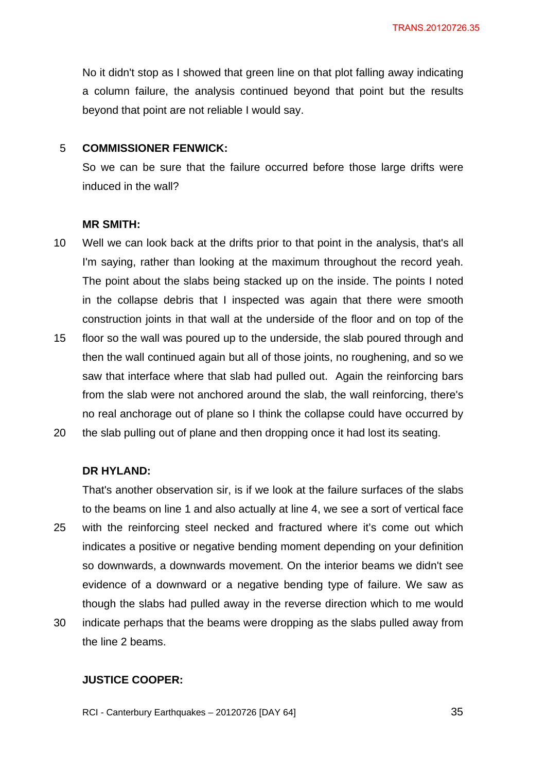No it didn't stop as I showed that green line on that plot falling away indicating a column failure, the analysis continued beyond that point but the results beyond that point are not reliable I would say.

**COMMISSIONER FENWICK:**

So we can be sure that the failure occurred before those large drifts were induced in the wall?

**MR SMITH:**

Well we can look back at the drifts prior to that point in the analysis, that's all I'm saying, rather than looking at the maximum throughout the record yeah. The point about the slabs being stacked up on the inside. The points I noted in the collapse debris that I inspected was again that there were smooth construction joints in that wall at the underside of the floor and on top of the floor so the wall was poured up to the underside, the slab poured through and then the wall continued again but all of those joints, no roughening, and so we saw that interface where that slab had pulled out. Again the reinforcing bars from the slab were not anchored around the slab, the wall reinforcing, there's no real anchorage out of plane so I think the collapse could have occurred by the slab pulling out of plane and then dropping once it had lost its seating.

**DR HYLAND:**

That's another observation sir, is if we look at the failure surfaces of the slabs to the beams on line 1 and also actually at line 4, we see a sort of vertical face with the reinforcing steel necked and fractured where it's come out which indicates a positive or negative bending moment depending on your definition so downwards, a downwards movement. On the interior beams we didn't see evidence of a downward or a negative bending type of failure. We saw as though the slabs had pulled away in the reverse direction which to me would indicate perhaps that the beams were dropping as the slabs pulled away from the line 2 beams.

**JUSTICE COOPER:**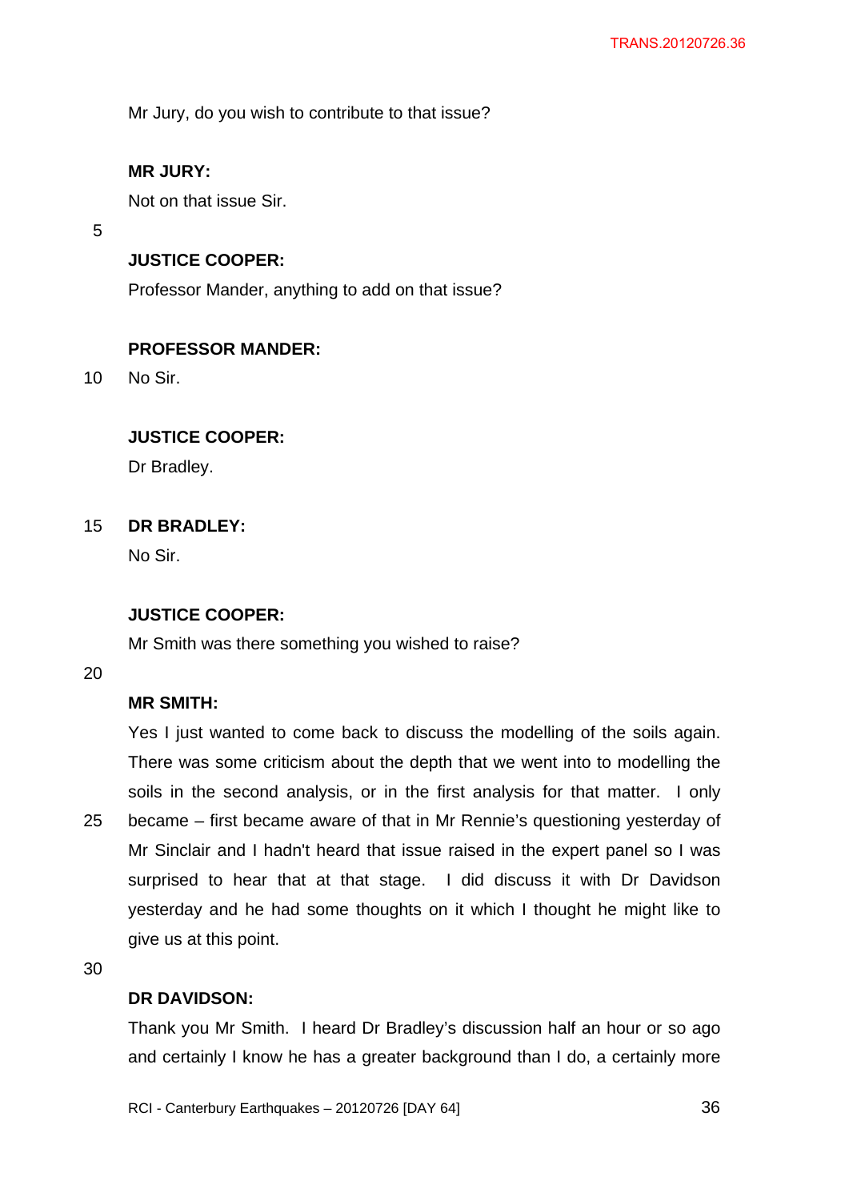Mr Jury, do you wish to contribute to that issue?

**MR JURY:**

Not on that issue Sir.

**JUSTICE COOPER:**

Professor Mander, anything to add on that issue?

**PROFESSOR MANDER:**

No Sir.

**JUSTICE COOPER:**

Dr Bradley.

**DR BRADLEY:**

No Sir.

**JUSTICE COOPER:**

Mr Smith was there something you wished to raise?

**MR SMITH:**

Yes I just wanted to come back to discuss the modelling of the soils again. There was some criticism about the depth that we went into to modelling the soils in the second analysis, or in the first analysis for that matter. I only became – first became aware of that in Mr Rennie's questioning yesterday of Mr Sinclair and I hadn't heard that issue raised in the expert panel so I was surprised to hear that at that stage. I did discuss it with Dr Davidson yesterday and he had some thoughts on it which I thought he might like to give us at this point.

**DR DAVIDSON:**

Thank you Mr Smith. I heard Dr Bradley's discussion half an hour or so ago and certainly I know he has a greater background than I do, a certainly more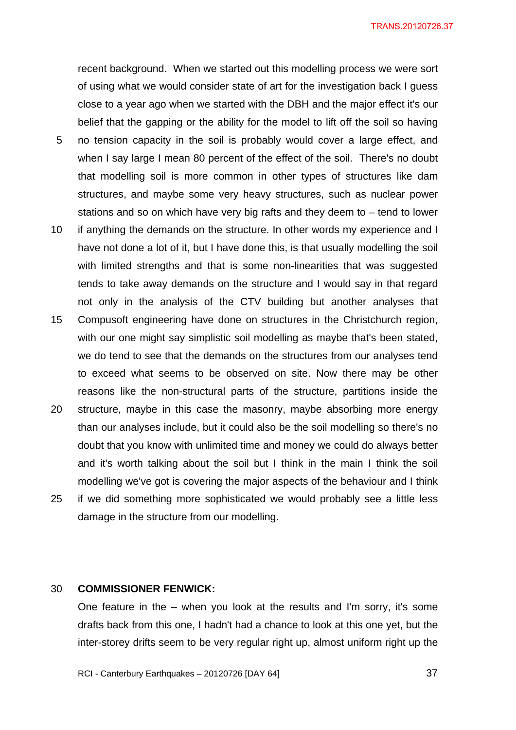recent background. When we started out this modelling process we were sort of using what we would consider state of art for the investigation back I guess close to a year ago when we started with the DBH and the major effect it's our belief that the gapping or the ability for the model to lift off the soil so having no tension capacity in the soil is probably would cover a large effect, and when I say large I mean 80 percent of the effect of the soil. There's no doubt that modelling soil is more common in other types of structures like dam structures, and maybe some very heavy structures, such as nuclear power stations and so on which have very big rafts and they deem to – tend to lower if anything the demands on the structure. In other words my experience and I have not done a lot of it, but I have done this, is that usually modelling the soil with limited strengths and that is some non-linearities that was suggested tends to take away demands on the structure and I would say in that regard not only in the analysis of the CTV building but another analyses that Compusoft engineering have done on structures in the Christchurch region, with our one might say simplistic soil modelling as maybe that's been stated, we do tend to see that the demands on the structures from our analyses tend to exceed what seems to be observed on site. Now there may be other reasons like the non-structural parts of the structure, partitions inside the structure, maybe in this case the masonry, maybe absorbing more energy than our analyses include, but it could also be the soil modelling so there's no doubt that you know with unlimited time and money we could do always better and it's worth talking about the soil but I think in the main I think the soil modelling we've got is covering the major aspects of the behaviour and I think if we did something more sophisticated we would probably see a little less damage in the structure from our modelling.

**COMMISSIONER FENWICK:**

One feature in the – when you look at the results and I'm sorry, it's some drafts back from this one, I hadn't had a chance to look at this one yet, but the inter-storey drifts seem to be very regular right up, almost uniform right up the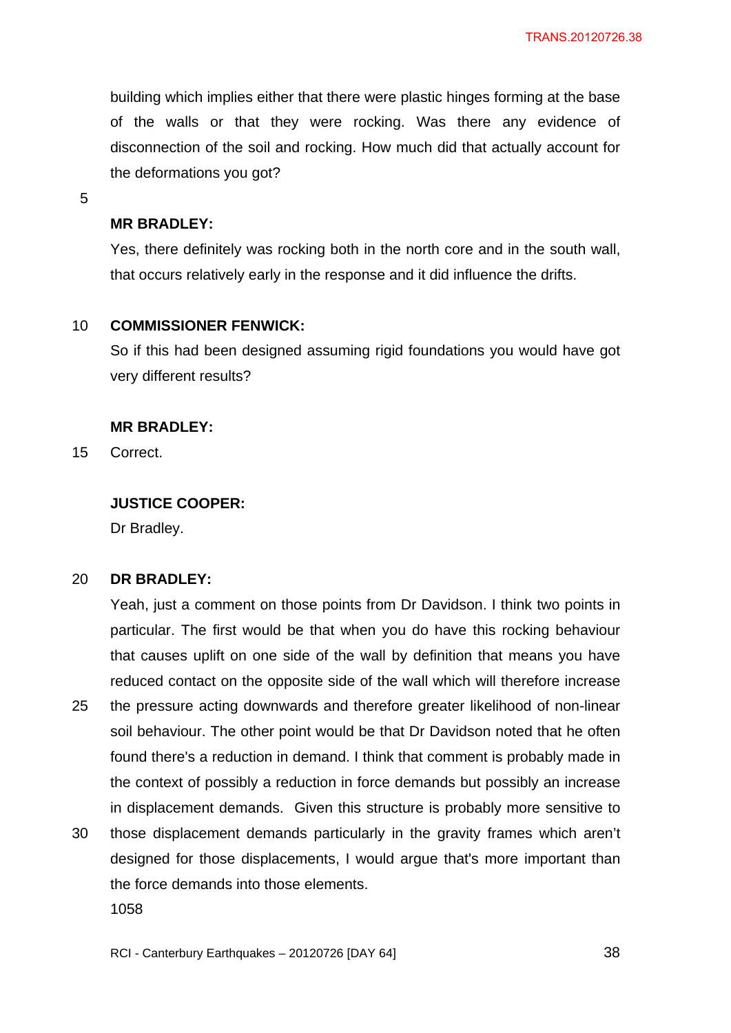building which implies either that there were plastic hinges forming at the base of the walls or that they were rocking. Was there any evidence of disconnection of the soil and rocking. How much did that actually account for the deformations you got?

**MR BRADLEY:**

Yes, there definitely was rocking both in the north core and in the south wall, that occurs relatively early in the response and it did influence the drifts.

**COMMISSIONER FENWICK:**

So if this had been designed assuming rigid foundations you would have got very different results?

**MR BRADLEY:**

Correct.

**JUSTICE COOPER:**

Dr Bradley.

**DR BRADLEY:**

Yeah, just a comment on those points from Dr Davidson. I think two points in particular. The first would be that when you do have this rocking behaviour that causes uplift on one side of the wall by definition that means you have reduced contact on the opposite side of the wall which will therefore increase the pressure acting downwards and therefore greater likelihood of non-linear soil behaviour. The other point would be that Dr Davidson noted that he often found there's a reduction in demand. I think that comment is probably made in the context of possibly a reduction in force demands but possibly an increase in displacement demands. Given this structure is probably more sensitive to those displacement demands particularly in the gravity frames which aren't designed for those displacements, I would argue that's more important than the force demands into those elements.

1058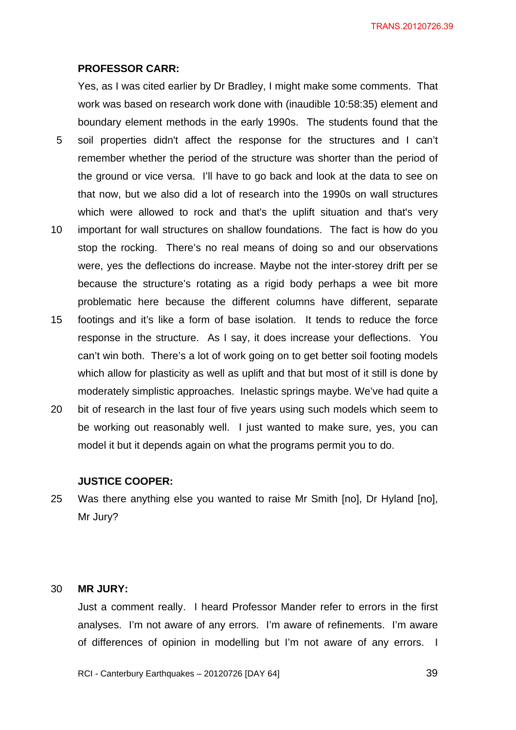**PROFESSOR CARR:**

Yes, as I was cited earlier by Dr Bradley, I might make some comments. That work was based on research work done with (inaudible 10:58:35) element and boundary element methods in the early 1990s. The students found that the soil properties didn't affect the response for the structures and I can't remember whether the period of the structure was shorter than the period of the ground or vice versa. I'll have to go back and look at the data to see on that now, but we also did a lot of research into the 1990s on wall structures which were allowed to rock and that's the uplift situation and that's very important for wall structures on shallow foundations. The fact is how do you stop the rocking. There's no real means of doing so and our observations were, yes the deflections do increase. Maybe not the inter-storey drift per se because the structure's rotating as a rigid body perhaps a wee bit more problematic here because the different columns have different, separate footings and it's like a form of base isolation. It tends to reduce the force response in the structure. As I say, it does increase your deflections. You can't win both. There's a lot of work going on to get better soil footing models which allow for plasticity as well as uplift and that but most of it still is done by moderately simplistic approaches. Inelastic springs maybe. We've had quite a bit of research in the last four of five years using such models which seem to be working out reasonably well. I just wanted to make sure, yes, you can model it but it depends again on what the programs permit you to do.

**JUSTICE COOPER:**

Was there anything else you wanted to raise Mr Smith [no], Dr Hyland [no], Mr Jury?

**MR JURY:**

Just a comment really. I heard Professor Mander refer to errors in the first analyses. I'm not aware of any errors. I'm aware of refinements. I'm aware of differences of opinion in modelling but I'm not aware of any errors. I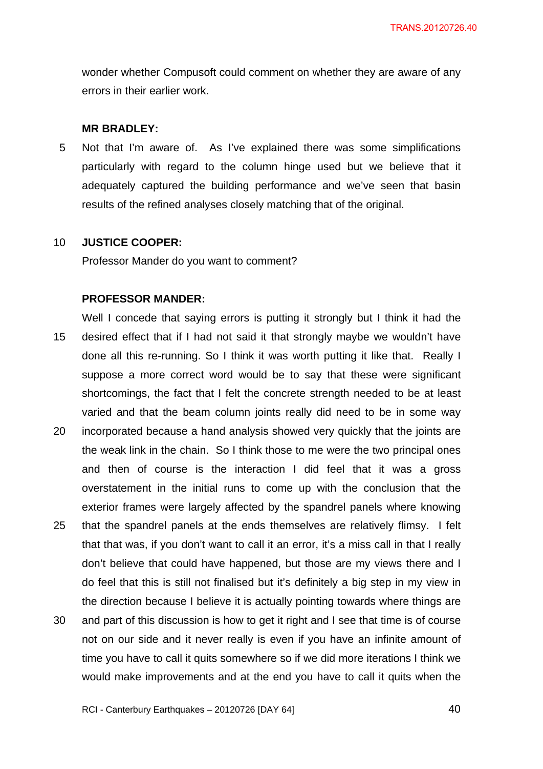wonder whether Compusoft could comment on whether they are aware of any errors in their earlier work.

**MR BRADLEY:**

Not that I'm aware of. As I've explained there was some simplifications particularly with regard to the column hinge used but we believe that it adequately captured the building performance and we've seen that basin results of the refined analyses closely matching that of the original.

**JUSTICE COOPER:**

Professor Mander do you want to comment?

**PROFESSOR MANDER:**

Well I concede that saying errors is putting it strongly but I think it had the desired effect that if I had not said it that strongly maybe we wouldn't have done all this re-running. So I think it was worth putting it like that. Really I suppose a more correct word would be to say that these were significant shortcomings, the fact that I felt the concrete strength needed to be at least varied and that the beam column joints really did need to be in some way incorporated because a hand analysis showed very quickly that the joints are the weak link in the chain. So I think those to me were the two principal ones and then of course is the interaction I did feel that it was a gross overstatement in the initial runs to come up with the conclusion that the exterior frames were largely affected by the spandrel panels where knowing that the spandrel panels at the ends themselves are relatively flimsy. I felt that that was, if you don't want to call it an error, it's a miss call in that I really don't believe that could have happened, but those are my views there and I do feel that this is still not finalised but it's definitely a big step in my view in the direction because I believe it is actually pointing towards where things are and part of this discussion is how to get it right and I see that time is of course not on our side and it never really is even if you have an infinite amount of time you have to call it quits somewhere so if we did more iterations I think we would make improvements and at the end you have to call it quits when the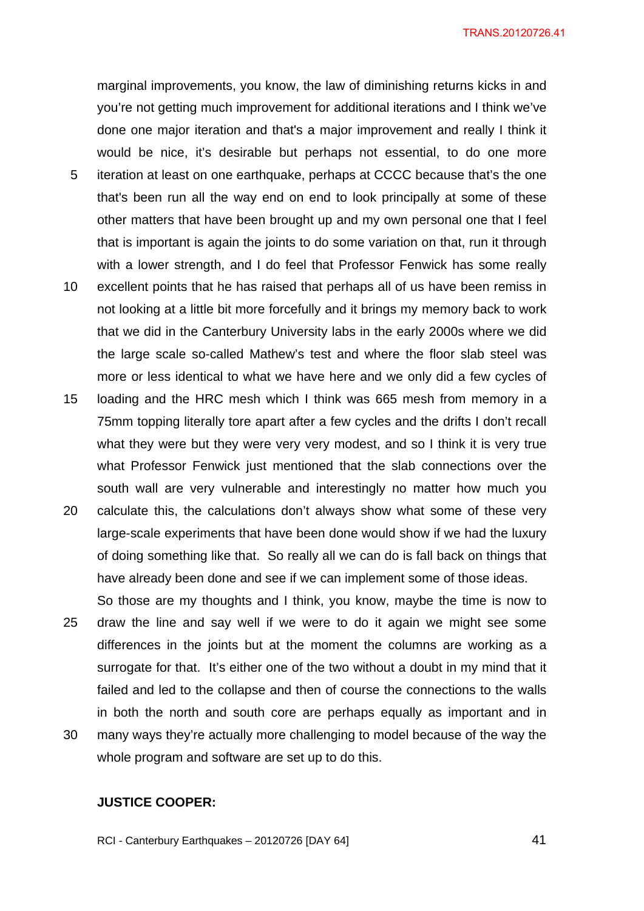marginal improvements, you know, the law of diminishing returns kicks in and you're not getting much improvement for additional iterations and I think we've done one major iteration and that's a major improvement and really I think it would be nice, it's desirable but perhaps not essential, to do one more iteration at least on one earthquake, perhaps at CCCC because that's the one that's been run all the way end on end to look principally at some of these other matters that have been brought up and my own personal one that I feel that is important is again the joints to do some variation on that, run it through with a lower strength, and I do feel that Professor Fenwick has some really excellent points that he has raised that perhaps all of us have been remiss in not looking at a little bit more forcefully and it brings my memory back to work that we did in the Canterbury University labs in the early 2000s where we did the large scale so-called Mathew's test and where the floor slab steel was more or less identical to what we have here and we only did a few cycles of loading and the HRC mesh which I think was 665 mesh from memory in a 75mm topping literally tore apart after a few cycles and the drifts I don't recall what they were but they were very very modest, and so I think it is very true what Professor Fenwick just mentioned that the slab connections over the south wall are very vulnerable and interestingly no matter how much you calculate this, the calculations don't always show what some of these very large-scale experiments that have been done would show if we had the luxury of doing something like that. So really all we can do is fall back on things that have already been done and see if we can implement some of those ideas.

So those are my thoughts and I think, you know, maybe the time is now to draw the line and say well if we were to do it again we might see some differences in the joints but at the moment the columns are working as a surrogate for that. It's either one of the two without a doubt in my mind that it failed and led to the collapse and then of course the connections to the walls in both the north and south core are perhaps equally as important and in many ways they're actually more challenging to model because of the way the whole program and software are set up to do this.

**JUSTICE COOPER:**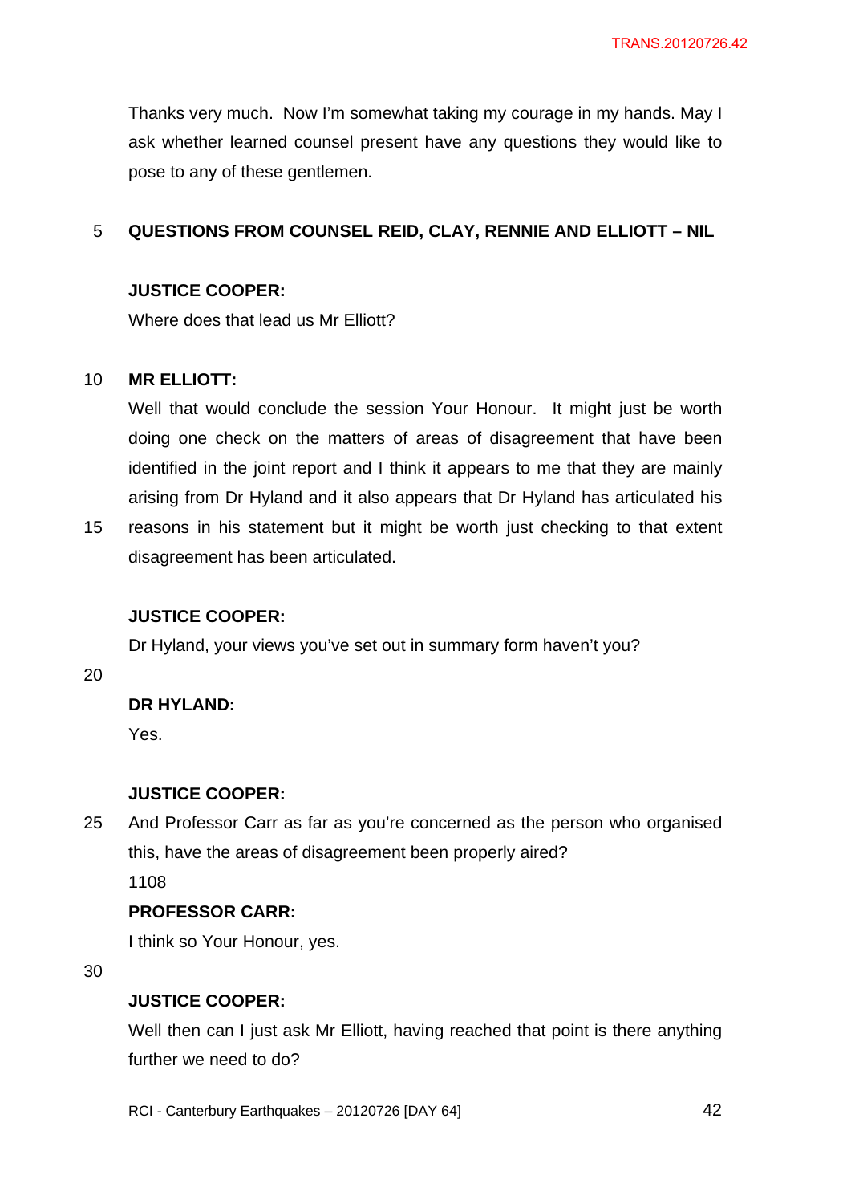Thanks very much. Now I'm somewhat taking my courage in my hands. May I ask whether learned counsel present have any questions they would like to pose to any of these gentlemen.

**QUESTIONS FROM COUNSEL REID, CLAY, RENNIE AND ELLIOTT – NIL**

**JUSTICE COOPER:**

Where does that lead us Mr Elliott?

**MR ELLIOTT:**

Well that would conclude the session Your Honour. It might just be worth doing one check on the matters of areas of disagreement that have been identified in the joint report and I think it appears to me that they are mainly arising from Dr Hyland and it also appears that Dr Hyland has articulated his reasons in his statement but it might be worth just checking to that extent disagreement has been articulated.

**JUSTICE COOPER:**

Dr Hyland, your views you've set out in summary form haven't you?

**DR HYLAND:**

Yes.

**JUSTICE COOPER:**

And Professor Carr as far as you're concerned as the person who organised this, have the areas of disagreement been properly aired?

1108

**PROFESSOR CARR:**

I think so Your Honour, yes.

**JUSTICE COOPER:**

Well then can I just ask Mr Elliott, having reached that point is there anything further we need to do?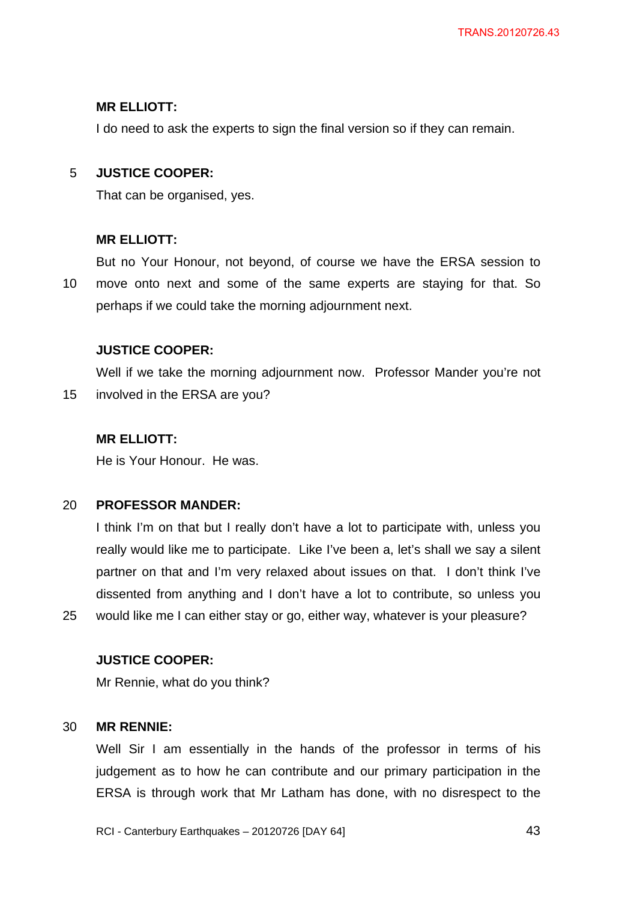**MR ELLIOTT:**

I do need to ask the experts to sign the final version so if they can remain.

**JUSTICE COOPER:**

That can be organised, yes.

**MR ELLIOTT:**

But no Your Honour, not beyond, of course we have the ERSA session to move onto next and some of the same experts are staying for that. So perhaps if we could take the morning adjournment next.

**JUSTICE COOPER:**

Well if we take the morning adjournment now. Professor Mander you're not involved in the ERSA are you?

**MR ELLIOTT:**

He is Your Honour. He was.

**PROFESSOR MANDER:**

I think I'm on that but I really don't have a lot to participate with, unless you really would like me to participate. Like I've been a, let's shall we say a silent partner on that and I'm very relaxed about issues on that. I don't think I've dissented from anything and I don't have a lot to contribute, so unless you would like me I can either stay or go, either way, whatever is your pleasure?

**JUSTICE COOPER:**

Mr Rennie, what do you think?

**MR RENNIE:**

Well Sir I am essentially in the hands of the professor in terms of his judgement as to how he can contribute and our primary participation in the ERSA is through work that Mr Latham has done, with no disrespect to the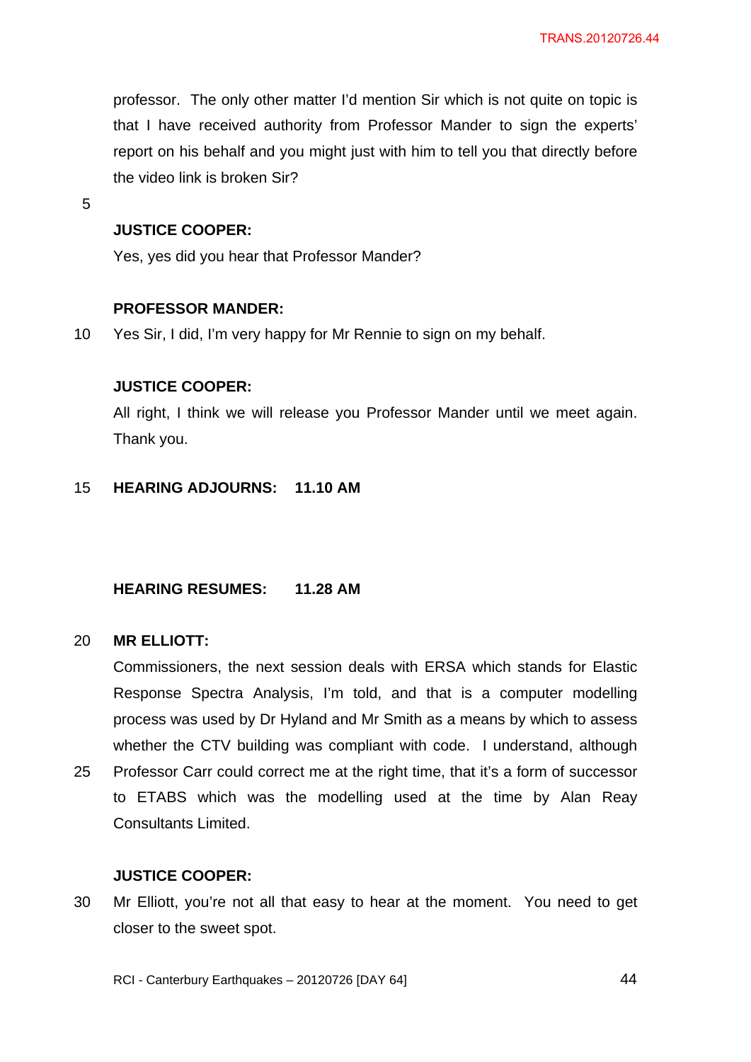professor. The only other matter I'd mention Sir which is not quite on topic is that I have received authority from Professor Mander to sign the experts' report on his behalf and you might just with him to tell you that directly before the video link is broken Sir?

**JUSTICE COOPER:**

Yes, yes did you hear that Professor Mander?

**PROFESSOR MANDER:**

Yes Sir, I did, I'm very happy for Mr Rennie to sign on my behalf.

**JUSTICE COOPER:**

All right, I think we will release you Professor Mander until we meet again. Thank you.

**HEARING ADJOURNS: 11.10 AM**

**HEARING RESUMES: 11.28 AM**

**MR ELLIOTT:**

Commissioners, the next session deals with ERSA which stands for Elastic Response Spectra Analysis, I'm told, and that is a computer modelling process was used by Dr Hyland and Mr Smith as a means by which to assess whether the CTV building was compliant with code. I understand, although Professor Carr could correct me at the right time, that it's a form of successor to ETABS which was the modelling used at the time by Alan Reay Consultants Limited.

**JUSTICE COOPER:**

Mr Elliott, you're not all that easy to hear at the moment. You need to get closer to the sweet spot.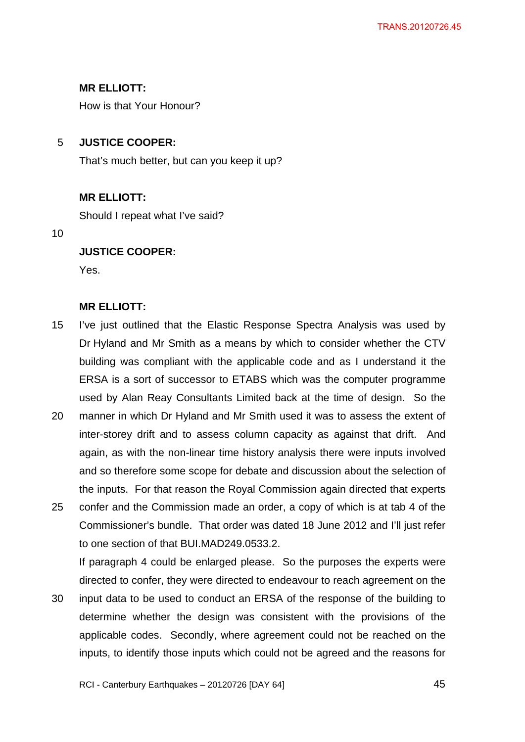**MR ELLIOTT:**

How is that Your Honour?

**JUSTICE COOPER:**

That's much better, but can you keep it up?

**MR ELLIOTT:**

Should I repeat what I've said?

**JUSTICE COOPER:**

Yes.

**MR ELLIOTT:**

I've just outlined that the Elastic Response Spectra Analysis was used by Dr Hyland and Mr Smith as a means by which to consider whether the CTV building was compliant with the applicable code and as I understand it the ERSA is a sort of successor to ETABS which was the computer programme used by Alan Reay Consultants Limited back at the time of design. So the manner in which Dr Hyland and Mr Smith used it was to assess the extent of inter-storey drift and to assess column capacity as against that drift. And again, as with the non-linear time history analysis there were inputs involved and so therefore some scope for debate and discussion about the selection of the inputs. For that reason the Royal Commission again directed that experts confer and the Commission made an order, a copy of which is at tab 4 of the Commissioner's bundle. That order was dated 18 June 2012 and I'll just refer to one section of that BUI.MAD249.0533.2.

If paragraph 4 could be enlarged please. So the purposes the experts were directed to confer, they were directed to endeavour to reach agreement on the input data to be used to conduct an ERSA of the response of the building to determine whether the design was consistent with the provisions of the applicable codes. Secondly, where agreement could not be reached on the inputs, to identify those inputs which could not be agreed and the reasons for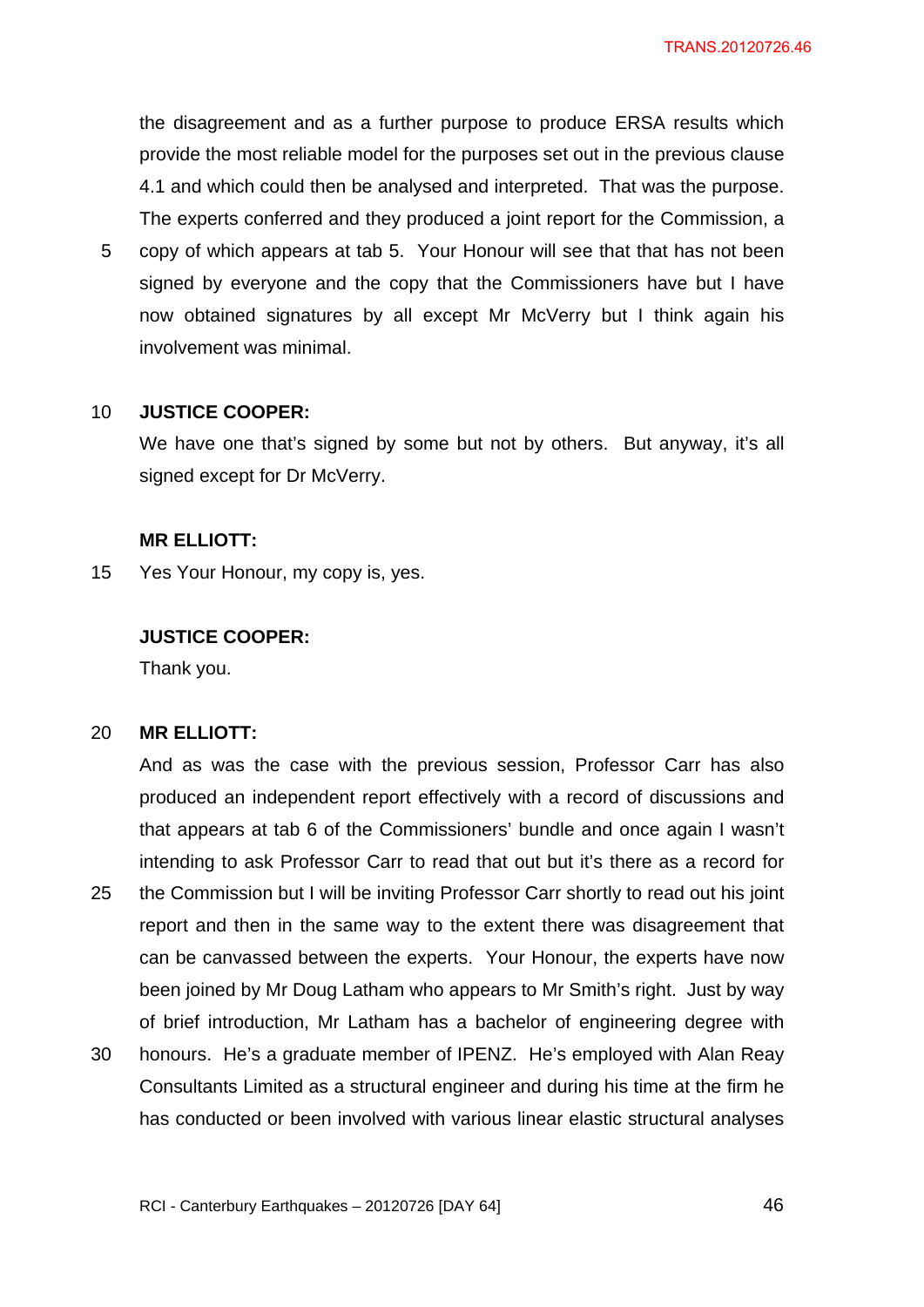the disagreement and as a further purpose to produce ERSA results which provide the most reliable model for the purposes set out in the previous clause 4.1 and which could then be analysed and interpreted. That was the purpose. The experts conferred and they produced a joint report for the Commission, a copy of which appears at tab 5. Your Honour will see that that has not been signed by everyone and the copy that the Commissioners have but I have now obtained signatures by all except Mr McVerry but I think again his involvement was minimal.

**JUSTICE COOPER:**

We have one that's signed by some but not by others. But anyway, it's all signed except for Dr McVerry.

**MR ELLIOTT:**

Yes Your Honour, my copy is, yes.

**JUSTICE COOPER:**

Thank you.

**MR ELLIOTT:**

And as was the case with the previous session, Professor Carr has also produced an independent report effectively with a record of discussions and that appears at tab 6 of the Commissioners' bundle and once again I wasn't intending to ask Professor Carr to read that out but it's there as a record for the Commission but I will be inviting Professor Carr shortly to read out his joint report and then in the same way to the extent there was disagreement that can be canvassed between the experts. Your Honour, the experts have now been joined by Mr Doug Latham who appears to Mr Smith's right. Just by way of brief introduction, Mr Latham has a bachelor of engineering degree with honours. He's a graduate member of IPENZ. He's employed with Alan Reay Consultants Limited as a structural engineer and during his time at the firm he has conducted or been involved with various linear elastic structural analyses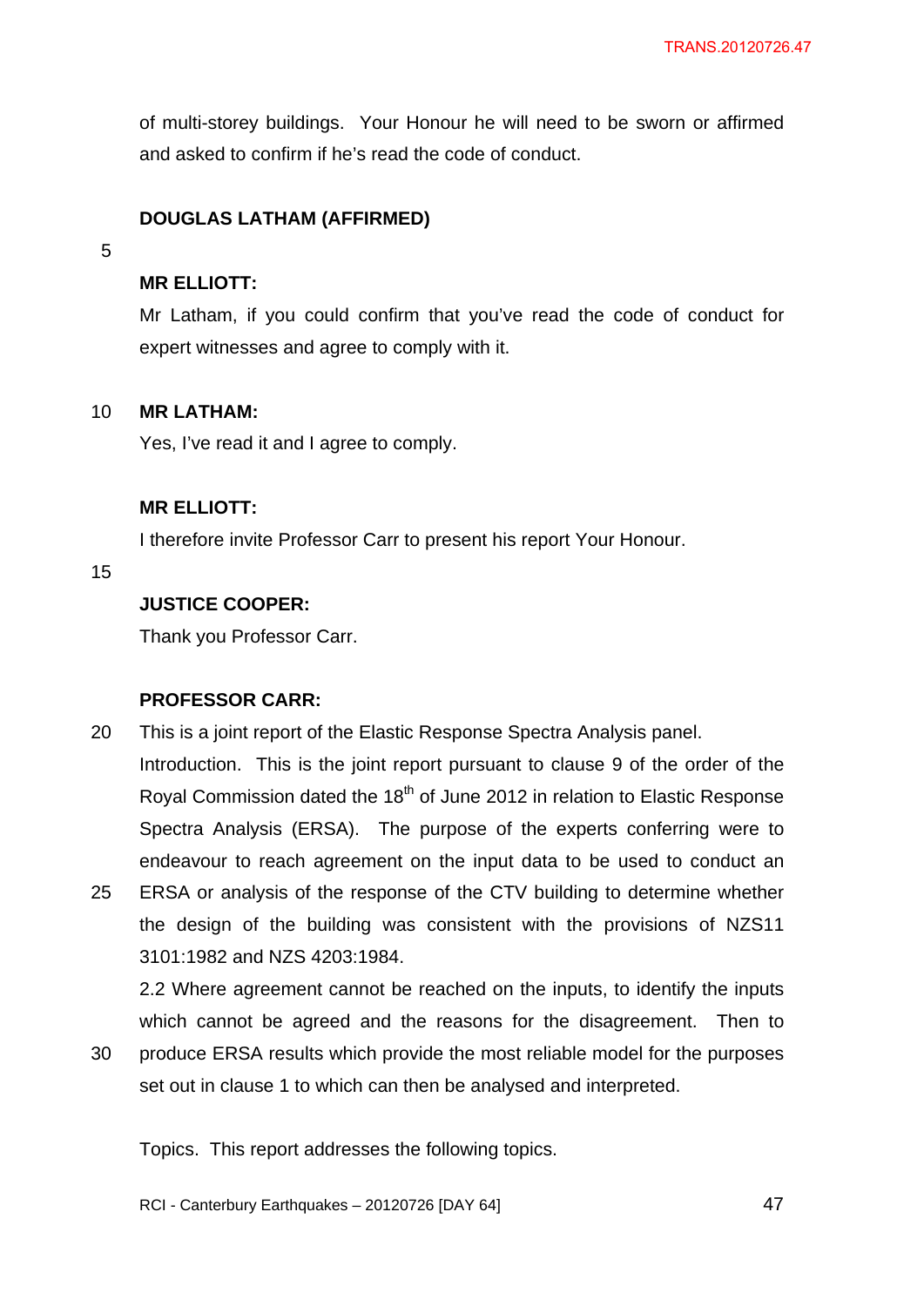of multi-storey buildings. Your Honour he will need to be sworn or affirmed and asked to confirm if he's read the code of conduct.

**DOUGLAS LATHAM (AFFIRMED)**

**MR ELLIOTT:**
Mr Latham, if you could confirm that you've read the code of conduct for expert witnesses and agree to comply with it.

**MR LATHAM:**
Yes, I've read it and I agree to comply.

**MR ELLIOTT:**
I therefore invite Professor Carr to present his report Your Honour.

**JUSTICE COOPER:**
Thank you Professor Carr.

**PROFESSOR CARR:**
This is a joint report of the Elastic Response Spectra Analysis panel. Introduction. This is the joint report pursuant to clause 9 of the order of the Royal Commission dated the 18th of June 2012 in relation to Elastic Response Spectra Analysis (ERSA). The purpose of the experts conferring were to endeavour to reach agreement on the input data to be used to conduct an ERSA or analysis of the response of the CTV building to determine whether the design of the building was consistent with the provisions of NZS11 3101:1982 and NZS 4203:1984.

2.2 Where agreement cannot be reached on the inputs, to identify the inputs which cannot be agreed and the reasons for the disagreement. Then to produce ERSA results which provide the most reliable model for the purposes set out in clause 1 to which can then be analysed and interpreted.

Topics. This report addresses the following topics.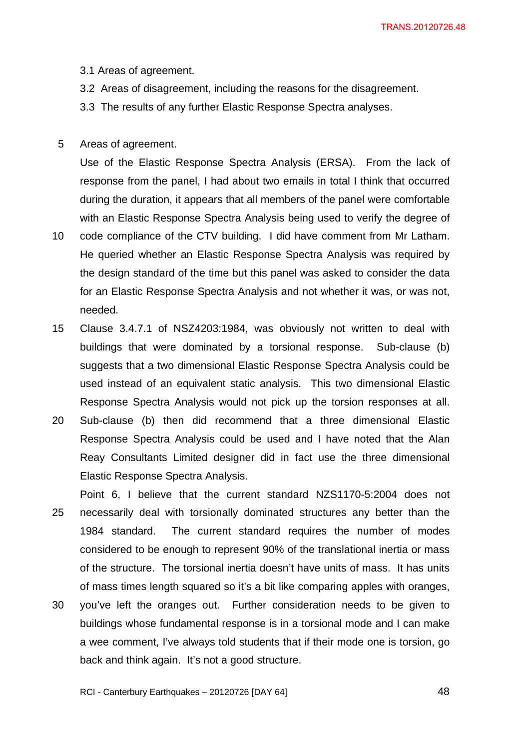3.1 Areas of agreement.

3.2 Areas of disagreement, including the reasons for the disagreement.

3.3 The results of any further Elastic Response Spectra analyses.

Areas of agreement.

Use of the Elastic Response Spectra Analysis (ERSA). From the lack of response from the panel, I had about two emails in total I think that occurred during the duration, it appears that all members of the panel were comfortable with an Elastic Response Spectra Analysis being used to verify the degree of code compliance of the CTV building. I did have comment from Mr Latham. He queried whether an Elastic Response Spectra Analysis was required by the design standard of the time but this panel was asked to consider the data for an Elastic Response Spectra Analysis and not whether it was, or was not, needed.

Clause 3.4.7.1 of NSZ4203:1984, was obviously not written to deal with buildings that were dominated by a torsional response. Sub-clause (b) suggests that a two dimensional Elastic Response Spectra Analysis could be used instead of an equivalent static analysis. This two dimensional Elastic Response Spectra Analysis would not pick up the torsion responses at all. Sub-clause (b) then did recommend that a three dimensional Elastic Response Spectra Analysis could be used and I have noted that the Alan Reay Consultants Limited designer did in fact use the three dimensional Elastic Response Spectra Analysis.

Point 6, I believe that the current standard NZS1170-5:2004 does not necessarily deal with torsionally dominated structures any better than the 1984 standard. The current standard requires the number of modes considered to be enough to represent 90% of the translational inertia or mass of the structure. The torsional inertia doesn't have units of mass. It has units of mass times length squared so it's a bit like comparing apples with oranges, you've left the oranges out. Further consideration needs to be given to buildings whose fundamental response is in a torsional mode and I can make a wee comment, I've always told students that if their mode one is torsion, go back and think again. It's not a good structure.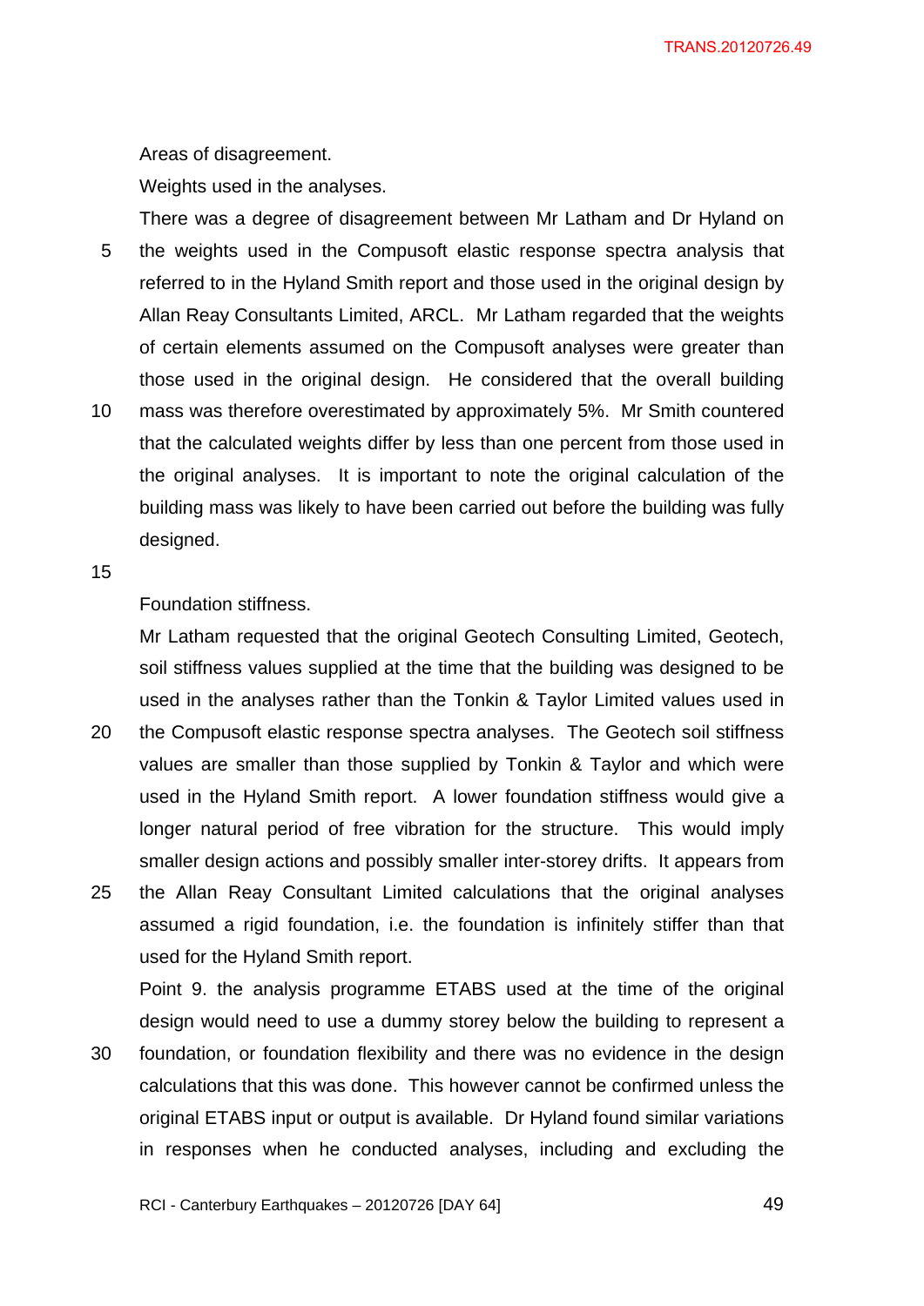Areas of disagreement.

Weights used in the analyses.

There was a degree of disagreement between Mr Latham and Dr Hyland on the weights used in the Compusoft elastic response spectra analysis that referred to in the Hyland Smith report and those used in the original design by Allan Reay Consultants Limited, ARCL. Mr Latham regarded that the weights of certain elements assumed on the Compusoft analyses were greater than those used in the original design. He considered that the overall building mass was therefore overestimated by approximately 5%. Mr Smith countered that the calculated weights differ by less than one percent from those used in the original analyses. It is important to note the original calculation of the building mass was likely to have been carried out before the building was fully designed.

Foundation stiffness.

Mr Latham requested that the original Geotech Consulting Limited, Geotech, soil stiffness values supplied at the time that the building was designed to be used in the analyses rather than the Tonkin & Taylor Limited values used in the Compusoft elastic response spectra analyses. The Geotech soil stiffness values are smaller than those supplied by Tonkin & Taylor and which were used in the Hyland Smith report. A lower foundation stiffness would give a longer natural period of free vibration for the structure. This would imply smaller design actions and possibly smaller inter-storey drifts. It appears from the Allan Reay Consultant Limited calculations that the original analyses assumed a rigid foundation, i.e. the foundation is infinitely stiffer than that used for the Hyland Smith report.

Point 9. the analysis programme ETABS used at the time of the original design would need to use a dummy storey below the building to represent a foundation, or foundation flexibility and there was no evidence in the design calculations that this was done. This however cannot be confirmed unless the original ETABS input or output is available. Dr Hyland found similar variations in responses when he conducted analyses, including and excluding the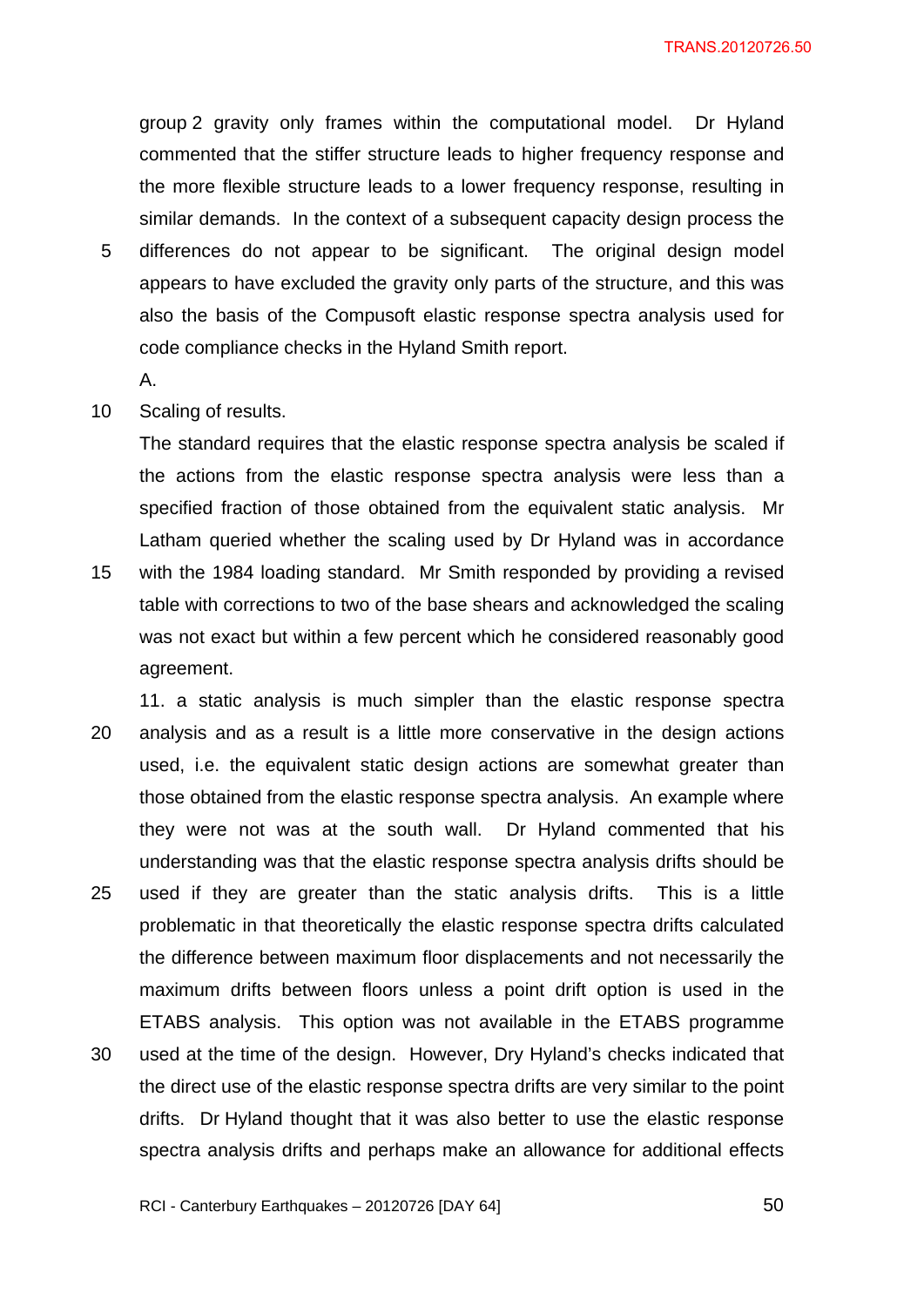group 2 gravity only frames within the computational model. Dr Hyland commented that the stiffer structure leads to higher frequency response and the more flexible structure leads to a lower frequency response, resulting in similar demands. In the context of a subsequent capacity design process the differences do not appear to be significant. The original design model appears to have excluded the gravity only parts of the structure, and this was also the basis of the Compusoft elastic response spectra analysis used for code compliance checks in the Hyland Smith report.

A.

Scaling of results.

The standard requires that the elastic response spectra analysis be scaled if the actions from the elastic response spectra analysis were less than a specified fraction of those obtained from the equivalent static analysis. Mr Latham queried whether the scaling used by Dr Hyland was in accordance with the 1984 loading standard. Mr Smith responded by providing a revised table with corrections to two of the base shears and acknowledged the scaling was not exact but within a few percent which he considered reasonably good agreement.

11. a static analysis is much simpler than the elastic response spectra analysis and as a result is a little more conservative in the design actions used, i.e. the equivalent static design actions are somewhat greater than those obtained from the elastic response spectra analysis. An example where they were not was at the south wall. Dr Hyland commented that his understanding was that the elastic response spectra analysis drifts should be used if they are greater than the static analysis drifts. This is a little problematic in that theoretically the elastic response spectra drifts calculated the difference between maximum floor displacements and not necessarily the maximum drifts between floors unless a point drift option is used in the ETABS analysis. This option was not available in the ETABS programme used at the time of the design. However, Dry Hyland's checks indicated that the direct use of the elastic response spectra drifts are very similar to the point drifts. Dr Hyland thought that it was also better to use the elastic response spectra analysis drifts and perhaps make an allowance for additional effects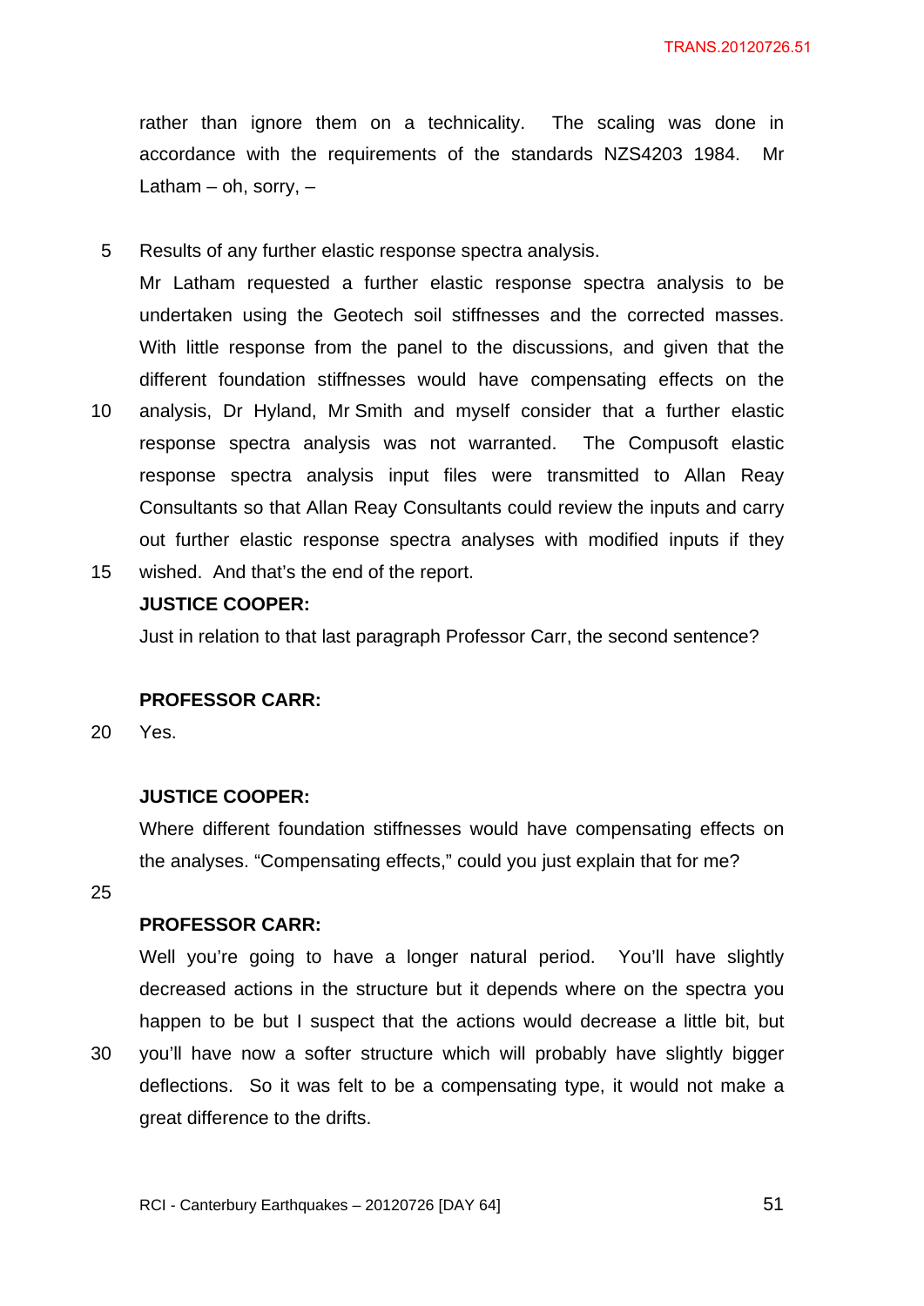rather than ignore them on a technicality. The scaling was done in accordance with the requirements of the standards NZS4203 1984. Mr Latham – oh, sorry, –

Results of any further elastic response spectra analysis.

Mr Latham requested a further elastic response spectra analysis to be undertaken using the Geotech soil stiffnesses and the corrected masses. With little response from the panel to the discussions, and given that the different foundation stiffnesses would have compensating effects on the analysis, Dr Hyland, Mr Smith and myself consider that a further elastic response spectra analysis was not warranted. The Compusoft elastic response spectra analysis input files were transmitted to Allan Reay Consultants so that Allan Reay Consultants could review the inputs and carry out further elastic response spectra analyses with modified inputs if they wished. And that's the end of the report.

**JUSTICE COOPER:**

Just in relation to that last paragraph Professor Carr, the second sentence?

**PROFESSOR CARR:**

Yes.

**JUSTICE COOPER:**

Where different foundation stiffnesses would have compensating effects on the analyses. "Compensating effects," could you just explain that for me?

**PROFESSOR CARR:**

Well you're going to have a longer natural period. You'll have slightly decreased actions in the structure but it depends where on the spectra you happen to be but I suspect that the actions would decrease a little bit, but you'll have now a softer structure which will probably have slightly bigger deflections. So it was felt to be a compensating type, it would not make a great difference to the drifts.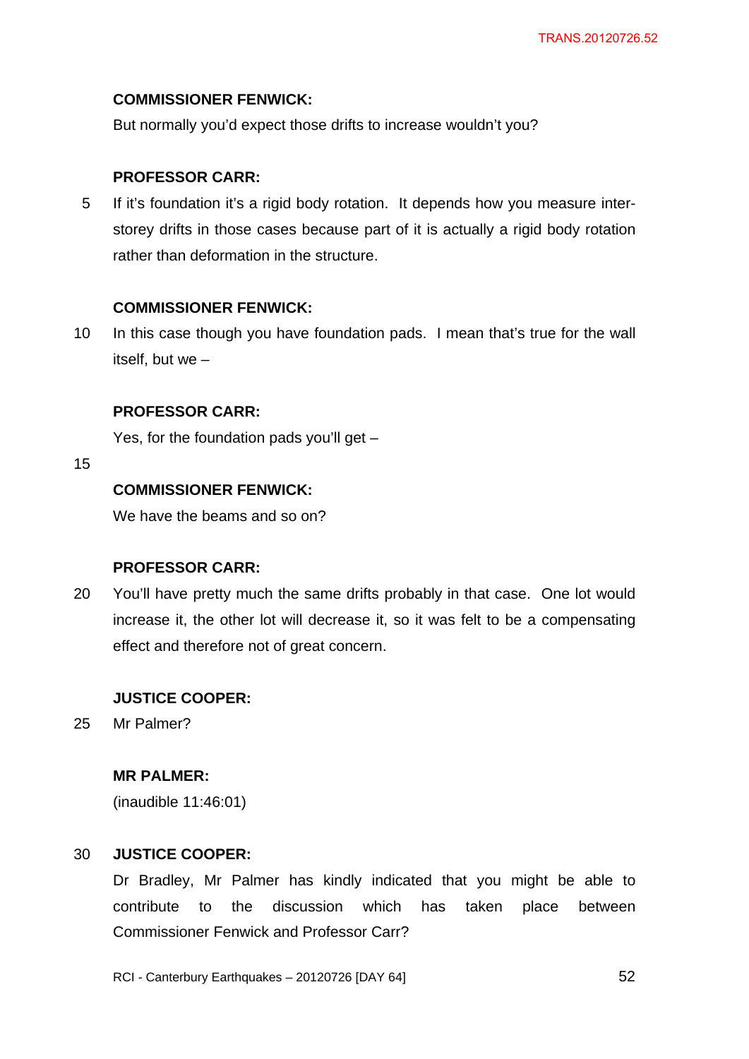**COMMISSIONER FENWICK:**

But normally you'd expect those drifts to increase wouldn't you?

**PROFESSOR CARR:**

If it's foundation it's a rigid body rotation. It depends how you measure inter-storey drifts in those cases because part of it is actually a rigid body rotation rather than deformation in the structure.

**COMMISSIONER FENWICK:**

In this case though you have foundation pads. I mean that's true for the wall itself, but we –

**PROFESSOR CARR:**

Yes, for the foundation pads you'll get –

**COMMISSIONER FENWICK:**

We have the beams and so on?

**PROFESSOR CARR:**

You'll have pretty much the same drifts probably in that case. One lot would increase it, the other lot will decrease it, so it was felt to be a compensating effect and therefore not of great concern.

**JUSTICE COOPER:**

Mr Palmer?

**MR PALMER:**

(inaudible 11:46:01)

**JUSTICE COOPER:**

Dr Bradley, Mr Palmer has kindly indicated that you might be able to contribute to the discussion which has taken place between Commissioner Fenwick and Professor Carr?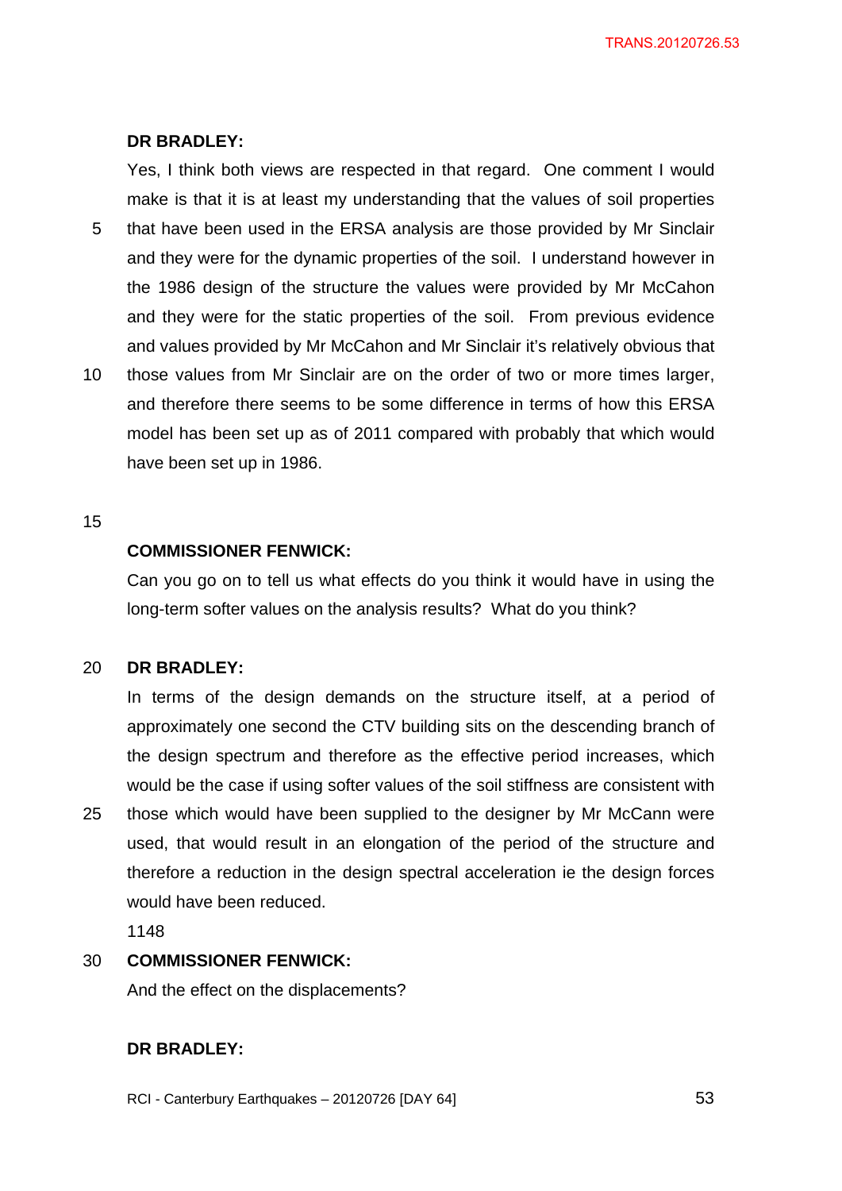**DR BRADLEY:**

Yes, I think both views are respected in that regard. One comment I would make is that it is at least my understanding that the values of soil properties that have been used in the ERSA analysis are those provided by Mr Sinclair and they were for the dynamic properties of the soil. I understand however in the 1986 design of the structure the values were provided by Mr McCahon and they were for the static properties of the soil. From previous evidence and values provided by Mr McCahon and Mr Sinclair it's relatively obvious that those values from Mr Sinclair are on the order of two or more times larger, and therefore there seems to be some difference in terms of how this ERSA model has been set up as of 2011 compared with probably that which would have been set up in 1986.

**COMMISSIONER FENWICK:**

Can you go on to tell us what effects do you think it would have in using the long-term softer values on the analysis results? What do you think?

**DR BRADLEY:**

In terms of the design demands on the structure itself, at a period of approximately one second the CTV building sits on the descending branch of the design spectrum and therefore as the effective period increases, which would be the case if using softer values of the soil stiffness are consistent with those which would have been supplied to the designer by Mr McCann were used, that would result in an elongation of the period of the structure and therefore a reduction in the design spectral acceleration ie the design forces would have been reduced.

1148

**COMMISSIONER FENWICK:**

And the effect on the displacements?

**DR BRADLEY:**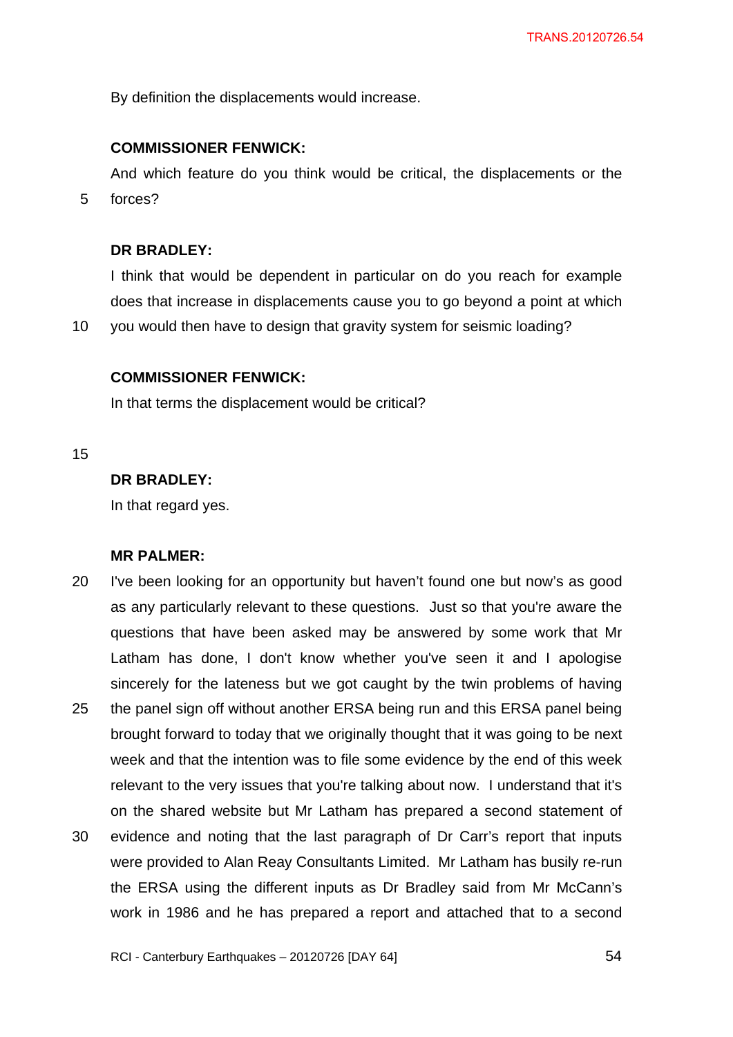By definition the displacements would increase.

**COMMISSIONER FENWICK:**

And which feature do you think would be critical, the displacements or the forces?

**DR BRADLEY:**

I think that would be dependent in particular on do you reach for example does that increase in displacements cause you to go beyond a point at which you would then have to design that gravity system for seismic loading?

**COMMISSIONER FENWICK:**

In that terms the displacement would be critical?

**DR BRADLEY:**

In that regard yes.

**MR PALMER:**

I've been looking for an opportunity but haven't found one but now's as good as any particularly relevant to these questions. Just so that you're aware the questions that have been asked may be answered by some work that Mr Latham has done, I don't know whether you've seen it and I apologise sincerely for the lateness but we got caught by the twin problems of having the panel sign off without another ERSA being run and this ERSA panel being brought forward to today that we originally thought that it was going to be next week and that the intention was to file some evidence by the end of this week relevant to the very issues that you're talking about now. I understand that it's on the shared website but Mr Latham has prepared a second statement of evidence and noting that the last paragraph of Dr Carr's report that inputs were provided to Alan Reay Consultants Limited. Mr Latham has busily re-run the ERSA using the different inputs as Dr Bradley said from Mr McCann's work in 1986 and he has prepared a report and attached that to a second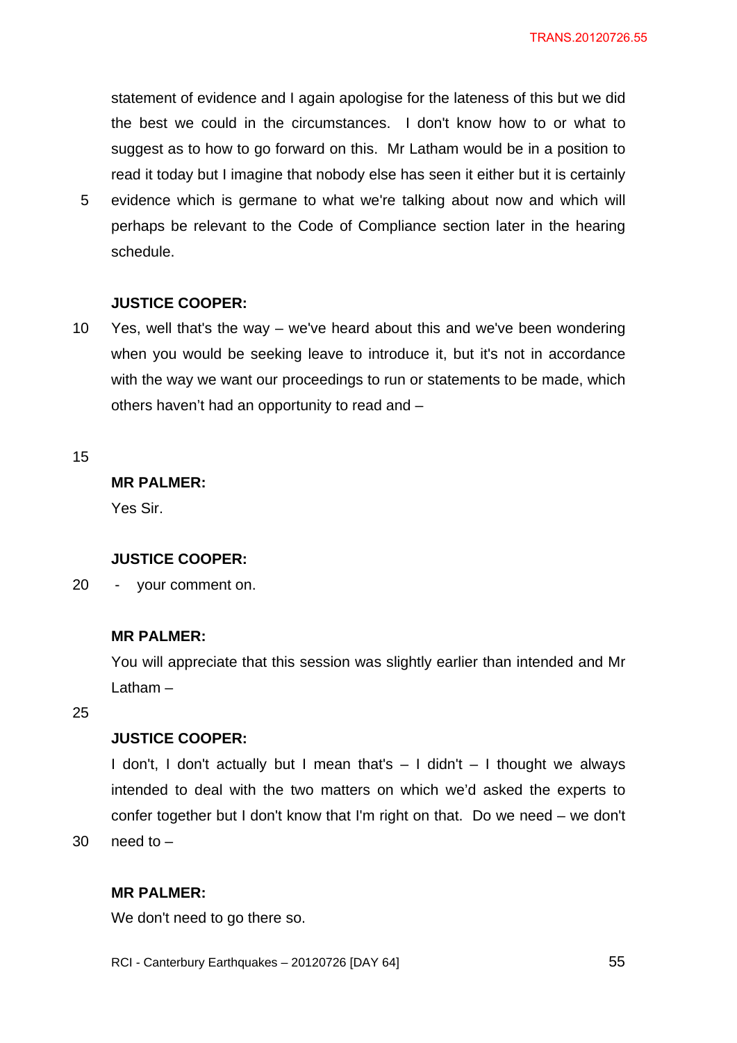statement of evidence and I again apologise for the lateness of this but we did the best we could in the circumstances. I don't know how to or what to suggest as to how to go forward on this. Mr Latham would be in a position to read it today but I imagine that nobody else has seen it either but it is certainly evidence which is germane to what we're talking about now and which will perhaps be relevant to the Code of Compliance section later in the hearing schedule.

**JUSTICE COOPER:**

Yes, well that's the way – we've heard about this and we've been wondering when you would be seeking leave to introduce it, but it's not in accordance with the way we want our proceedings to run or statements to be made, which others haven't had an opportunity to read and –

**MR PALMER:**

Yes Sir.

**JUSTICE COOPER:**

- your comment on.

**MR PALMER:**

You will appreciate that this session was slightly earlier than intended and Mr Latham –

**JUSTICE COOPER:**

I don't, I don't actually but I mean that's – I didn't – I thought we always intended to deal with the two matters on which we'd asked the experts to confer together but I don't know that I'm right on that. Do we need – we don't need to –

**MR PALMER:**

We don't need to go there so.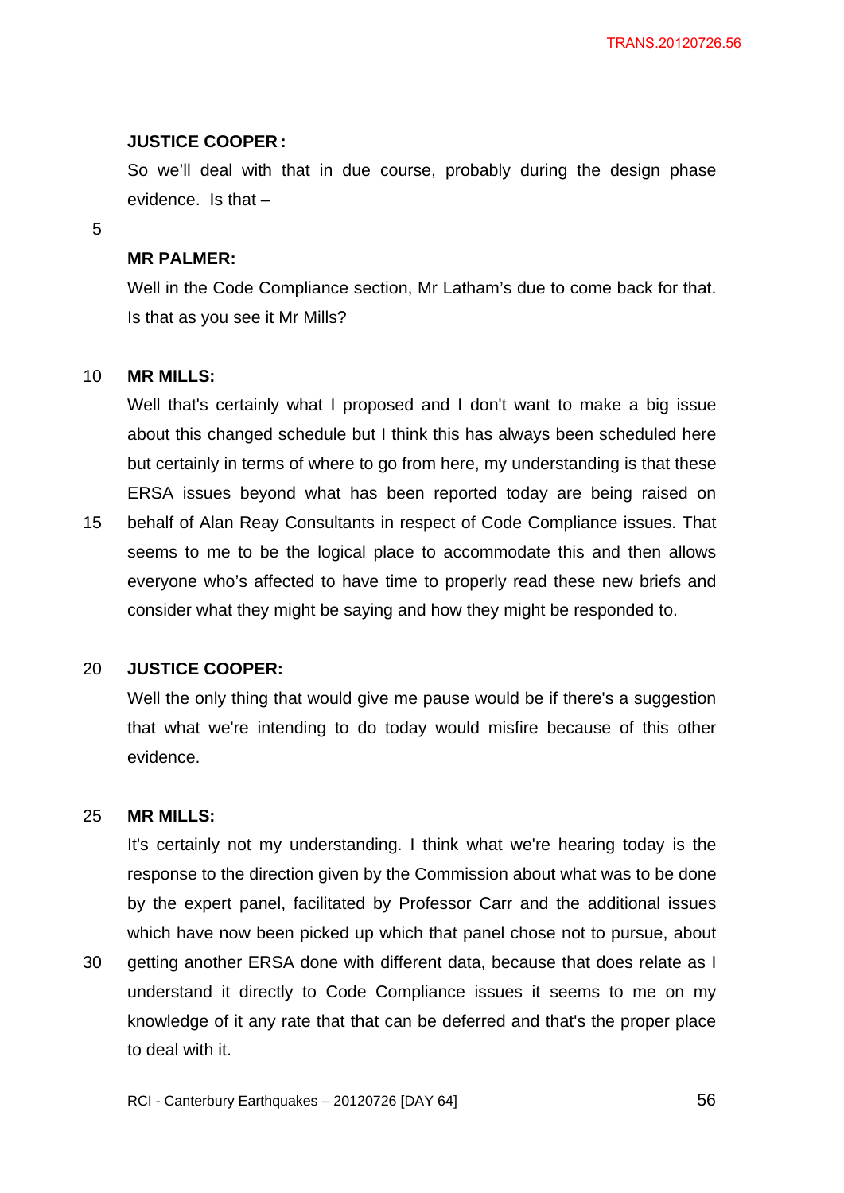**JUSTICE COOPER:**

So we'll deal with that in due course, probably during the design phase evidence. Is that –

**MR PALMER:**

Well in the Code Compliance section, Mr Latham's due to come back for that. Is that as you see it Mr Mills?

**MR MILLS:**

Well that's certainly what I proposed and I don't want to make a big issue about this changed schedule but I think this has always been scheduled here but certainly in terms of where to go from here, my understanding is that these ERSA issues beyond what has been reported today are being raised on behalf of Alan Reay Consultants in respect of Code Compliance issues. That seems to me to be the logical place to accommodate this and then allows everyone who's affected to have time to properly read these new briefs and consider what they might be saying and how they might be responded to.

**JUSTICE COOPER:**

Well the only thing that would give me pause would be if there's a suggestion that what we're intending to do today would misfire because of this other evidence.

**MR MILLS:**

It's certainly not my understanding. I think what we're hearing today is the response to the direction given by the Commission about what was to be done by the expert panel, facilitated by Professor Carr and the additional issues which have now been picked up which that panel chose not to pursue, about getting another ERSA done with different data, because that does relate as I understand it directly to Code Compliance issues it seems to me on my knowledge of it any rate that that can be deferred and that's the proper place to deal with it.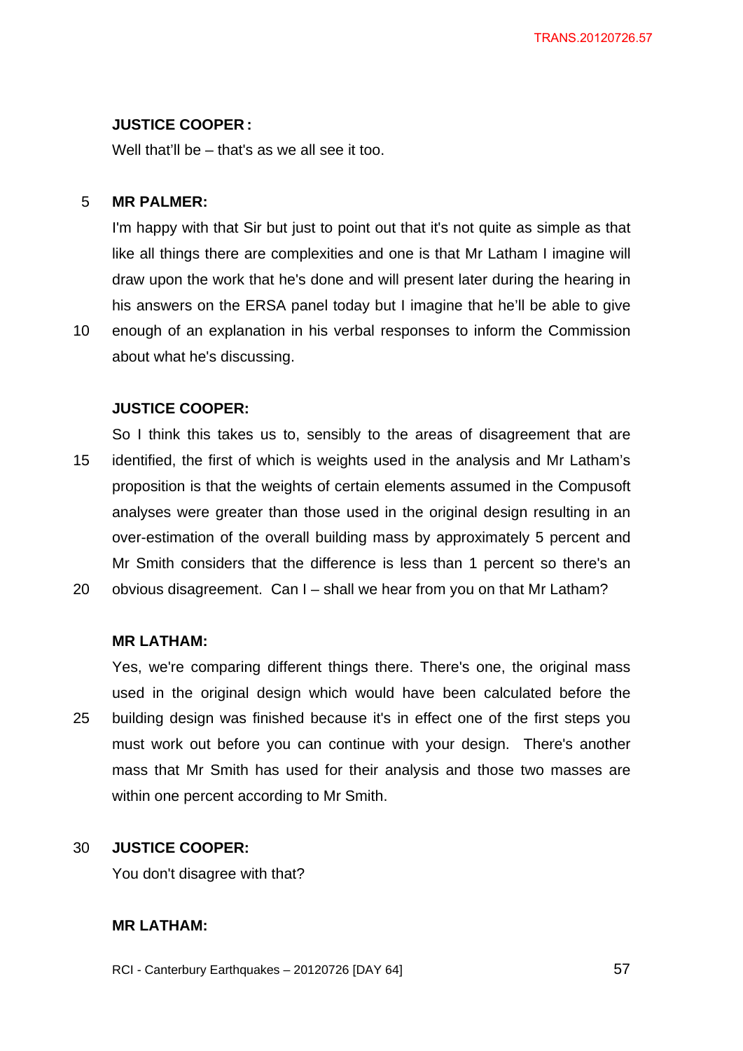**JUSTICE COOPER:**

Well that'll be – that's as we all see it too.

**MR PALMER:**

I'm happy with that Sir but just to point out that it's not quite as simple as that like all things there are complexities and one is that Mr Latham I imagine will draw upon the work that he's done and will present later during the hearing in his answers on the ERSA panel today but I imagine that he'll be able to give enough of an explanation in his verbal responses to inform the Commission about what he's discussing.

**JUSTICE COOPER:**

So I think this takes us to, sensibly to the areas of disagreement that are identified, the first of which is weights used in the analysis and Mr Latham's proposition is that the weights of certain elements assumed in the Compusoft analyses were greater than those used in the original design resulting in an over-estimation of the overall building mass by approximately 5 percent and Mr Smith considers that the difference is less than 1 percent so there's an obvious disagreement. Can I – shall we hear from you on that Mr Latham?

**MR LATHAM:**

Yes, we're comparing different things there. There's one, the original mass used in the original design which would have been calculated before the building design was finished because it's in effect one of the first steps you must work out before you can continue with your design. There's another mass that Mr Smith has used for their analysis and those two masses are within one percent according to Mr Smith.

**JUSTICE COOPER:**

You don't disagree with that?

**MR LATHAM:**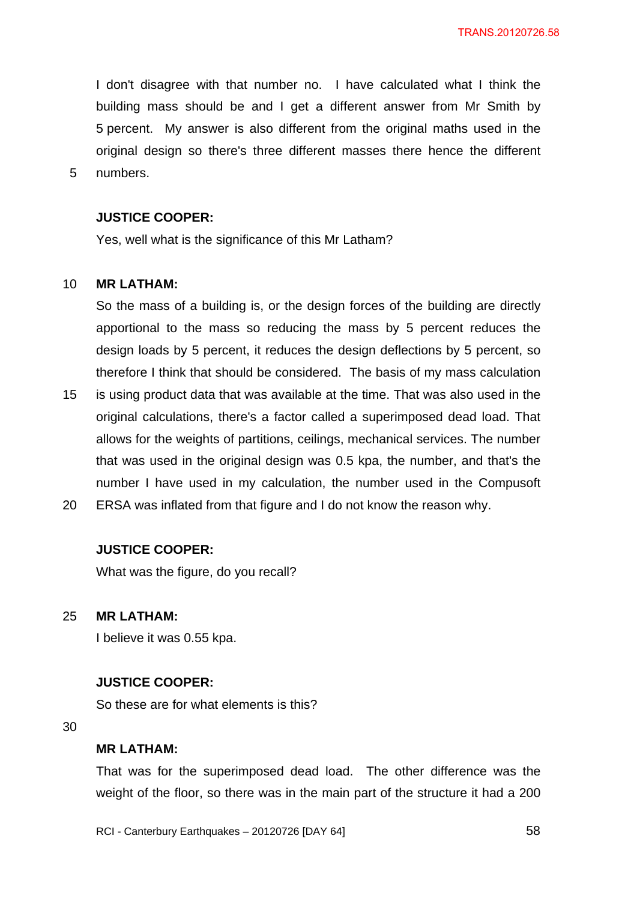I don't disagree with that number no. I have calculated what I think the building mass should be and I get a different answer from Mr Smith by 5 percent. My answer is also different from the original maths used in the original design so there's three different masses there hence the different numbers.

**JUSTICE COOPER:**

Yes, well what is the significance of this Mr Latham?

**MR LATHAM:**

So the mass of a building is, or the design forces of the building are directly apportional to the mass so reducing the mass by 5 percent reduces the design loads by 5 percent, it reduces the design deflections by 5 percent, so therefore I think that should be considered. The basis of my mass calculation is using product data that was available at the time. That was also used in the original calculations, there's a factor called a superimposed dead load. That allows for the weights of partitions, ceilings, mechanical services. The number that was used in the original design was 0.5 kpa, the number, and that's the number I have used in my calculation, the number used in the Compusoft ERSA was inflated from that figure and I do not know the reason why.

**JUSTICE COOPER:**

What was the figure, do you recall?

**MR LATHAM:**

I believe it was 0.55 kpa.

**JUSTICE COOPER:**

So these are for what elements is this?

**MR LATHAM:**

That was for the superimposed dead load. The other difference was the weight of the floor, so there was in the main part of the structure it had a 200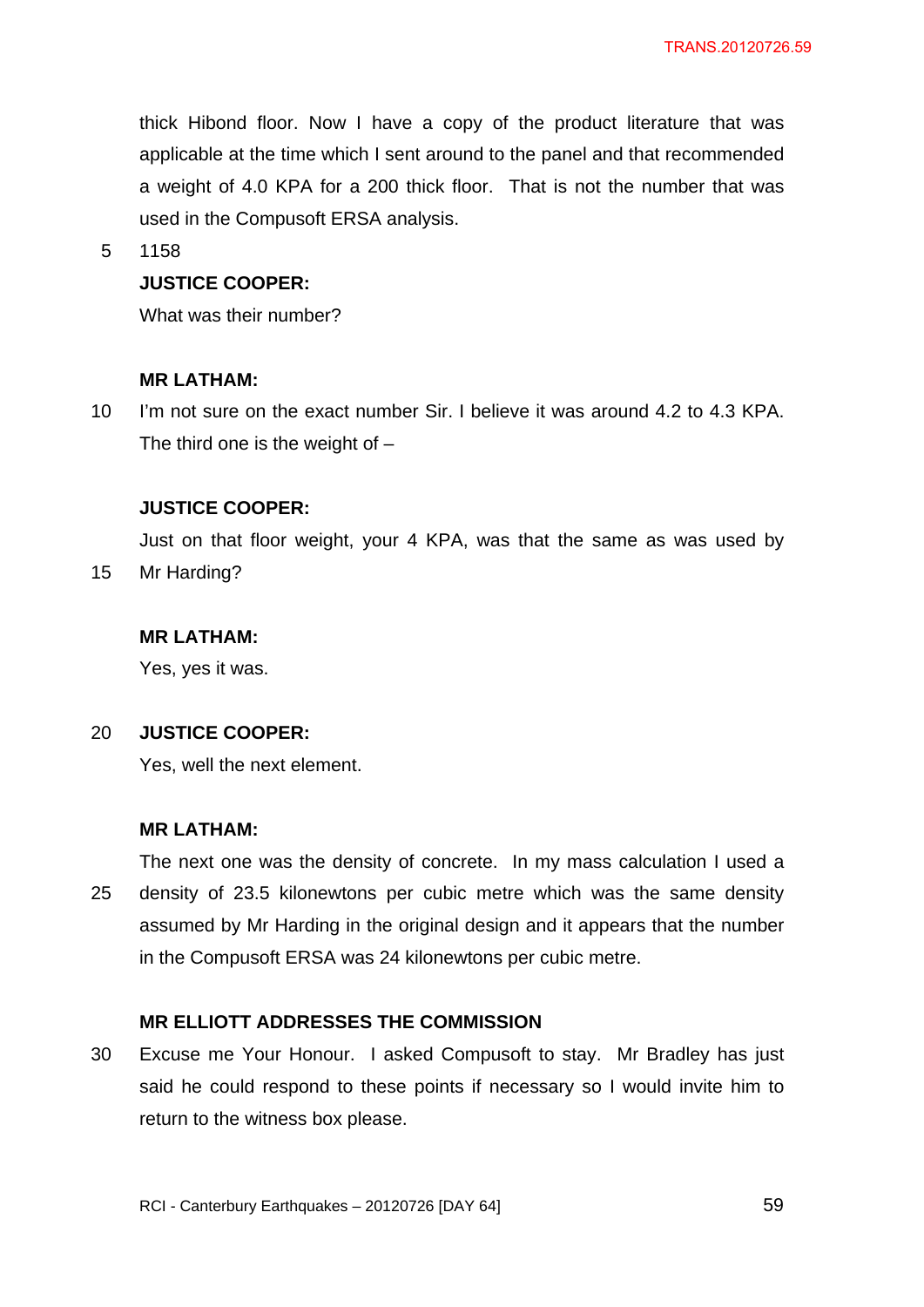thick Hibond floor. Now I have a copy of the product literature that was applicable at the time which I sent around to the panel and that recommended a weight of 4.0 KPA for a 200 thick floor. That is not the number that was used in the Compusoft ERSA analysis.

1158

**JUSTICE COOPER:**

What was their number?

**MR LATHAM:**

I'm not sure on the exact number Sir. I believe it was around 4.2 to 4.3 KPA. The third one is the weight of –

**JUSTICE COOPER:**

Just on that floor weight, your 4 KPA, was that the same as was used by Mr Harding?

**MR LATHAM:**

Yes, yes it was.

**JUSTICE COOPER:**

Yes, well the next element.

**MR LATHAM:**

The next one was the density of concrete. In my mass calculation I used a density of 23.5 kilonewtons per cubic metre which was the same density assumed by Mr Harding in the original design and it appears that the number in the Compusoft ERSA was 24 kilonewtons per cubic metre.

**MR ELLIOTT ADDRESSES THE COMMISSION**

Excuse me Your Honour. I asked Compusoft to stay. Mr Bradley has just said he could respond to these points if necessary so I would invite him to return to the witness box please.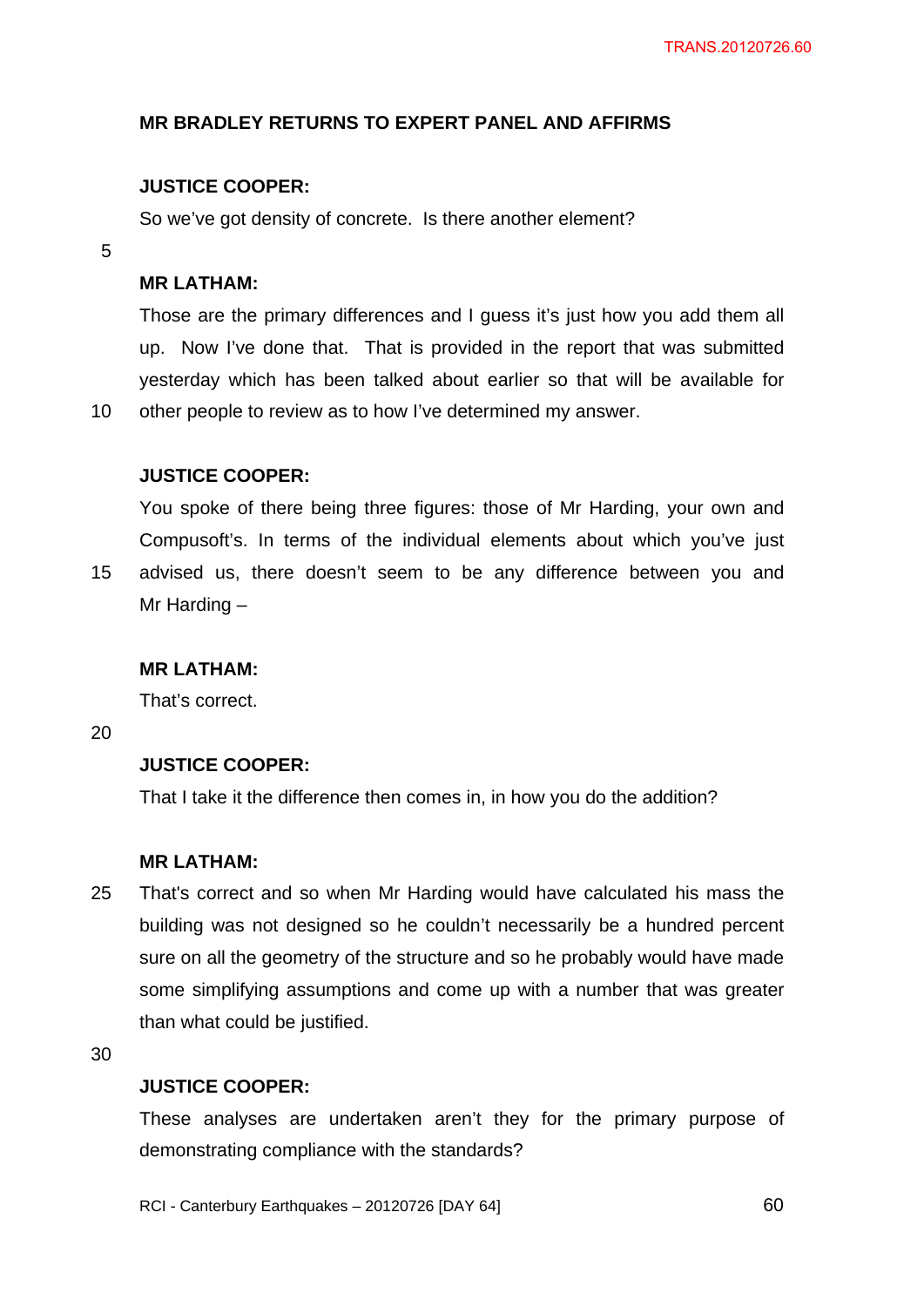**MR BRADLEY RETURNS TO EXPERT PANEL AND AFFIRMS**

**JUSTICE COOPER:**

So we've got density of concrete. Is there another element?

**MR LATHAM:**

Those are the primary differences and I guess it's just how you add them all up. Now I've done that. That is provided in the report that was submitted yesterday which has been talked about earlier so that will be available for other people to review as to how I've determined my answer.

**JUSTICE COOPER:**

You spoke of there being three figures: those of Mr Harding, your own and Compusoft's. In terms of the individual elements about which you've just advised us, there doesn't seem to be any difference between you and Mr Harding –

**MR LATHAM:**

That's correct.

**JUSTICE COOPER:**

That I take it the difference then comes in, in how you do the addition?

**MR LATHAM:**

That's correct and so when Mr Harding would have calculated his mass the building was not designed so he couldn't necessarily be a hundred percent sure on all the geometry of the structure and so he probably would have made some simplifying assumptions and come up with a number that was greater than what could be justified.

**JUSTICE COOPER:**

These analyses are undertaken aren't they for the primary purpose of demonstrating compliance with the standards?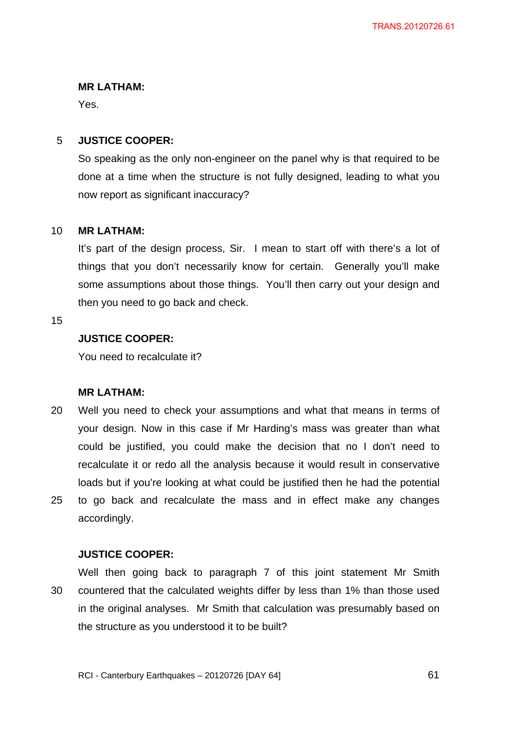**MR LATHAM:**

Yes.

**JUSTICE COOPER:**

So speaking as the only non-engineer on the panel why is that required to be done at a time when the structure is not fully designed, leading to what you now report as significant inaccuracy?

**MR LATHAM:**

It's part of the design process, Sir. I mean to start off with there's a lot of things that you don't necessarily know for certain. Generally you'll make some assumptions about those things. You'll then carry out your design and then you need to go back and check.

**JUSTICE COOPER:**

You need to recalculate it?

**MR LATHAM:**

Well you need to check your assumptions and what that means in terms of your design. Now in this case if Mr Harding's mass was greater than what could be justified, you could make the decision that no I don't need to recalculate it or redo all the analysis because it would result in conservative loads but if you're looking at what could be justified then he had the potential to go back and recalculate the mass and in effect make any changes accordingly.

**JUSTICE COOPER:**

Well then going back to paragraph 7 of this joint statement Mr Smith countered that the calculated weights differ by less than 1% than those used in the original analyses. Mr Smith that calculation was presumably based on the structure as you understood it to be built?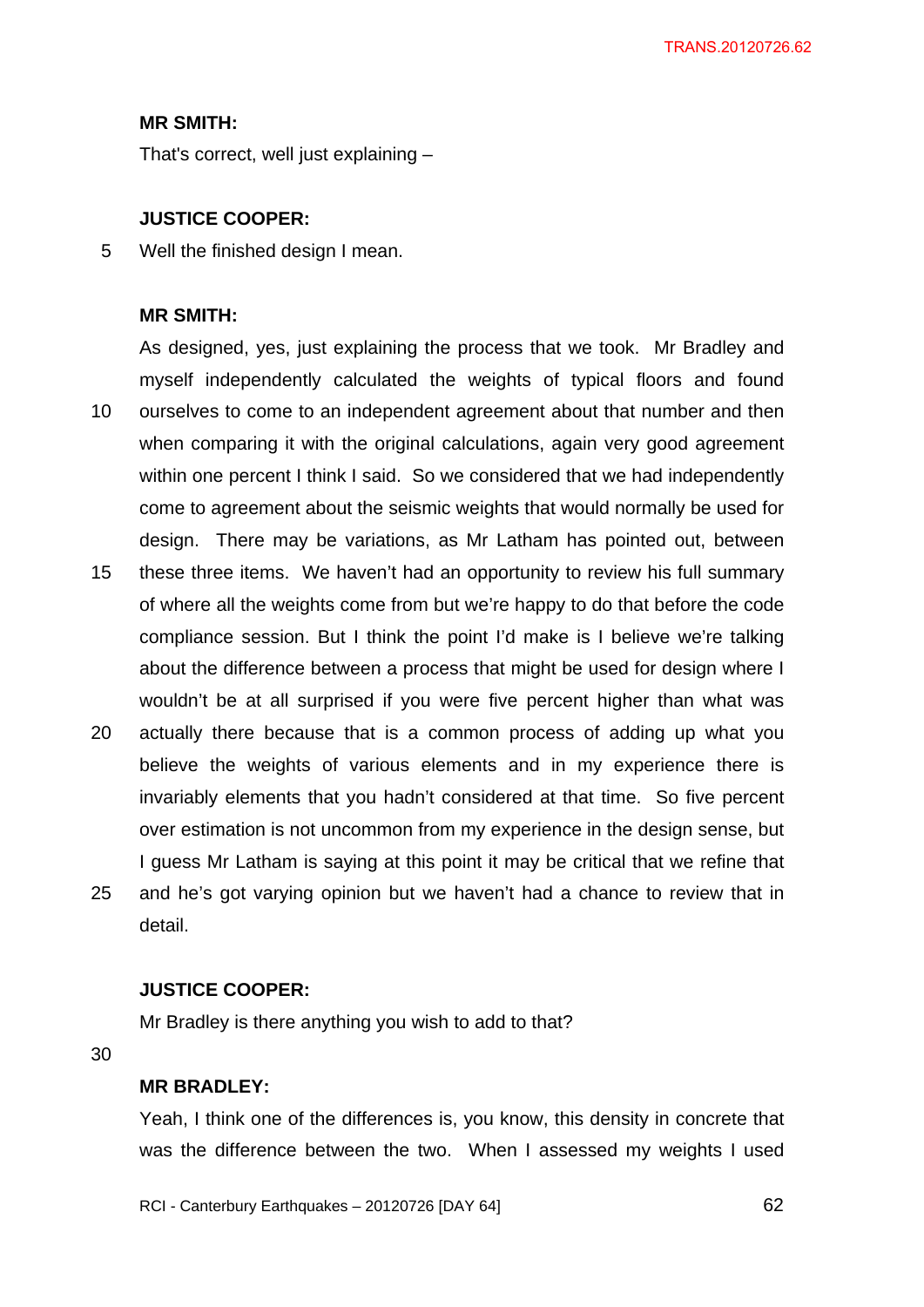**MR SMITH:**

That's correct, well just explaining –

**JUSTICE COOPER:**

Well the finished design I mean.

**MR SMITH:**

As designed, yes, just explaining the process that we took. Mr Bradley and myself independently calculated the weights of typical floors and found ourselves to come to an independent agreement about that number and then when comparing it with the original calculations, again very good agreement within one percent I think I said. So we considered that we had independently come to agreement about the seismic weights that would normally be used for design. There may be variations, as Mr Latham has pointed out, between these three items. We haven't had an opportunity to review his full summary of where all the weights come from but we're happy to do that before the code compliance session. But I think the point I'd make is I believe we're talking about the difference between a process that might be used for design where I wouldn't be at all surprised if you were five percent higher than what was actually there because that is a common process of adding up what you believe the weights of various elements and in my experience there is invariably elements that you hadn't considered at that time. So five percent over estimation is not uncommon from my experience in the design sense, but I guess Mr Latham is saying at this point it may be critical that we refine that and he's got varying opinion but we haven't had a chance to review that in detail.

**JUSTICE COOPER:**

Mr Bradley is there anything you wish to add to that?

**MR BRADLEY:**

Yeah, I think one of the differences is, you know, this density in concrete that was the difference between the two. When I assessed my weights I used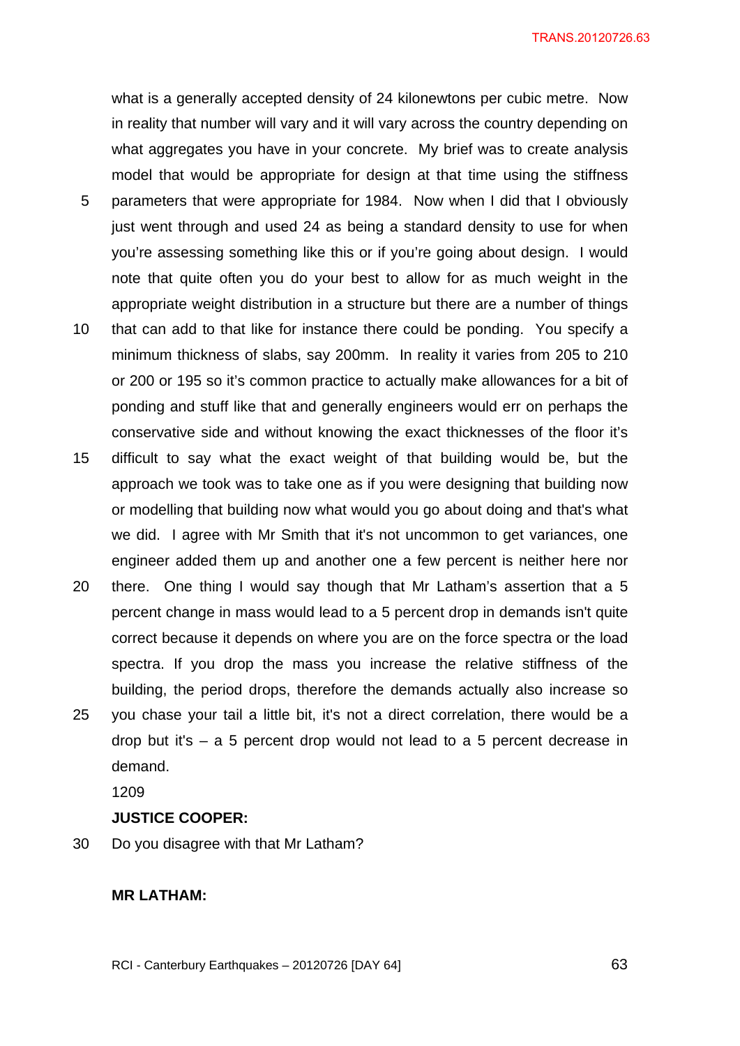what is a generally accepted density of 24 kilonewtons per cubic metre. Now in reality that number will vary and it will vary across the country depending on what aggregates you have in your concrete. My brief was to create analysis model that would be appropriate for design at that time using the stiffness parameters that were appropriate for 1984. Now when I did that I obviously just went through and used 24 as being a standard density to use for when you're assessing something like this or if you're going about design. I would note that quite often you do your best to allow for as much weight in the appropriate weight distribution in a structure but there are a number of things that can add to that like for instance there could be ponding. You specify a minimum thickness of slabs, say 200mm. In reality it varies from 205 to 210 or 200 or 195 so it's common practice to actually make allowances for a bit of ponding and stuff like that and generally engineers would err on perhaps the conservative side and without knowing the exact thicknesses of the floor it's difficult to say what the exact weight of that building would be, but the approach we took was to take one as if you were designing that building now or modelling that building now what would you go about doing and that's what we did. I agree with Mr Smith that it's not uncommon to get variances, one engineer added them up and another one a few percent is neither here nor there. One thing I would say though that Mr Latham's assertion that a 5 percent change in mass would lead to a 5 percent drop in demands isn't quite correct because it depends on where you are on the force spectra or the load spectra. If you drop the mass you increase the relative stiffness of the building, the period drops, therefore the demands actually also increase so you chase your tail a little bit, it's not a direct correlation, there would be a drop but it's – a 5 percent drop would not lead to a 5 percent decrease in demand.

1209

**JUSTICE COOPER:**

Do you disagree with that Mr Latham?

**MR LATHAM:**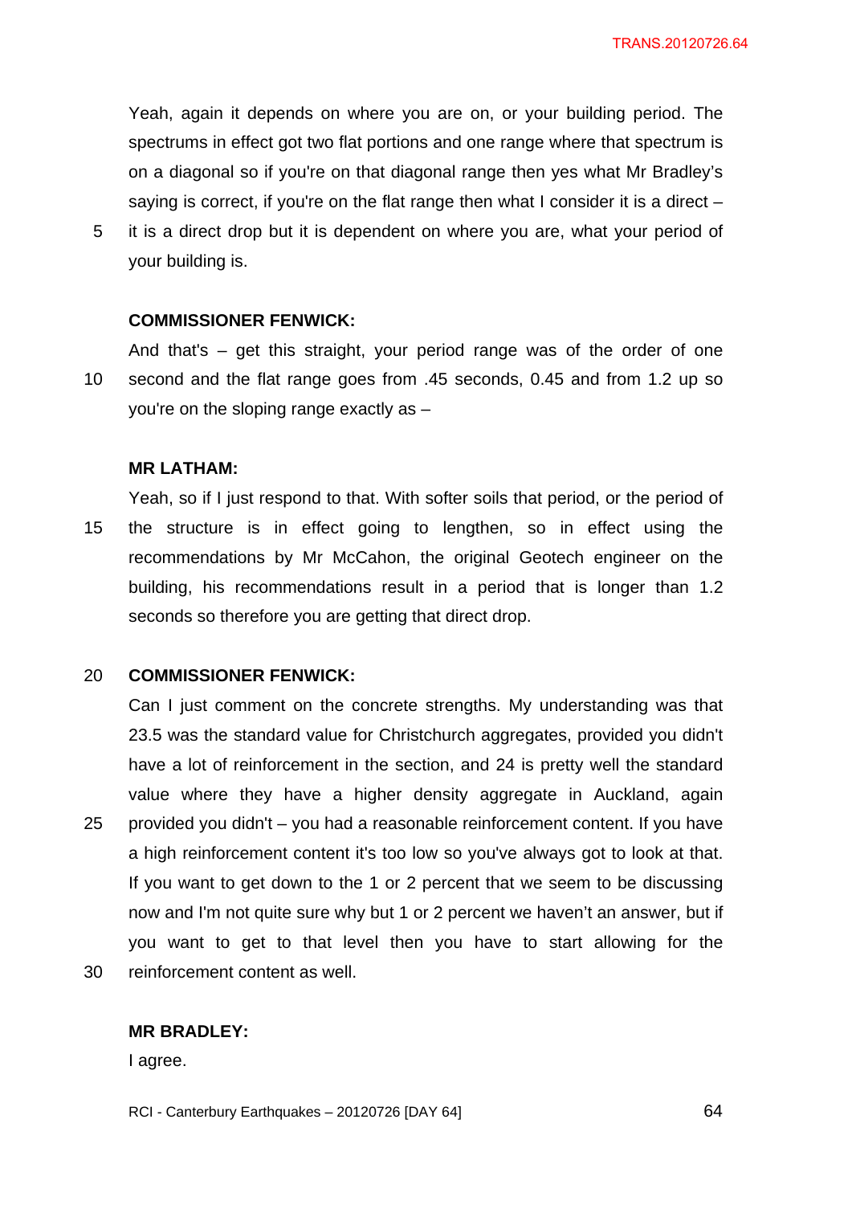Yeah, again it depends on where you are on, or your building period. The spectrums in effect got two flat portions and one range where that spectrum is on a diagonal so if you're on that diagonal range then yes what Mr Bradley's saying is correct, if you're on the flat range then what I consider it is a direct – it is a direct drop but it is dependent on where you are, what your period of your building is.

**COMMISSIONER FENWICK:**

And that's – get this straight, your period range was of the order of one second and the flat range goes from .45 seconds, 0.45 and from 1.2 up so you're on the sloping range exactly as –

**MR LATHAM:**

Yeah, so if I just respond to that. With softer soils that period, or the period of the structure is in effect going to lengthen, so in effect using the recommendations by Mr McCahon, the original Geotech engineer on the building, his recommendations result in a period that is longer than 1.2 seconds so therefore you are getting that direct drop.

**COMMISSIONER FENWICK:**

Can I just comment on the concrete strengths. My understanding was that 23.5 was the standard value for Christchurch aggregates, provided you didn't have a lot of reinforcement in the section, and 24 is pretty well the standard value where they have a higher density aggregate in Auckland, again provided you didn't – you had a reasonable reinforcement content. If you have a high reinforcement content it's too low so you've always got to look at that. If you want to get down to the 1 or 2 percent that we seem to be discussing now and I'm not quite sure why but 1 or 2 percent we haven't an answer, but if you want to get to that level then you have to start allowing for the reinforcement content as well.

**MR BRADLEY:**

I agree.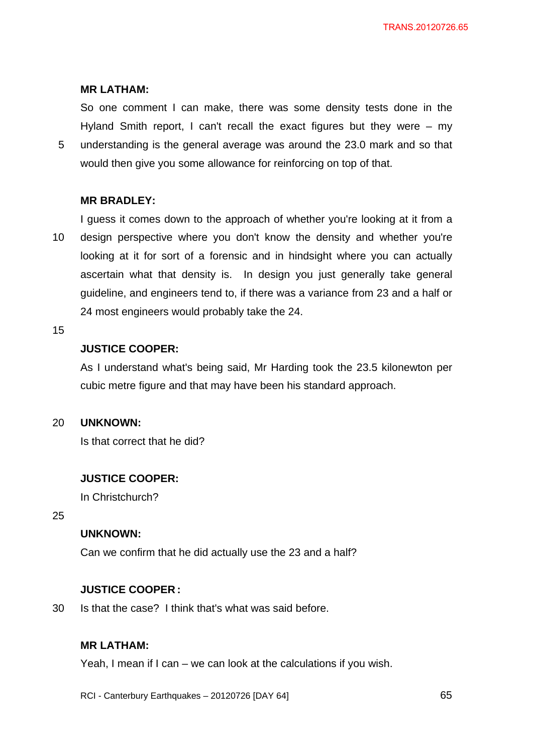**MR LATHAM:**

So one comment I can make, there was some density tests done in the Hyland Smith report, I can't recall the exact figures but they were – my understanding is the general average was around the 23.0 mark and so that would then give you some allowance for reinforcing on top of that.

**MR BRADLEY:**

I guess it comes down to the approach of whether you're looking at it from a design perspective where you don't know the density and whether you're looking at it for sort of a forensic and in hindsight where you can actually ascertain what that density is. In design you just generally take general guideline, and engineers tend to, if there was a variance from 23 and a half or 24 most engineers would probably take the 24.

**JUSTICE COOPER:**

As I understand what's being said, Mr Harding took the 23.5 kilonewton per cubic metre figure and that may have been his standard approach.

**UNKNOWN:**

Is that correct that he did?

**JUSTICE COOPER:**

In Christchurch?

**UNKNOWN:**

Can we confirm that he did actually use the 23 and a half?

**JUSTICE COOPER:**

Is that the case? I think that's what was said before.

**MR LATHAM:**

Yeah, I mean if I can – we can look at the calculations if you wish.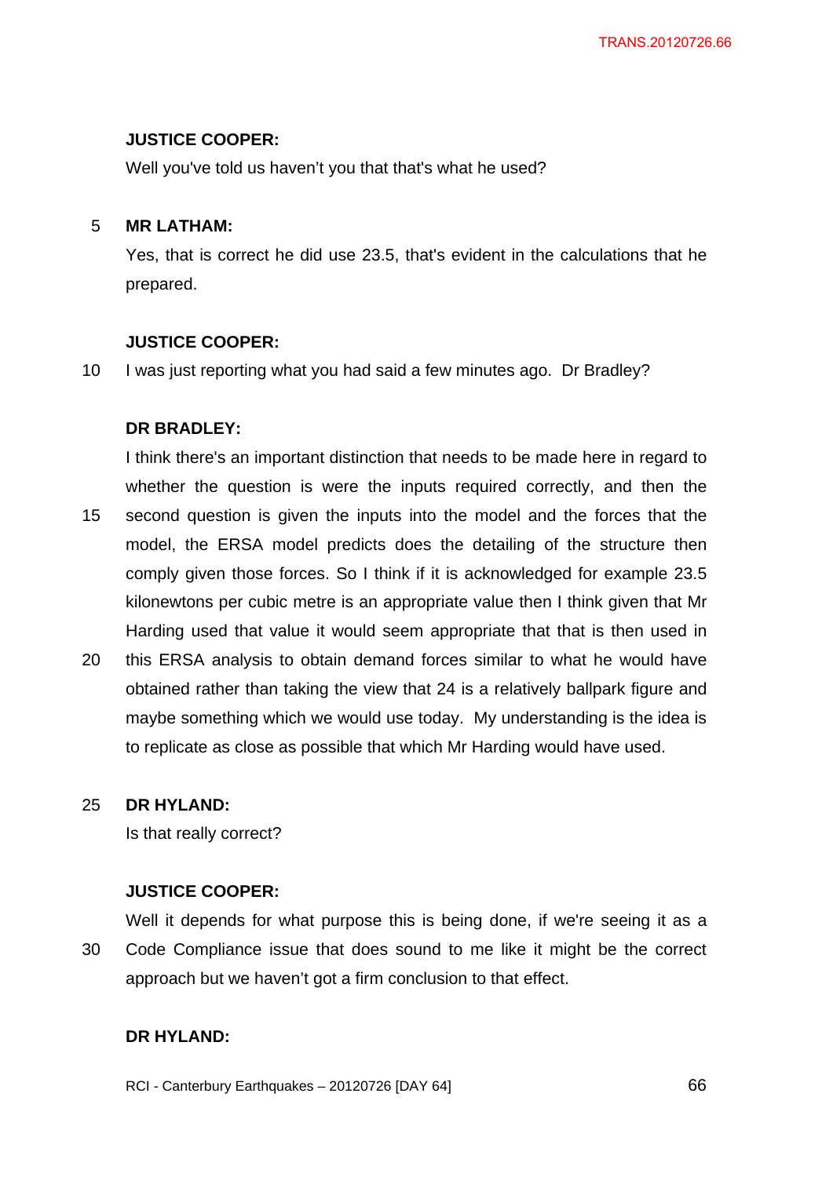**JUSTICE COOPER:**

Well you've told us haven't you that that's what he used?

**MR LATHAM:**

Yes, that is correct he did use 23.5, that's evident in the calculations that he prepared.

**JUSTICE COOPER:**

I was just reporting what you had said a few minutes ago. Dr Bradley?

**DR BRADLEY:**

I think there's an important distinction that needs to be made here in regard to whether the question is were the inputs required correctly, and then the second question is given the inputs into the model and the forces that the model, the ERSA model predicts does the detailing of the structure then comply given those forces. So I think if it is acknowledged for example 23.5 kilonewtons per cubic metre is an appropriate value then I think given that Mr Harding used that value it would seem appropriate that that is then used in this ERSA analysis to obtain demand forces similar to what he would have obtained rather than taking the view that 24 is a relatively ballpark figure and maybe something which we would use today. My understanding is the idea is to replicate as close as possible that which Mr Harding would have used.

**DR HYLAND:**

Is that really correct?

**JUSTICE COOPER:**

Well it depends for what purpose this is being done, if we're seeing it as a Code Compliance issue that does sound to me like it might be the correct approach but we haven't got a firm conclusion to that effect.

**DR HYLAND:**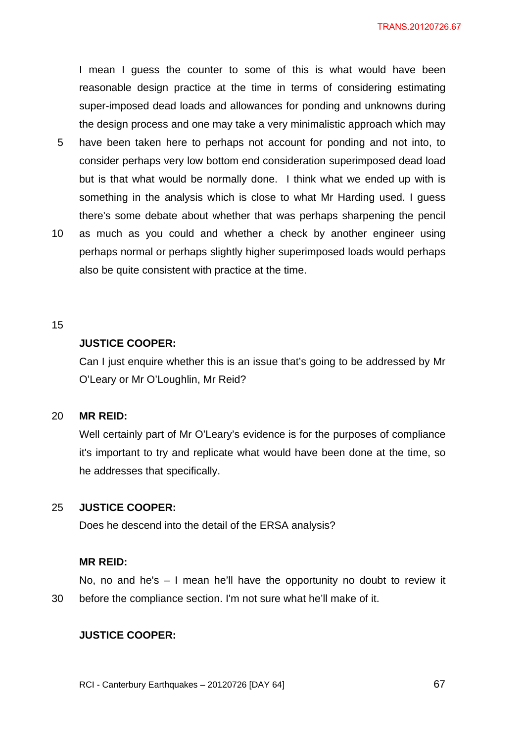I mean I guess the counter to some of this is what would have been reasonable design practice at the time in terms of considering estimating super-imposed dead loads and allowances for ponding and unknowns during the design process and one may take a very minimalistic approach which may have been taken here to perhaps not account for ponding and not into, to consider perhaps very low bottom end consideration superimposed dead load but is that what would be normally done. I think what we ended up with is something in the analysis which is close to what Mr Harding used. I guess there's some debate about whether that was perhaps sharpening the pencil as much as you could and whether a check by another engineer using perhaps normal or perhaps slightly higher superimposed loads would perhaps also be quite consistent with practice at the time.

**JUSTICE COOPER:**

Can I just enquire whether this is an issue that's going to be addressed by Mr O'Leary or Mr O'Loughlin, Mr Reid?

**MR REID:**

Well certainly part of Mr O'Leary's evidence is for the purposes of compliance it's important to try and replicate what would have been done at the time, so he addresses that specifically.

**JUSTICE COOPER:**

Does he descend into the detail of the ERSA analysis?

**MR REID:**

No, no and he's – I mean he'll have the opportunity no doubt to review it before the compliance section. I'm not sure what he'll make of it.

**JUSTICE COOPER:**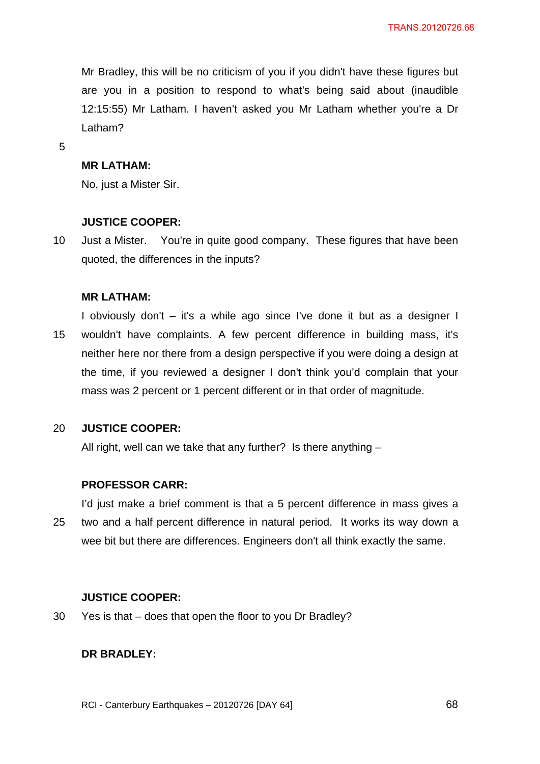Mr Bradley, this will be no criticism of you if you didn't have these figures but are you in a position to respond to what's being said about (inaudible 12:15:55) Mr Latham. I haven't asked you Mr Latham whether you're a Dr Latham?

**MR LATHAM:**

No, just a Mister Sir.

**JUSTICE COOPER:**

Just a Mister. You're in quite good company. These figures that have been quoted, the differences in the inputs?

**MR LATHAM:**

I obviously don't – it's a while ago since I've done it but as a designer I wouldn't have complaints. A few percent difference in building mass, it's neither here nor there from a design perspective if you were doing a design at the time, if you reviewed a designer I don't think you'd complain that your mass was 2 percent or 1 percent different or in that order of magnitude.

**JUSTICE COOPER:**

All right, well can we take that any further? Is there anything –

**PROFESSOR CARR:**

I'd just make a brief comment is that a 5 percent difference in mass gives a two and a half percent difference in natural period. It works its way down a wee bit but there are differences. Engineers don't all think exactly the same.

**JUSTICE COOPER:**

Yes is that – does that open the floor to you Dr Bradley?

**DR BRADLEY:**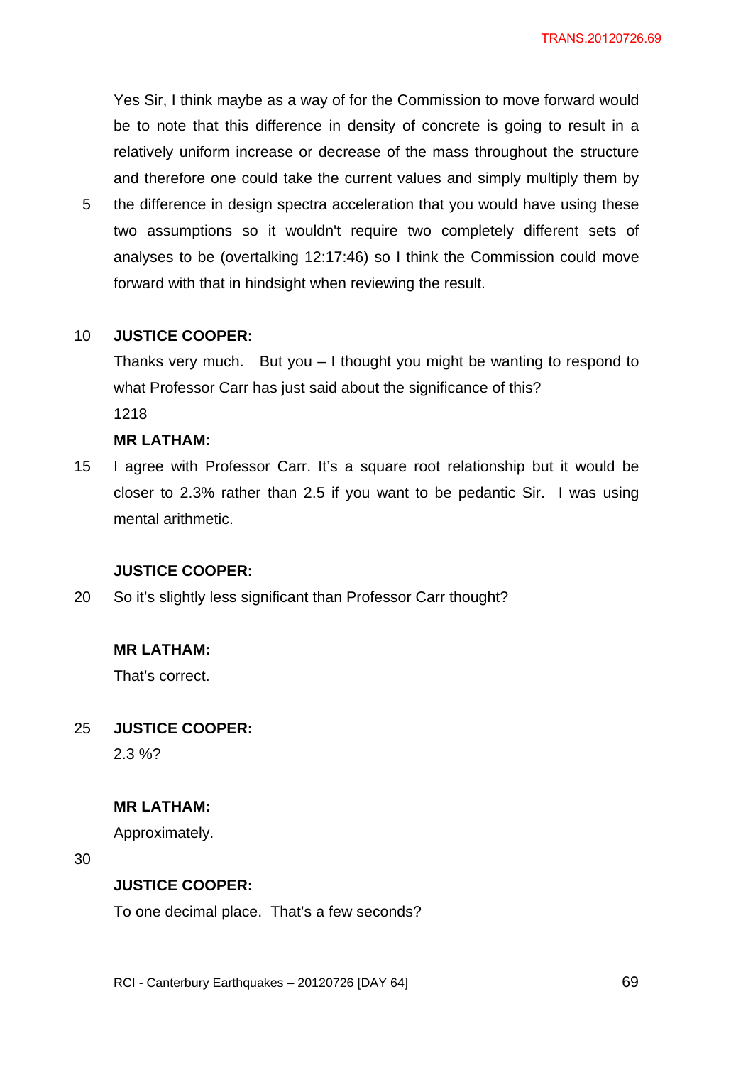Yes Sir, I think maybe as a way of for the Commission to move forward would be to note that this difference in density of concrete is going to result in a relatively uniform increase or decrease of the mass throughout the structure and therefore one could take the current values and simply multiply them by the difference in design spectra acceleration that you would have using these two assumptions so it wouldn't require two completely different sets of analyses to be (overtalking 12:17:46) so I think the Commission could move forward with that in hindsight when reviewing the result.

**JUSTICE COOPER:**

Thanks very much. But you – I thought you might be wanting to respond to what Professor Carr has just said about the significance of this?

1218

**MR LATHAM:**

I agree with Professor Carr. It's a square root relationship but it would be closer to 2.3% rather than 2.5 if you want to be pedantic Sir. I was using mental arithmetic.

**JUSTICE COOPER:**

So it's slightly less significant than Professor Carr thought?

**MR LATHAM:**

That's correct.

**JUSTICE COOPER:**

2.3 %?

**MR LATHAM:**

Approximately.

**JUSTICE COOPER:**

To one decimal place. That's a few seconds?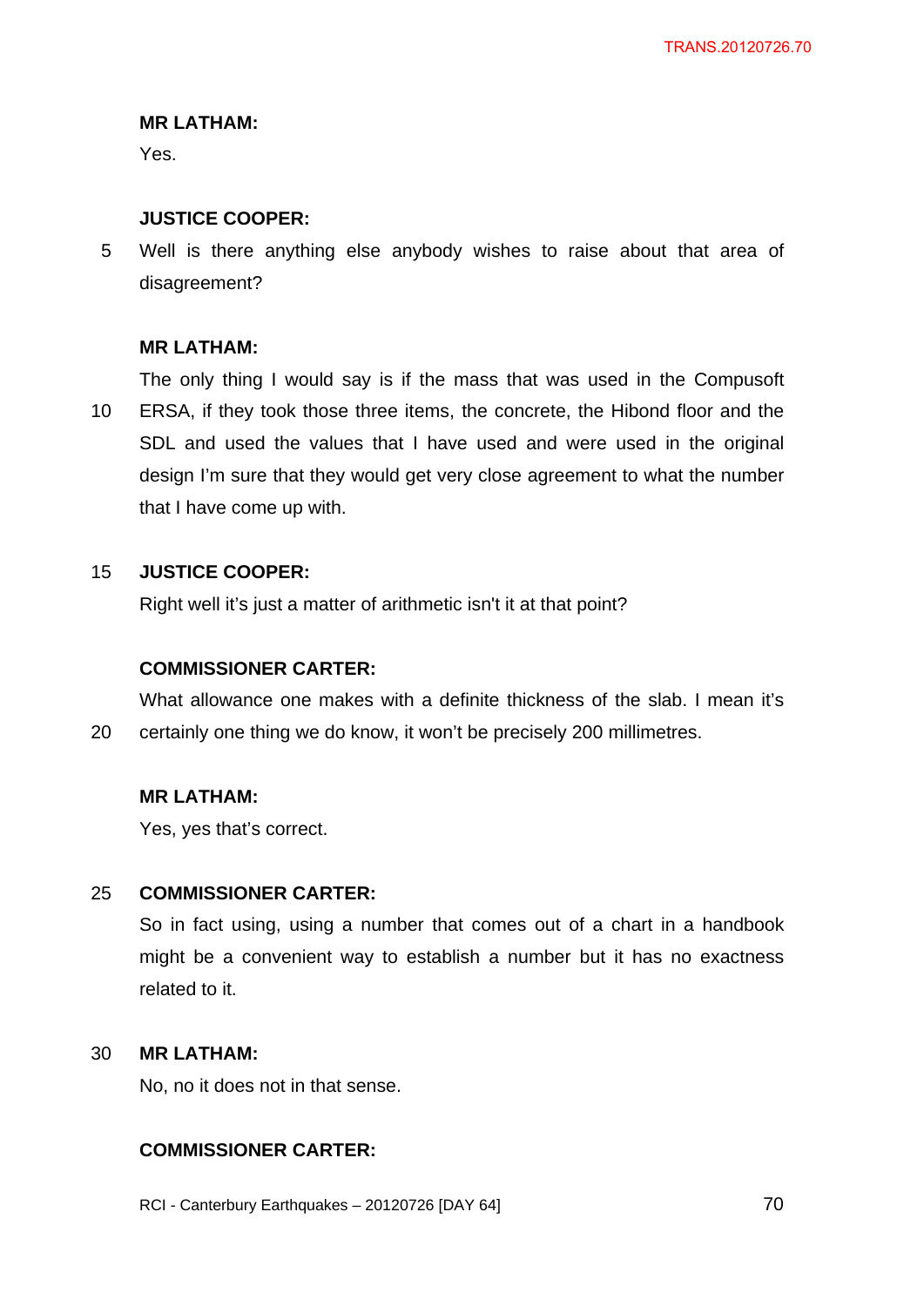**MR LATHAM:**

Yes.

**JUSTICE COOPER:**

Well is there anything else anybody wishes to raise about that area of disagreement?

**MR LATHAM:**

The only thing I would say is if the mass that was used in the Compusoft ERSA, if they took those three items, the concrete, the Hibond floor and the SDL and used the values that I have used and were used in the original design I'm sure that they would get very close agreement to what the number that I have come up with.

**JUSTICE COOPER:**

Right well it's just a matter of arithmetic isn't it at that point?

**COMMISSIONER CARTER:**

What allowance one makes with a definite thickness of the slab. I mean it's certainly one thing we do know, it won't be precisely 200 millimetres.

**MR LATHAM:**

Yes, yes that's correct.

**COMMISSIONER CARTER:**

So in fact using, using a number that comes out of a chart in a handbook might be a convenient way to establish a number but it has no exactness related to it.

**MR LATHAM:**

No, no it does not in that sense.

**COMMISSIONER CARTER:**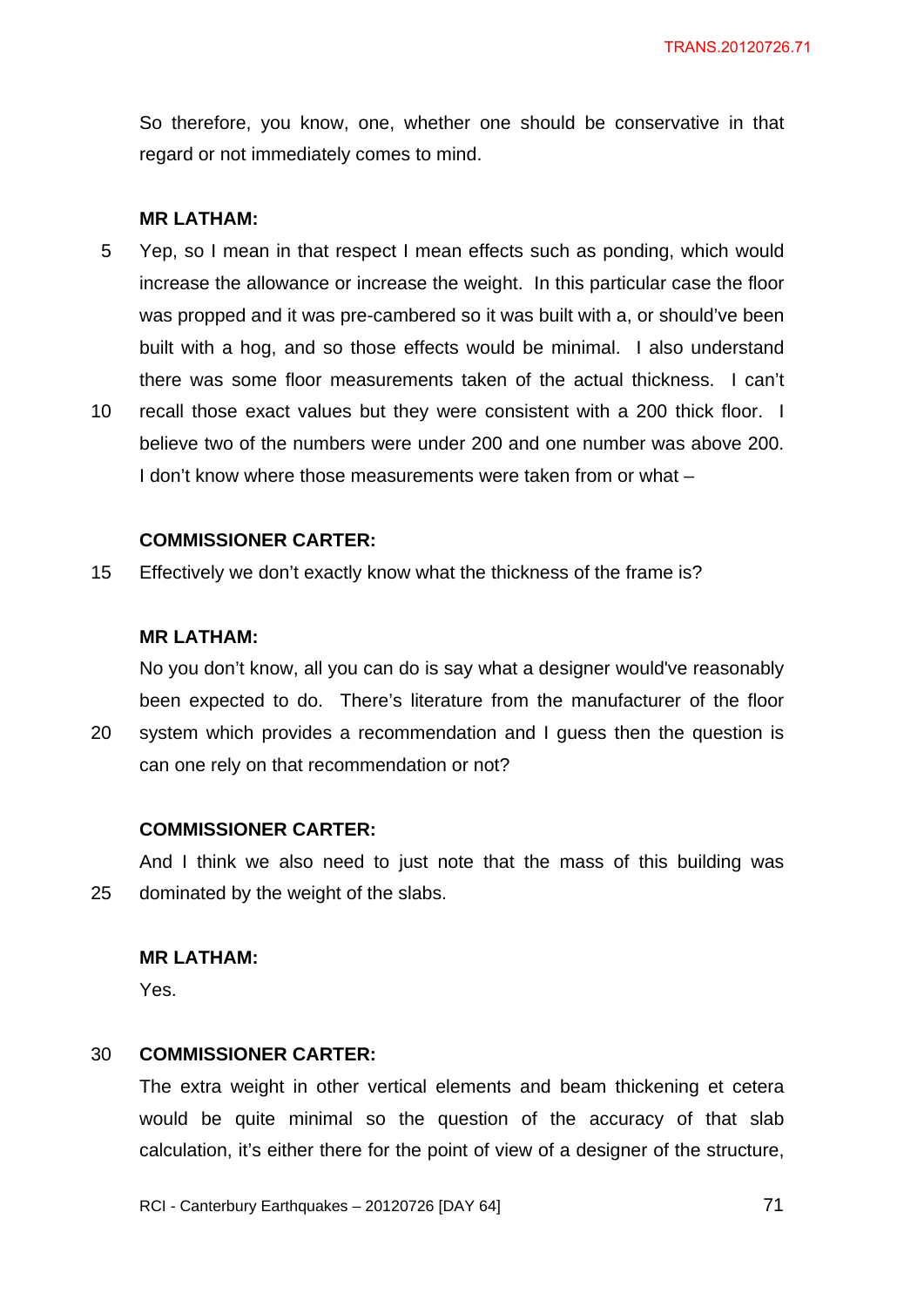So therefore, you know, one, whether one should be conservative in that regard or not immediately comes to mind.

**MR LATHAM:**

Yep, so I mean in that respect I mean effects such as ponding, which would increase the allowance or increase the weight. In this particular case the floor was propped and it was pre-cambered so it was built with a, or should've been built with a hog, and so those effects would be minimal. I also understand there was some floor measurements taken of the actual thickness. I can't recall those exact values but they were consistent with a 200 thick floor. I believe two of the numbers were under 200 and one number was above 200. I don't know where those measurements were taken from or what –

**COMMISSIONER CARTER:**

Effectively we don't exactly know what the thickness of the frame is?

**MR LATHAM:**

No you don't know, all you can do is say what a designer would've reasonably been expected to do. There's literature from the manufacturer of the floor system which provides a recommendation and I guess then the question is can one rely on that recommendation or not?

**COMMISSIONER CARTER:**

And I think we also need to just note that the mass of this building was dominated by the weight of the slabs.

**MR LATHAM:**

Yes.

**COMMISSIONER CARTER:**

The extra weight in other vertical elements and beam thickening et cetera would be quite minimal so the question of the accuracy of that slab calculation, it's either there for the point of view of a designer of the structure,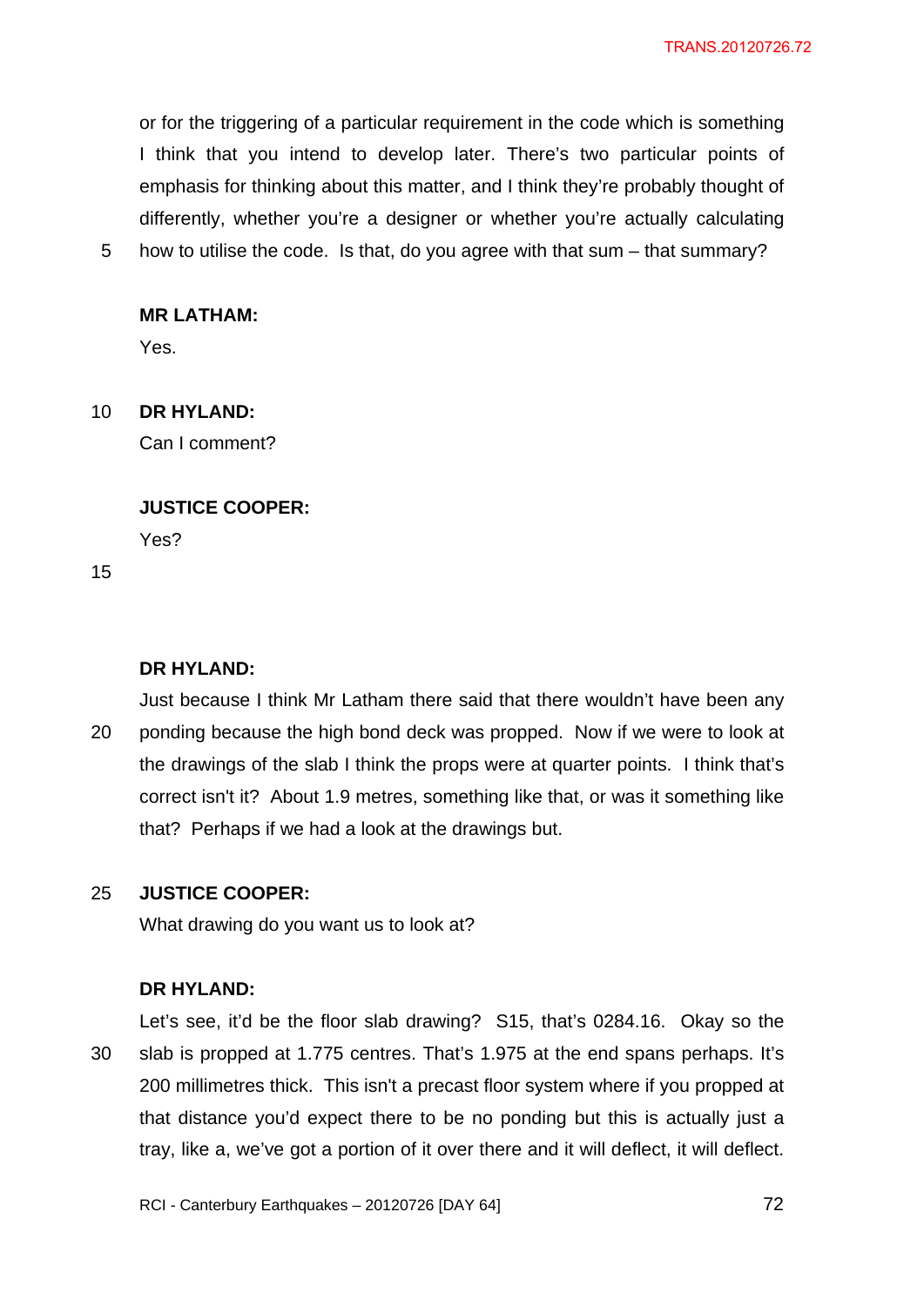or for the triggering of a particular requirement in the code which is something I think that you intend to develop later. There's two particular points of emphasis for thinking about this matter, and I think they're probably thought of differently, whether you're a designer or whether you're actually calculating how to utilise the code. Is that, do you agree with that sum – that summary?

**MR LATHAM:**

Yes.

**DR HYLAND:**

Can I comment?

**JUSTICE COOPER:**

Yes?

**DR HYLAND:**

Just because I think Mr Latham there said that there wouldn't have been any ponding because the high bond deck was propped. Now if we were to look at the drawings of the slab I think the props were at quarter points. I think that's correct isn't it? About 1.9 metres, something like that, or was it something like that? Perhaps if we had a look at the drawings but.

**JUSTICE COOPER:**

What drawing do you want us to look at?

**DR HYLAND:**

Let's see, it'd be the floor slab drawing? S15, that's 0284.16. Okay so the slab is propped at 1.775 centres. That's 1.975 at the end spans perhaps. It's 200 millimetres thick. This isn't a precast floor system where if you propped at that distance you'd expect there to be no ponding but this is actually just a tray, like a, we've got a portion of it over there and it will deflect, it will deflect.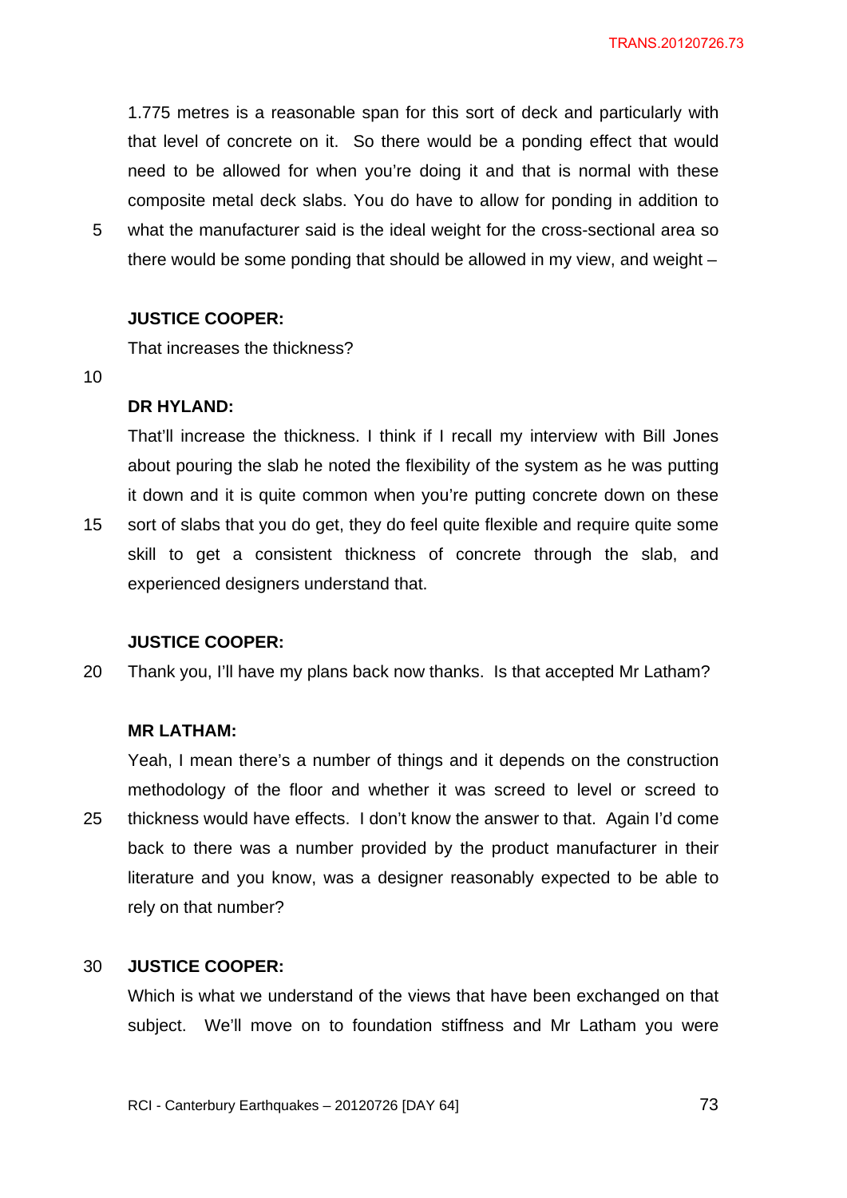1.775 metres is a reasonable span for this sort of deck and particularly with that level of concrete on it. So there would be a ponding effect that would need to be allowed for when you're doing it and that is normal with these composite metal deck slabs. You do have to allow for ponding in addition to what the manufacturer said is the ideal weight for the cross-sectional area so there would be some ponding that should be allowed in my view, and weight –

**JUSTICE COOPER:**

That increases the thickness?

**DR HYLAND:**

That'll increase the thickness. I think if I recall my interview with Bill Jones about pouring the slab he noted the flexibility of the system as he was putting it down and it is quite common when you're putting concrete down on these sort of slabs that you do get, they do feel quite flexible and require quite some skill to get a consistent thickness of concrete through the slab, and experienced designers understand that.

**JUSTICE COOPER:**

Thank you, I'll have my plans back now thanks. Is that accepted Mr Latham?

**MR LATHAM:**

Yeah, I mean there's a number of things and it depends on the construction methodology of the floor and whether it was screed to level or screed to thickness would have effects. I don't know the answer to that. Again I'd come back to there was a number provided by the product manufacturer in their literature and you know, was a designer reasonably expected to be able to rely on that number?

**JUSTICE COOPER:**

Which is what we understand of the views that have been exchanged on that subject. We'll move on to foundation stiffness and Mr Latham you were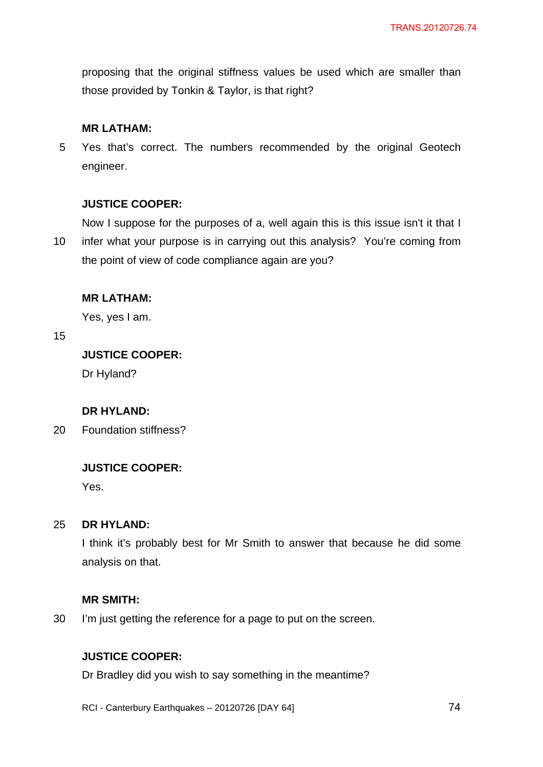proposing that the original stiffness values be used which are smaller than those provided by Tonkin & Taylor, is that right?

**MR LATHAM:**

Yes that's correct. The numbers recommended by the original Geotech engineer.

**JUSTICE COOPER:**

Now I suppose for the purposes of a, well again this is this issue isn't it that I infer what your purpose is in carrying out this analysis? You're coming from the point of view of code compliance again are you?

**MR LATHAM:**

Yes, yes I am.

**JUSTICE COOPER:**

Dr Hyland?

**DR HYLAND:**

Foundation stiffness?

**JUSTICE COOPER:**

Yes.

**DR HYLAND:**

I think it's probably best for Mr Smith to answer that because he did some analysis on that.

**MR SMITH:**

I'm just getting the reference for a page to put on the screen.

**JUSTICE COOPER:**

Dr Bradley did you wish to say something in the meantime?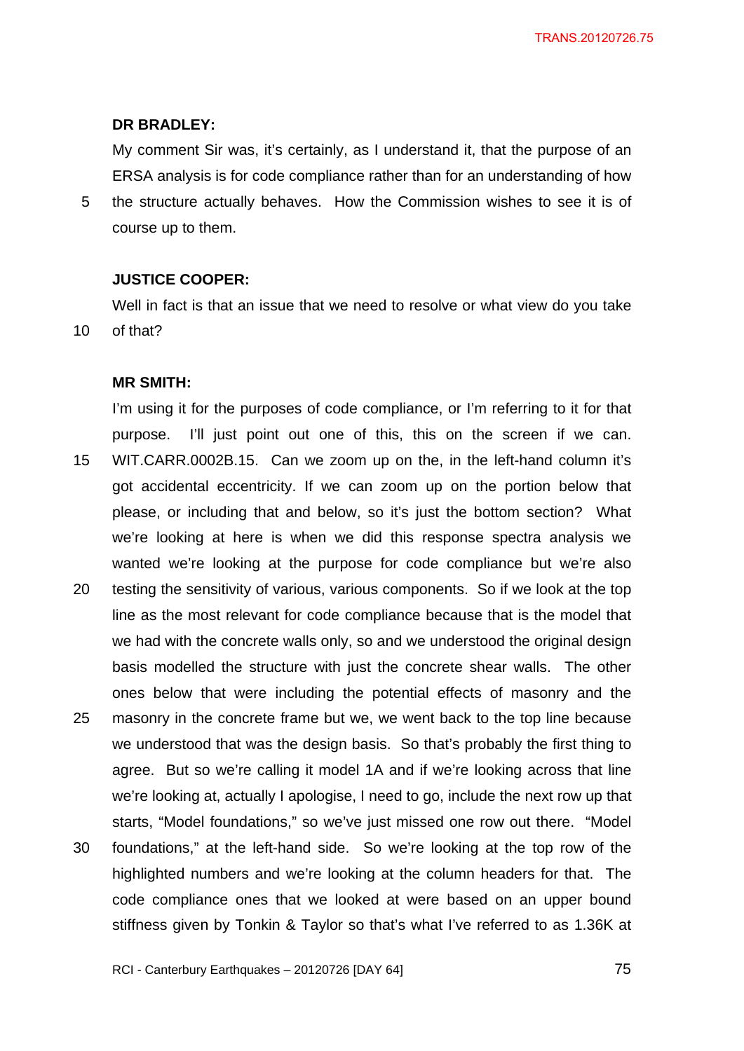**DR BRADLEY:**

My comment Sir was, it's certainly, as I understand it, that the purpose of an ERSA analysis is for code compliance rather than for an understanding of how the structure actually behaves. How the Commission wishes to see it is of course up to them.

**JUSTICE COOPER:**

Well in fact is that an issue that we need to resolve or what view do you take of that?

**MR SMITH:**

I'm using it for the purposes of code compliance, or I'm referring to it for that purpose. I'll just point out one of this, this on the screen if we can. WIT.CARR.0002B.15. Can we zoom up on the, in the left-hand column it's got accidental eccentricity. If we can zoom up on the portion below that please, or including that and below, so it's just the bottom section? What we're looking at here is when we did this response spectra analysis we wanted we're looking at the purpose for code compliance but we're also testing the sensitivity of various, various components. So if we look at the top line as the most relevant for code compliance because that is the model that we had with the concrete walls only, so and we understood the original design basis modelled the structure with just the concrete shear walls. The other ones below that were including the potential effects of masonry and the masonry in the concrete frame but we, we went back to the top line because we understood that was the design basis. So that's probably the first thing to agree. But so we're calling it model 1A and if we're looking across that line we're looking at, actually I apologise, I need to go, include the next row up that starts, "Model foundations," so we've just missed one row out there. "Model foundations," at the left-hand side. So we're looking at the top row of the highlighted numbers and we're looking at the column headers for that. The code compliance ones that we looked at were based on an upper bound stiffness given by Tonkin & Taylor so that's what I've referred to as 1.36K at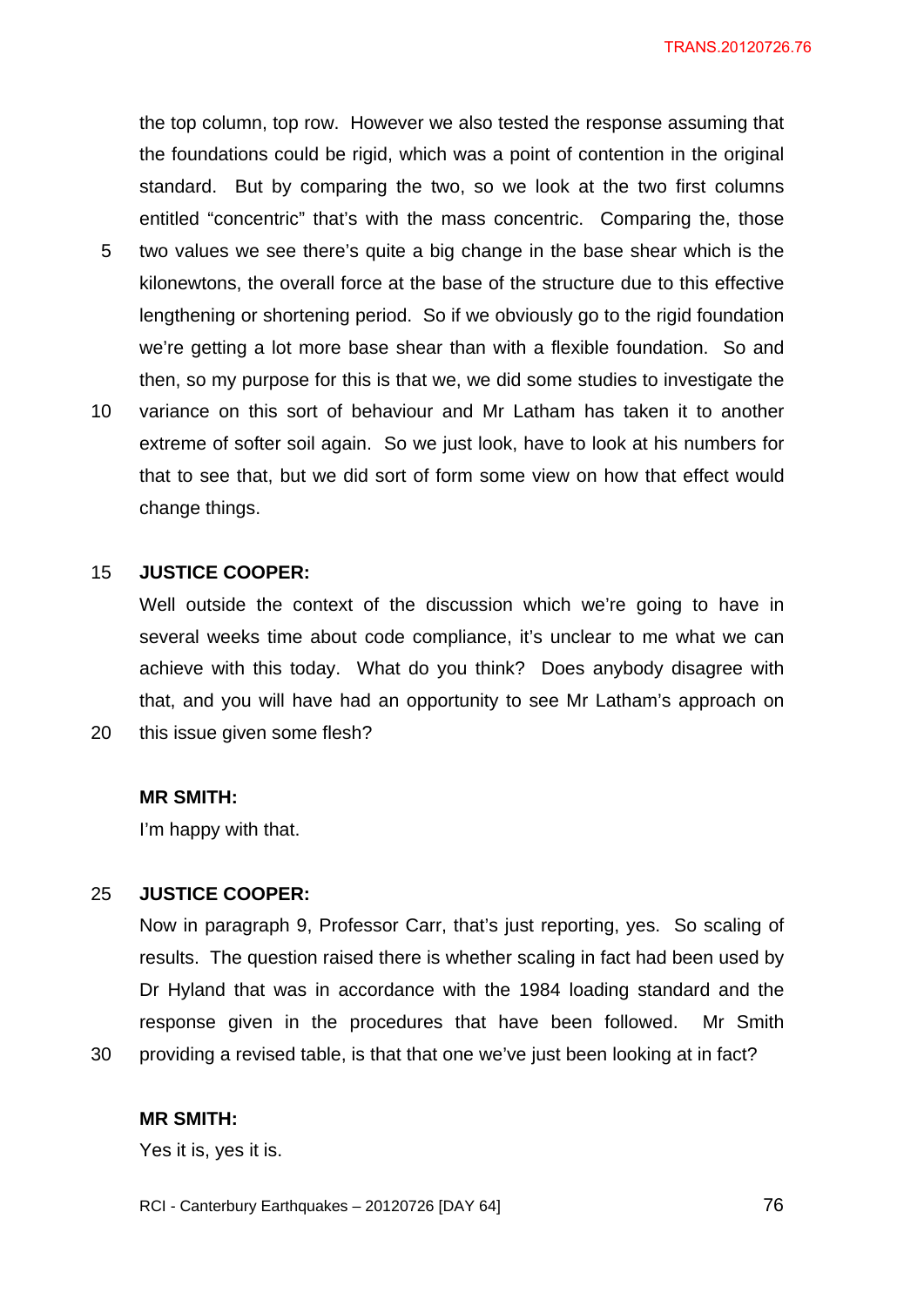the top column, top row. However we also tested the response assuming that the foundations could be rigid, which was a point of contention in the original standard. But by comparing the two, so we look at the two first columns entitled "concentric" that's with the mass concentric. Comparing the, those two values we see there's quite a big change in the base shear which is the kilonewtons, the overall force at the base of the structure due to this effective lengthening or shortening period. So if we obviously go to the rigid foundation we're getting a lot more base shear than with a flexible foundation. So and then, so my purpose for this is that we, we did some studies to investigate the variance on this sort of behaviour and Mr Latham has taken it to another extreme of softer soil again. So we just look, have to look at his numbers for that to see that, but we did sort of form some view on how that effect would change things.

**JUSTICE COOPER:**

Well outside the context of the discussion which we're going to have in several weeks time about code compliance, it's unclear to me what we can achieve with this today. What do you think? Does anybody disagree with that, and you will have had an opportunity to see Mr Latham's approach on this issue given some flesh?

**MR SMITH:**

I'm happy with that.

**JUSTICE COOPER:**

Now in paragraph 9, Professor Carr, that's just reporting, yes. So scaling of results. The question raised there is whether scaling in fact had been used by Dr Hyland that was in accordance with the 1984 loading standard and the response given in the procedures that have been followed. Mr Smith providing a revised table, is that that one we've just been looking at in fact?

**MR SMITH:**

Yes it is, yes it is.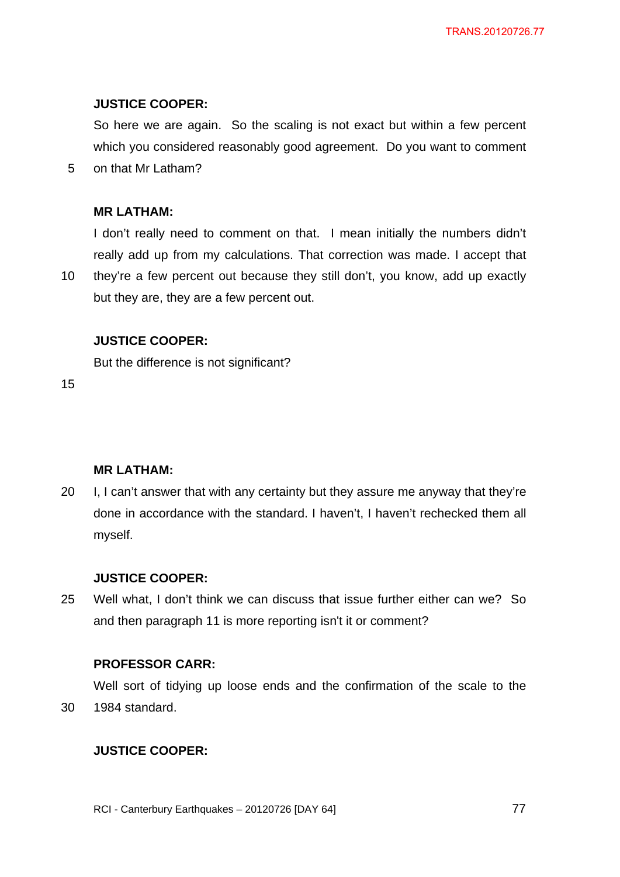**JUSTICE COOPER:**

So here we are again. So the scaling is not exact but within a few percent which you considered reasonably good agreement. Do you want to comment on that Mr Latham?

**MR LATHAM:**

I don't really need to comment on that. I mean initially the numbers didn't really add up from my calculations. That correction was made. I accept that they're a few percent out because they still don't, you know, add up exactly but they are, they are a few percent out.

**JUSTICE COOPER:**

But the difference is not significant?

**MR LATHAM:**

I, I can't answer that with any certainty but they assure me anyway that they're done in accordance with the standard. I haven't, I haven't rechecked them all myself.

**JUSTICE COOPER:**

Well what, I don't think we can discuss that issue further either can we? So and then paragraph 11 is more reporting isn't it or comment?

**PROFESSOR CARR:**

Well sort of tidying up loose ends and the confirmation of the scale to the 1984 standard.

**JUSTICE COOPER:**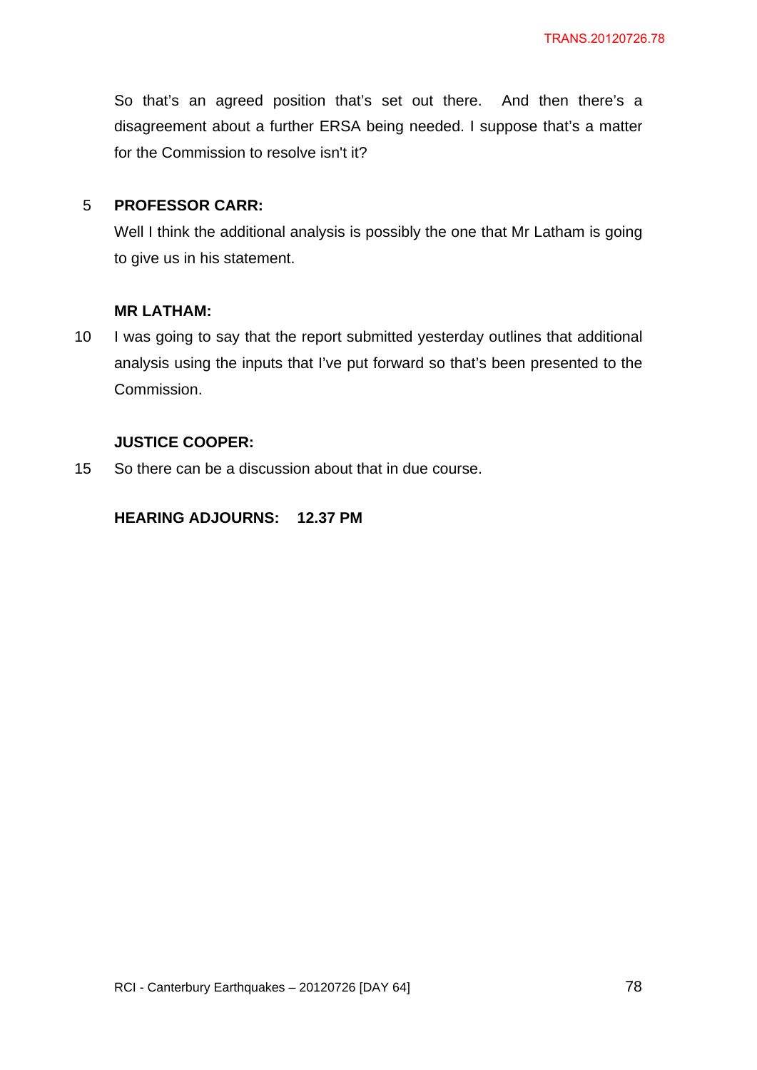So that's an agreed position that's set out there. And then there's a disagreement about a further ERSA being needed. I suppose that's a matter for the Commission to resolve isn't it?

**PROFESSOR CARR:**

Well I think the additional analysis is possibly the one that Mr Latham is going to give us in his statement.

**MR LATHAM:**

I was going to say that the report submitted yesterday outlines that additional analysis using the inputs that I've put forward so that's been presented to the Commission.

**JUSTICE COOPER:**

So there can be a discussion about that in due course.

**HEARING ADJOURNS: 12.37 PM**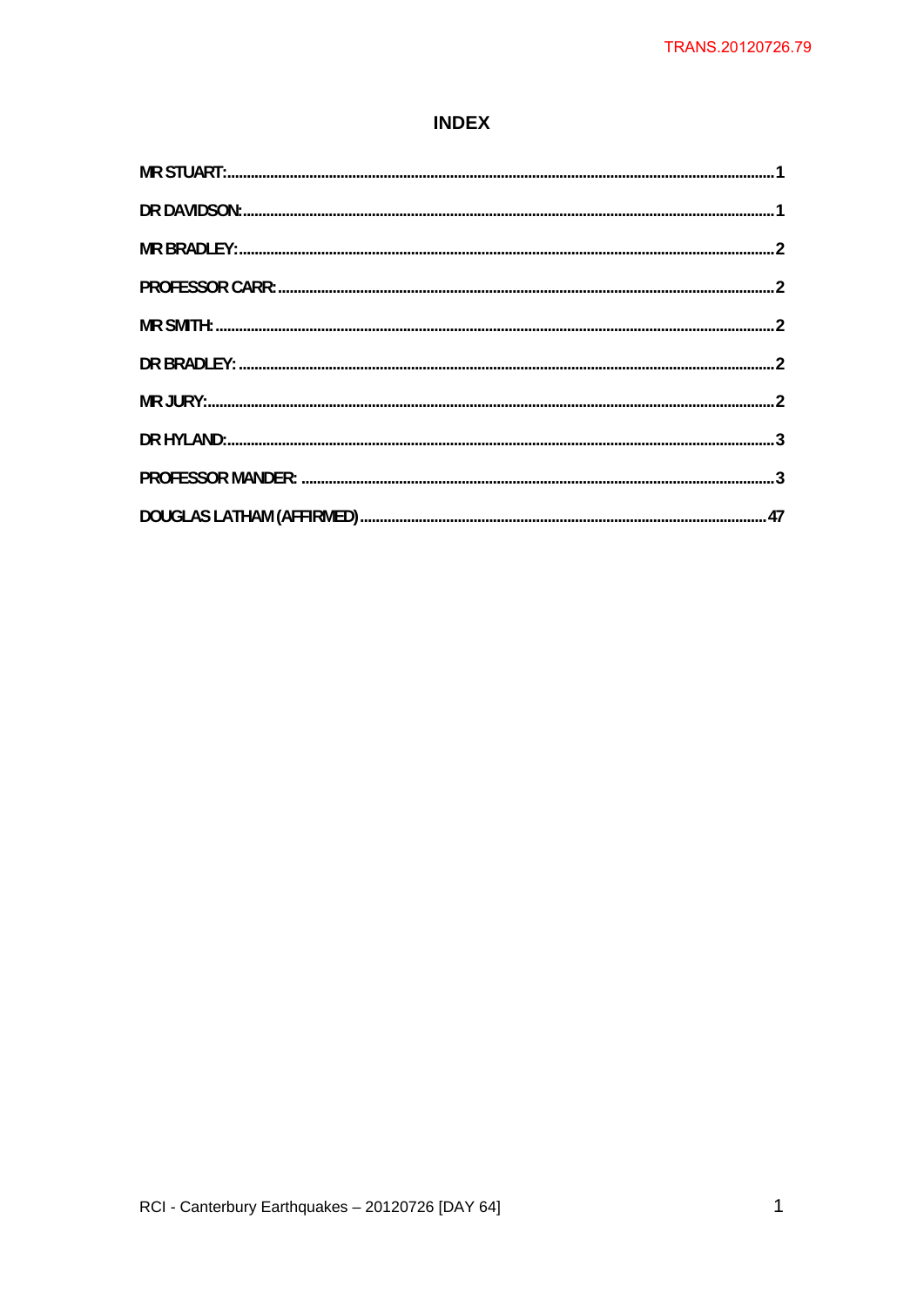# INDEX

MR STUART:............................................................................................................................1

DR DAVIDSON:.........................................................................................................................1

MR BRADLEY:..........................................................................................................................2

PROFESSOR CARR:..................................................................................................................2

MR SMITH:...............................................................................................................................2

DR BRADLEY:..........................................................................................................................2

MR JURY:.................................................................................................................................2

DR HYLAND:............................................................................................................................3

PROFESSOR MANDER:............................................................................................................3

DOUGLAS LATHAM (AFFIRMED)..........................................................................................47